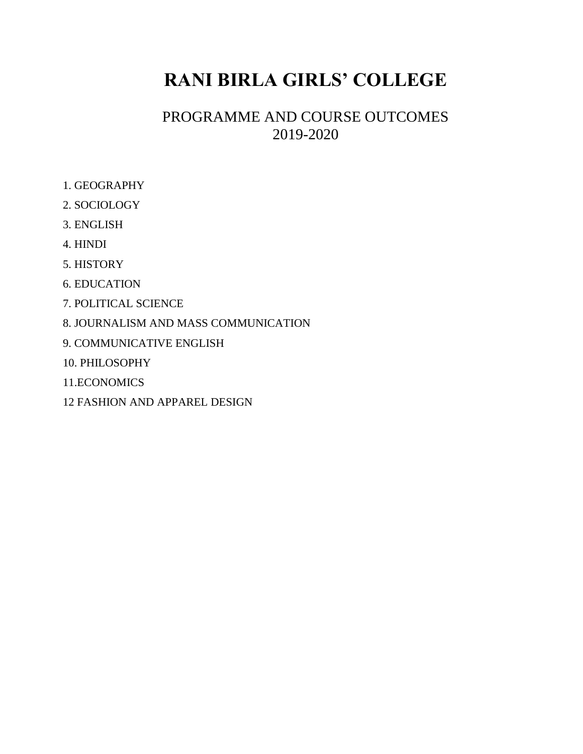# RANI BIRLA GIRLS' COLLEGE

PROGRAMME AND COURSE OUTCOMES
2019-2020

1. GEOGRAPHY
2. SOCIOLOGY
3. ENGLISH
4. HINDI
5. HISTORY
6. EDUCATION
7. POLITICAL SCIENCE
8. JOURNALISM AND MASS COMMUNICATION
9. COMMUNICATIVE ENGLISH
10. PHILOSOPHY

11.ECONOMICS

12 FASHION AND APPAREL DESIGN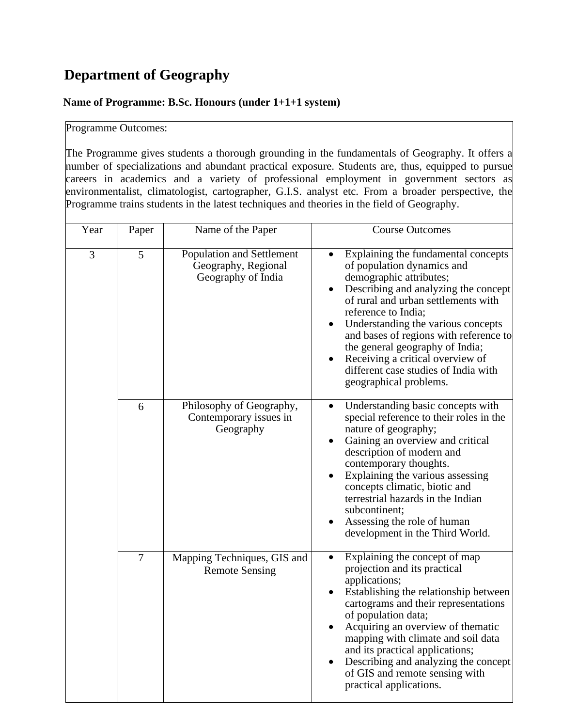# Department of Geography

**Name of Programme: B.Sc. Honours (under 1+1+1 system)**

Programme Outcomes:

The Programme gives students a thorough grounding in the fundamentals of Geography. It offers a number of specializations and abundant practical exposure. Students are, thus, equipped to pursue careers in academics and a variety of professional employment in government sectors as environmentalist, climatologist, cartographer, G.I.S. analyst etc. From a broader perspective, the Programme trains students in the latest techniques and theories in the field of Geography.

| Year | Paper | Name of the Paper | Course Outcomes |
|---|---|---|---|
| 3 | 5 | Population and Settlement Geography, Regional Geography of India | • Explaining the fundamental concepts of population dynamics and demographic attributes;<br>• Describing and analyzing the concept of rural and urban settlements with reference to India;<br>• Understanding the various concepts and bases of regions with reference to the general geography of India;<br>• Receiving a critical overview of different case studies of India with geographical problems. |
| | 6 | Philosophy of Geography, Contemporary issues in Geography | • Understanding basic concepts with special reference to their roles in the nature of geography;<br>• Gaining an overview and critical description of modern and contemporary thoughts.<br>• Explaining the various assessing concepts climatic, biotic and terrestrial hazards in the Indian subcontinent;<br>• Assessing the role of human development in the Third World. |
| | 7 | Mapping Techniques, GIS and Remote Sensing | • Explaining the concept of map projection and its practical applications;<br>• Establishing the relationship between cartograms and their representations of population data;<br>• Acquiring an overview of thematic mapping with climate and soil data and its practical applications;<br>• Describing and analyzing the concept of GIS and remote sensing with practical applications. |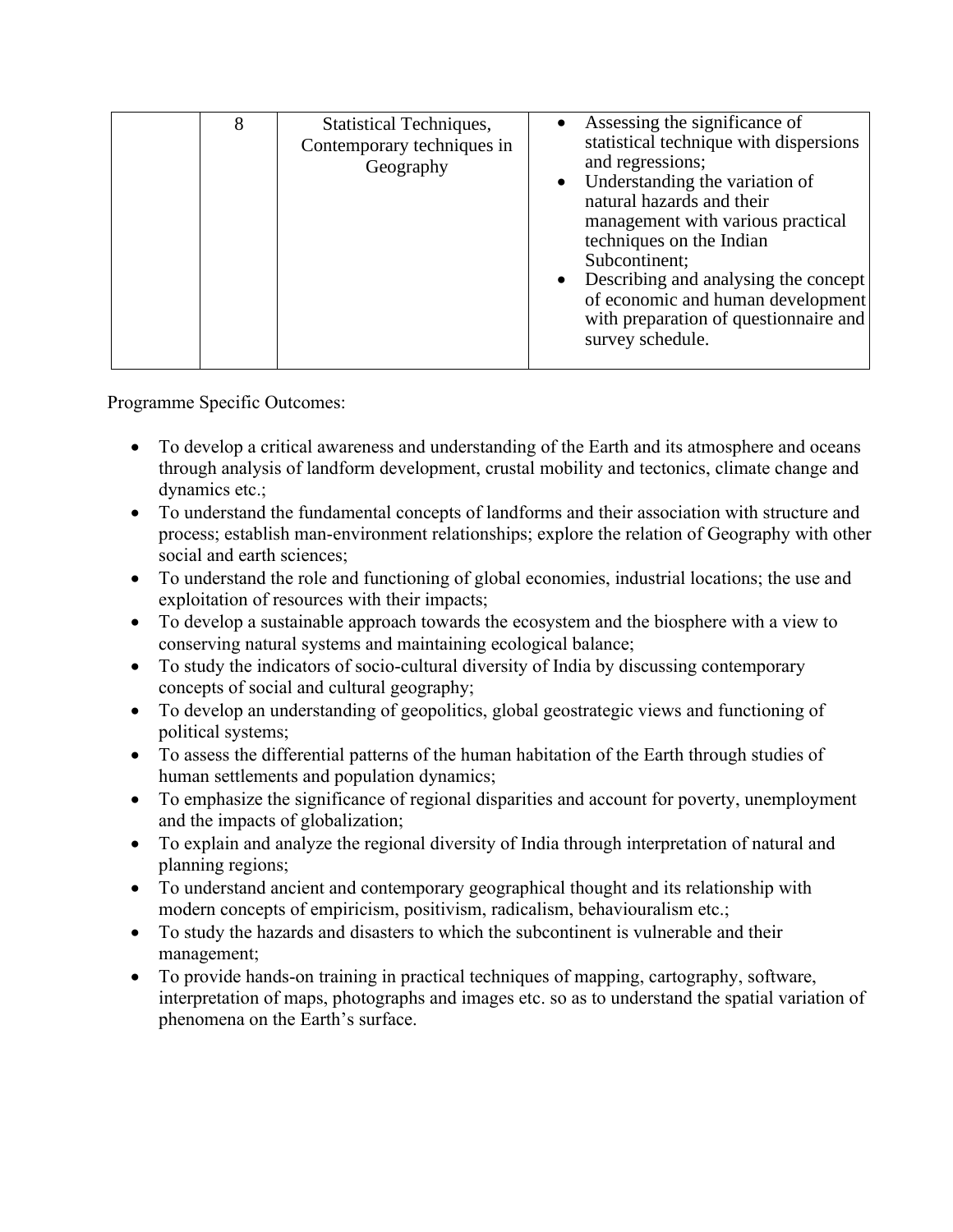|  | 8 | Statistical Techniques, Contemporary techniques in Geography | • Assessing the significance of statistical technique with dispersions and regressions;<br>• Understanding the variation of natural hazards and their management with various practical techniques on the Indian Subcontinent;<br>• Describing and analysing the concept of economic and human development with preparation of questionnaire and survey schedule. |
|---|---|---|---|

Programme Specific Outcomes:

- To develop a critical awareness and understanding of the Earth and its atmosphere and oceans through analysis of landform development, crustal mobility and tectonics, climate change and dynamics etc.;
- To understand the fundamental concepts of landforms and their association with structure and process; establish man-environment relationships; explore the relation of Geography with other social and earth sciences;
- To understand the role and functioning of global economies, industrial locations; the use and exploitation of resources with their impacts;
- To develop a sustainable approach towards the ecosystem and the biosphere with a view to conserving natural systems and maintaining ecological balance;
- To study the indicators of socio-cultural diversity of India by discussing contemporary concepts of social and cultural geography;
- To develop an understanding of geopolitics, global geostrategic views and functioning of political systems;
- To assess the differential patterns of the human habitation of the Earth through studies of human settlements and population dynamics;
- To emphasize the significance of regional disparities and account for poverty, unemployment and the impacts of globalization;
- To explain and analyze the regional diversity of India through interpretation of natural and planning regions;
- To understand ancient and contemporary geographical thought and its relationship with modern concepts of empiricism, positivism, radicalism, behaviouralism etc.;
- To study the hazards and disasters to which the subcontinent is vulnerable and their management;
- To provide hands-on training in practical techniques of mapping, cartography, software, interpretation of maps, photographs and images etc. so as to understand the spatial variation of phenomena on the Earth's surface.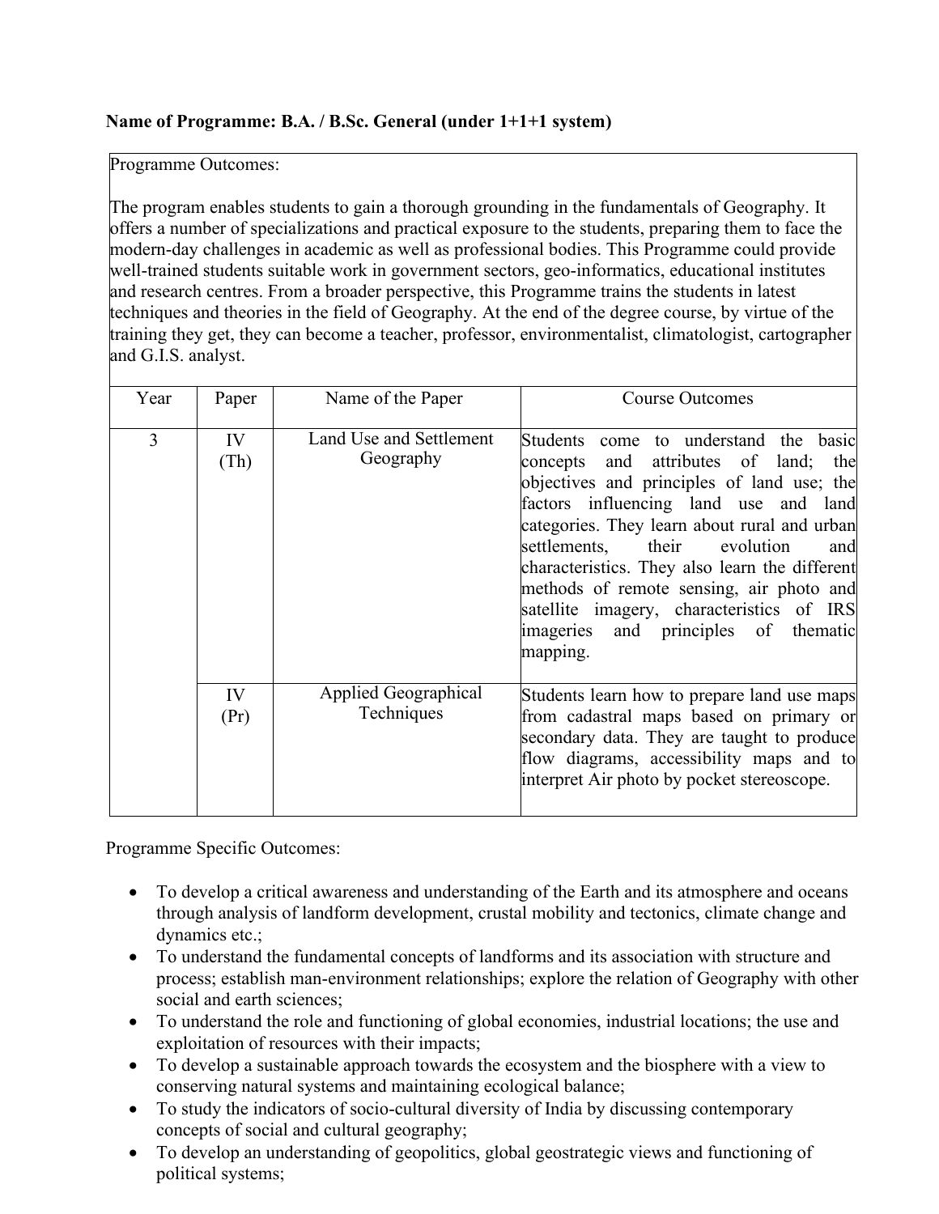**Name of Programme: B.A. / B.Sc. General (under 1+1+1 system)**

Programme Outcomes:

The program enables students to gain a thorough grounding in the fundamentals of Geography. It offers a number of specializations and practical exposure to the students, preparing them to face the modern-day challenges in academic as well as professional bodies. This Programme could provide well-trained students suitable work in government sectors, geo-informatics, educational institutes and research centres. From a broader perspective, this Programme trains the students in latest techniques and theories in the field of Geography. At the end of the degree course, by virtue of the training they get, they can become a teacher, professor, environmentalist, climatologist, cartographer and G.I.S. analyst.

| Year | Paper | Name of the Paper | Course Outcomes |
|---|---|---|---|
| 3 | IV (Th) | Land Use and Settlement Geography | Students come to understand the basic concepts and attributes of land; the objectives and principles of land use; the factors influencing land use and land categories. They learn about rural and urban settlements, their evolution and characteristics. They also learn the different methods of remote sensing, air photo and satellite imagery, characteristics of IRS imageries and principles of thematic mapping. |
| | IV (Pr) | Applied Geographical Techniques | Students learn how to prepare land use maps from cadastral maps based on primary or secondary data. They are taught to produce flow diagrams, accessibility maps and to interpret Air photo by pocket stereoscope. |

Programme Specific Outcomes:

- To develop a critical awareness and understanding of the Earth and its atmosphere and oceans through analysis of landform development, crustal mobility and tectonics, climate change and dynamics etc.;
- To understand the fundamental concepts of landforms and its association with structure and process; establish man-environment relationships; explore the relation of Geography with other social and earth sciences;
- To understand the role and functioning of global economies, industrial locations; the use and exploitation of resources with their impacts;
- To develop a sustainable approach towards the ecosystem and the biosphere with a view to conserving natural systems and maintaining ecological balance;
- To study the indicators of socio-cultural diversity of India by discussing contemporary concepts of social and cultural geography;
- To develop an understanding of geopolitics, global geostrategic views and functioning of political systems;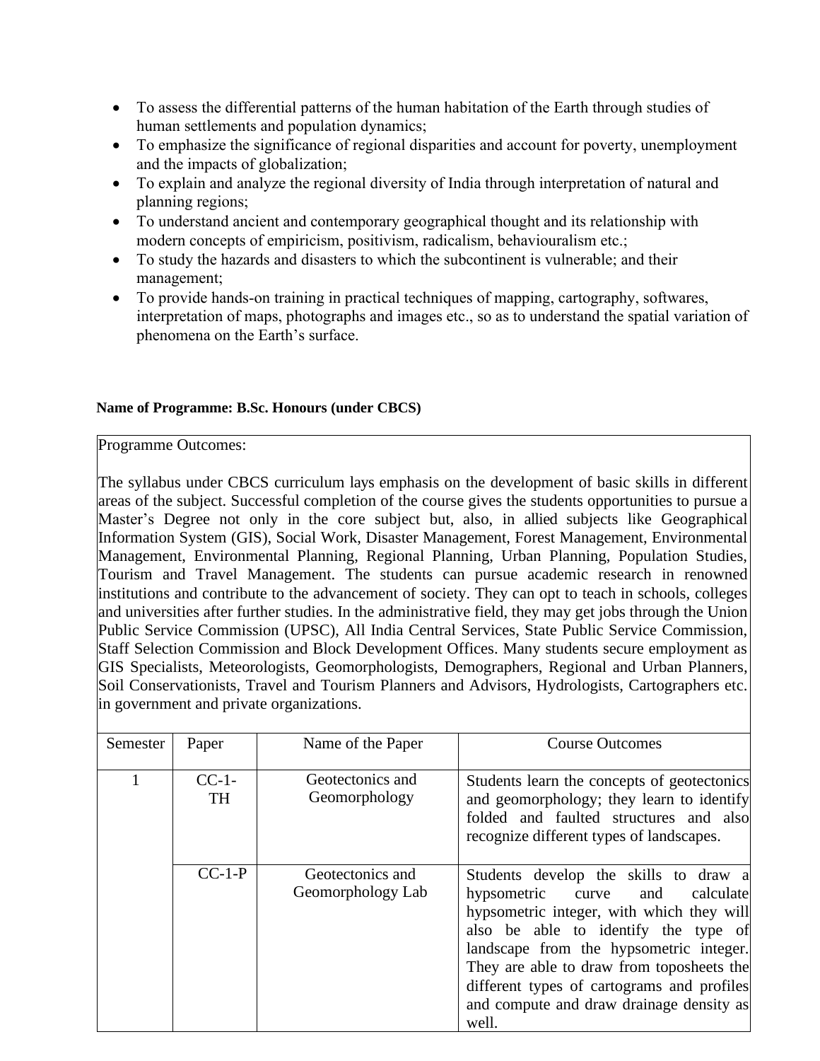- To assess the differential patterns of the human habitation of the Earth through studies of human settlements and population dynamics;
- To emphasize the significance of regional disparities and account for poverty, unemployment and the impacts of globalization;
- To explain and analyze the regional diversity of India through interpretation of natural and planning regions;
- To understand ancient and contemporary geographical thought and its relationship with modern concepts of empiricism, positivism, radicalism, behaviouralism etc.;
- To study the hazards and disasters to which the subcontinent is vulnerable; and their management;
- To provide hands-on training in practical techniques of mapping, cartography, softwares, interpretation of maps, photographs and images etc., so as to understand the spatial variation of phenomena on the Earth's surface.

**Name of Programme: B.Sc. Honours (under CBCS)**

Programme Outcomes:

The syllabus under CBCS curriculum lays emphasis on the development of basic skills in different areas of the subject. Successful completion of the course gives the students opportunities to pursue a Master's Degree not only in the core subject but, also, in allied subjects like Geographical Information System (GIS), Social Work, Disaster Management, Forest Management, Environmental Management, Environmental Planning, Regional Planning, Urban Planning, Population Studies, Tourism and Travel Management. The students can pursue academic research in renowned institutions and contribute to the advancement of society. They can opt to teach in schools, colleges and universities after further studies. In the administrative field, they may get jobs through the Union Public Service Commission (UPSC), All India Central Services, State Public Service Commission, Staff Selection Commission and Block Development Offices. Many students secure employment as GIS Specialists, Meteorologists, Geomorphologists, Demographers, Regional and Urban Planners, Soil Conservationists, Travel and Tourism Planners and Advisors, Hydrologists, Cartographers etc. in government and private organizations.

| Semester | Paper | Name of the Paper | Course Outcomes |
|---|---|---|---|
| 1 | CC-1-TH | Geotectonics and Geomorphology | Students learn the concepts of geotectonics and geomorphology; they learn to identify folded and faulted structures and also recognize different types of landscapes. |
| | CC-1-P | Geotectonics and Geomorphology Lab | Students develop the skills to draw a hypsometric curve and calculate hypsometric integer, with which they will also be able to identify the type of landscape from the hypsometric integer. They are able to draw from toposheets the different types of cartograms and profiles and compute and draw drainage density as well. |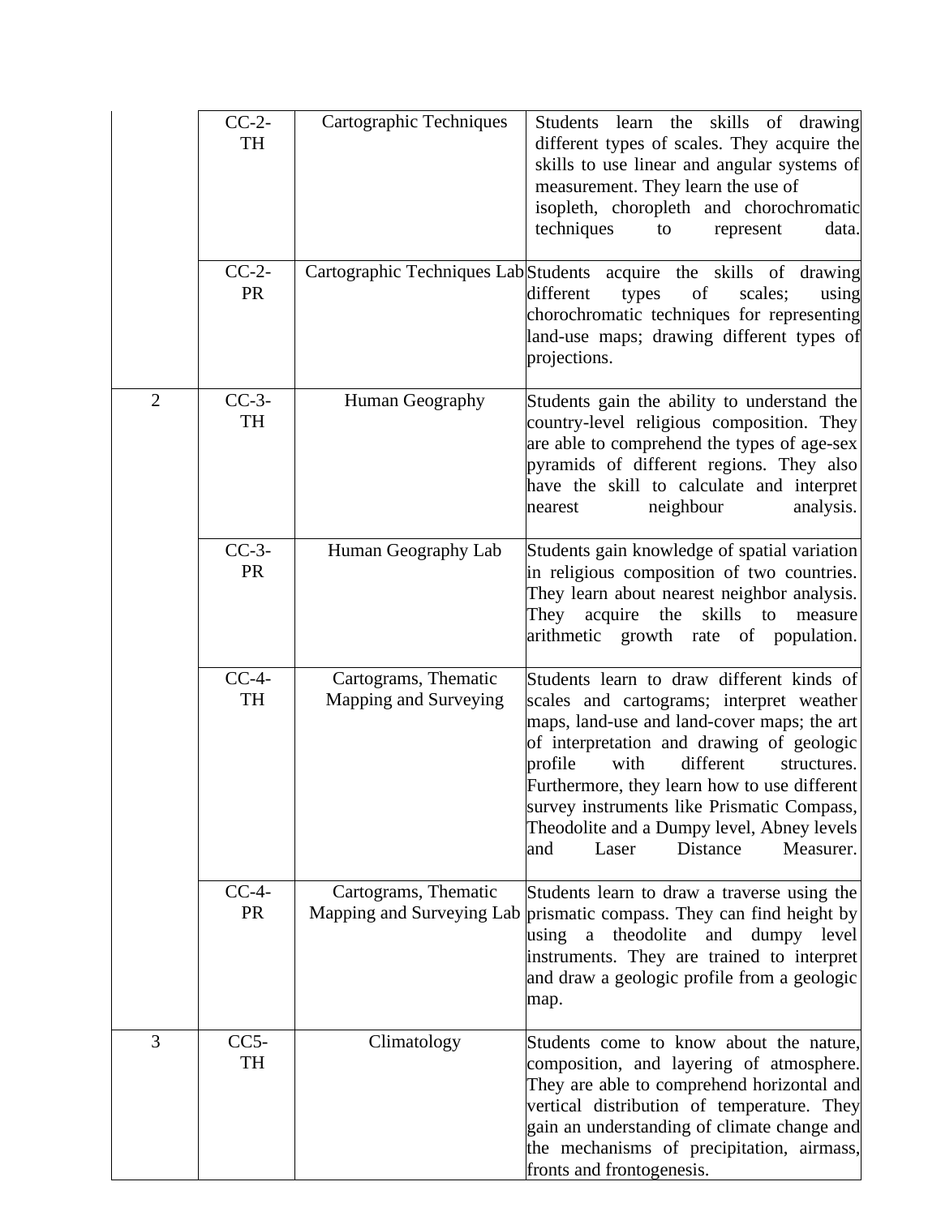| | | | |
|---|---|---|---|
| | CC-2-TH | Cartographic Techniques | Students learn the skills of drawing different types of scales. They acquire the skills to use linear and angular systems of measurement. They learn the use of isopleth, choropleth and chorochromatic techniques to represent data. |
| | CC-2-PR | Cartographic Techniques Lab | Students acquire the skills of drawing different types of scales; using chorochromatic techniques for representing land-use maps; drawing different types of projections. |
| 2 | CC-3-TH | Human Geography | Students gain the ability to understand the country-level religious composition. They are able to comprehend the types of age-sex pyramids of different regions. They also have the skill to calculate and interpret nearest neighbour analysis. |
| | CC-3-PR | Human Geography Lab | Students gain knowledge of spatial variation in religious composition of two countries. They learn about nearest neighbor analysis. They acquire the skills to measure arithmetic growth rate of population. |
| | CC-4-TH | Cartograms, Thematic Mapping and Surveying | Students learn to draw different kinds of scales and cartograms; interpret weather maps, land-use and land-cover maps; the art of interpretation and drawing of geologic profile with different structures. Furthermore, they learn how to use different survey instruments like Prismatic Compass, Theodolite and a Dumpy level, Abney levels and Laser Distance Measurer. |
| | CC-4-PR | Cartograms, Thematic Mapping and Surveying Lab | Students learn to draw a traverse using the prismatic compass. They can find height by using a theodolite and dumpy level instruments. They are trained to interpret and draw a geologic profile from a geologic map. |
| 3 | CC5-TH | Climatology | Students come to know about the nature, composition, and layering of atmosphere. They are able to comprehend horizontal and vertical distribution of temperature. They gain an understanding of climate change and the mechanisms of precipitation, airmass, fronts and frontogenesis. |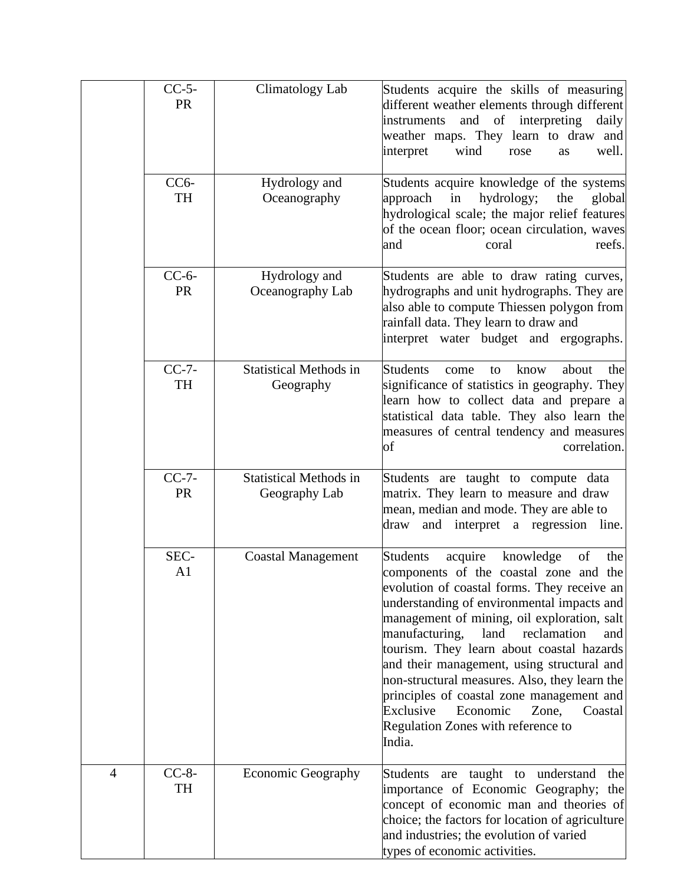|  |  |  |  |
|---|---|---|---|
|  | CC-5-PR | Climatology Lab | Students acquire the skills of measuring different weather elements through different instruments and of interpreting daily weather maps. They learn to draw and interpret wind rose as well. |
|  | CC6-TH | Hydrology and Oceanography | Students acquire knowledge of the systems approach in hydrology; the global hydrological scale; the major relief features of the ocean floor; ocean circulation, waves and coral reefs. |
|  | CC-6-PR | Hydrology and Oceanography Lab | Students are able to draw rating curves, hydrographs and unit hydrographs. They are also able to compute Thiessen polygon from rainfall data. They learn to draw and interpret water budget and ergographs. |
|  | CC-7-TH | Statistical Methods in Geography | Students come to know about the significance of statistics in geography. They learn how to collect data and prepare a statistical data table. They also learn the measures of central tendency and measures of correlation. |
|  | CC-7-PR | Statistical Methods in Geography Lab | Students are taught to compute data matrix. They learn to measure and draw mean, median and mode. They are able to draw and interpret a regression line. |
|  | SEC-A1 | Coastal Management | Students acquire knowledge of the components of the coastal zone and the evolution of coastal forms. They receive an understanding of environmental impacts and management of mining, oil exploration, salt manufacturing, land reclamation and tourism. They learn about coastal hazards and their management, using structural and non-structural measures. Also, they learn the principles of coastal zone management and Exclusive Economic Zone, Coastal Regulation Zones with reference to India. |
| 4 | CC-8-TH | Economic Geography | Students are taught to understand the importance of Economic Geography; the concept of economic man and theories of choice; the factors for location of agriculture and industries; the evolution of varied types of economic activities. |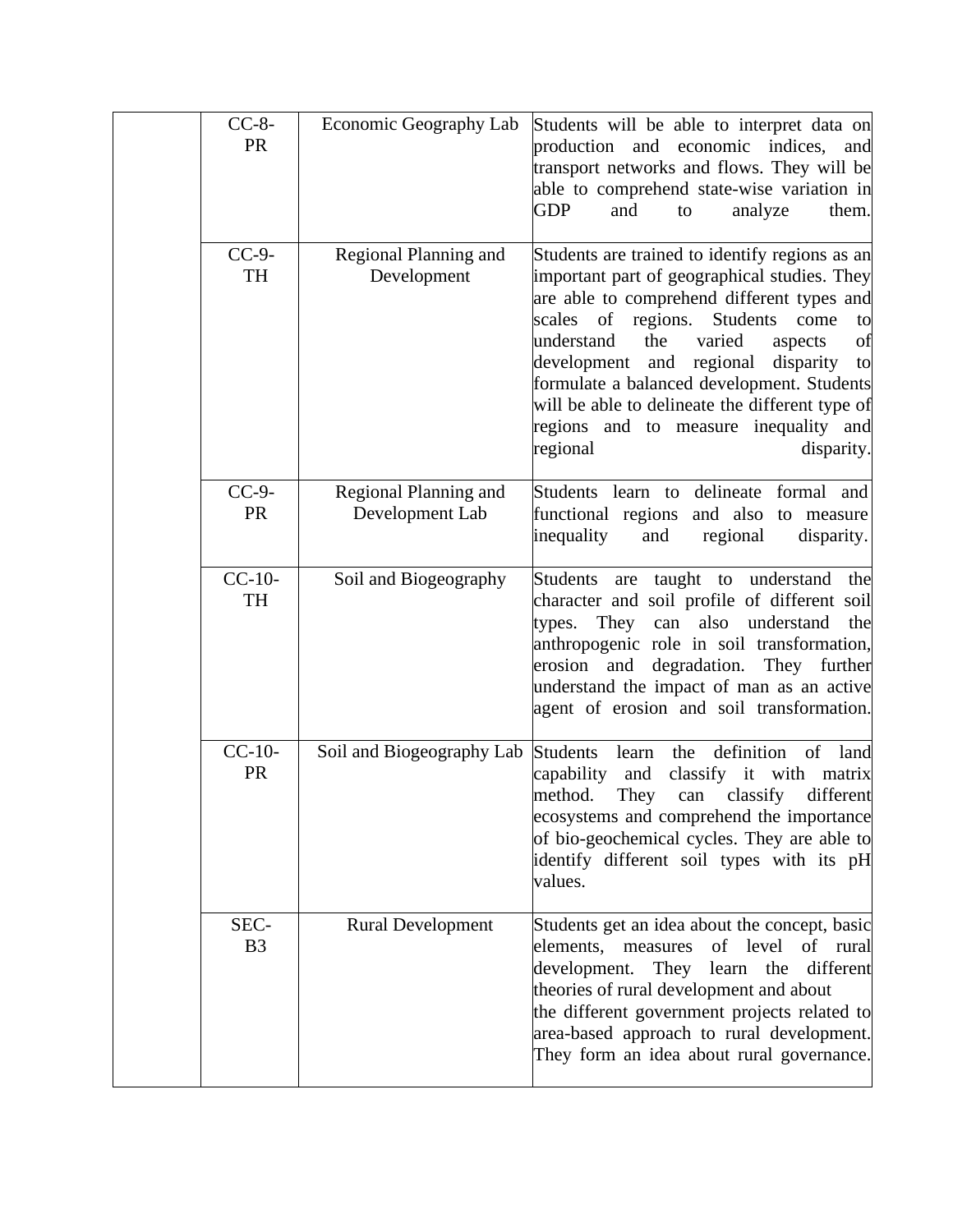| | | | |
|---|---|---|---|
| | CC-8-PR | Economic Geography Lab | Students will be able to interpret data on production and economic indices, and transport networks and flows. They will be able to comprehend state-wise variation in GDP and to analyze them. |
| | CC-9-TH | Regional Planning and Development | Students are trained to identify regions as an important part of geographical studies. They are able to comprehend different types and scales of regions. Students come to understand the varied aspects of development and regional disparity to formulate a balanced development. Students will be able to delineate the different type of regions and to measure inequality and regional disparity. |
| | CC-9-PR | Regional Planning and Development Lab | Students learn to delineate formal and functional regions and also to measure inequality and regional disparity. |
| | CC-10-TH | Soil and Biogeography | Students are taught to understand the character and soil profile of different soil types. They can also understand the anthropogenic role in soil transformation, erosion and degradation. They further understand the impact of man as an active agent of erosion and soil transformation. |
| | CC-10-PR | Soil and Biogeography Lab | Students learn the definition of land capability and classify it with matrix method. They can classify different ecosystems and comprehend the importance of bio-geochemical cycles. They are able to identify different soil types with its pH values. |
| | SEC-B3 | Rural Development | Students get an idea about the concept, basic elements, measures of level of rural development. They learn the different theories of rural development and about the different government projects related to area-based approach to rural development. They form an idea about rural governance. |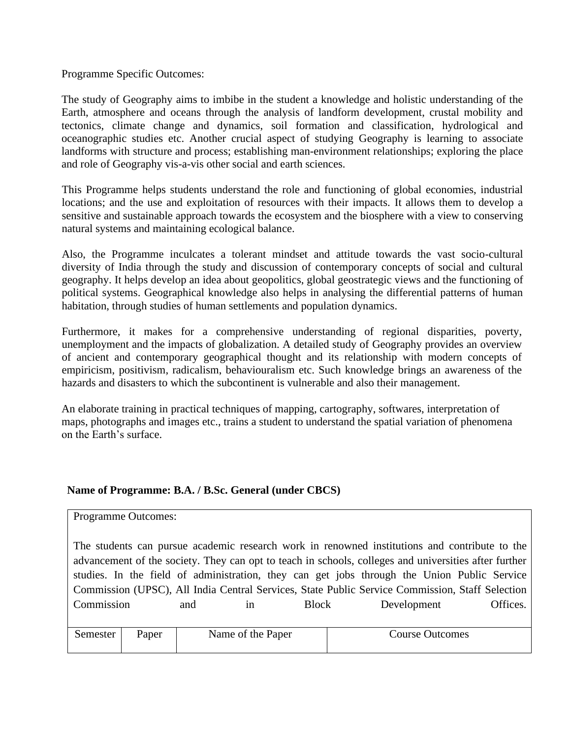Programme Specific Outcomes:

The study of Geography aims to imbibe in the student a knowledge and holistic understanding of the Earth, atmosphere and oceans through the analysis of landform development, crustal mobility and tectonics, climate change and dynamics, soil formation and classification, hydrological and oceanographic studies etc. Another crucial aspect of studying Geography is learning to associate landforms with structure and process; establishing man-environment relationships; exploring the place and role of Geography vis-a-vis other social and earth sciences.

This Programme helps students understand the role and functioning of global economies, industrial locations; and the use and exploitation of resources with their impacts. It allows them to develop a sensitive and sustainable approach towards the ecosystem and the biosphere with a view to conserving natural systems and maintaining ecological balance.

Also, the Programme inculcates a tolerant mindset and attitude towards the vast socio-cultural diversity of India through the study and discussion of contemporary concepts of social and cultural geography. It helps develop an idea about geopolitics, global geostrategic views and the functioning of political systems. Geographical knowledge also helps in analysing the differential patterns of human habitation, through studies of human settlements and population dynamics.

Furthermore, it makes for a comprehensive understanding of regional disparities, poverty, unemployment and the impacts of globalization. A detailed study of Geography provides an overview of ancient and contemporary geographical thought and its relationship with modern concepts of empiricism, positivism, radicalism, behaviouralism etc. Such knowledge brings an awareness of the hazards and disasters to which the subcontinent is vulnerable and also their management.

An elaborate training in practical techniques of mapping, cartography, softwares, interpretation of maps, photographs and images etc., trains a student to understand the spatial variation of phenomena on the Earth's surface.

**Name of Programme: B.A. / B.Sc. General (under CBCS)**

Programme Outcomes:

The students can pursue academic research work in renowned institutions and contribute to the advancement of the society. They can opt to teach in schools, colleges and universities after further studies. In the field of administration, they can get jobs through the Union Public Service Commission (UPSC), All India Central Services, State Public Service Commission, Staff Selection Commission and in Block Development Offices.

| Semester | Paper | Name of the Paper | Course Outcomes |
|---|---|---|---|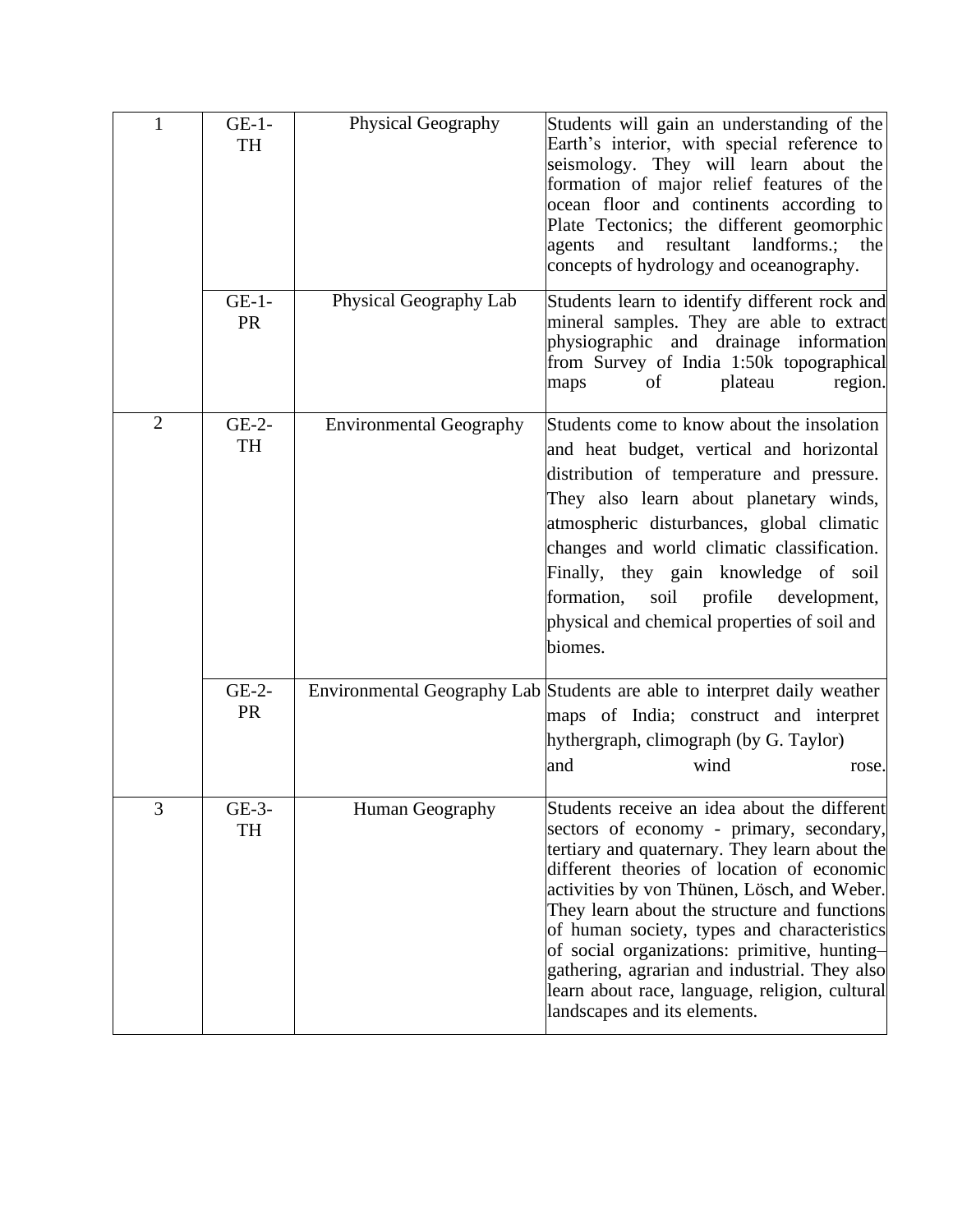| | | | |
|---|---|---|---|
| 1 | GE-1-TH | Physical Geography | Students will gain an understanding of the Earth's interior, with special reference to seismology. They will learn about the formation of major relief features of the ocean floor and continents according to Plate Tectonics; the different geomorphic agents and resultant landforms.; the concepts of hydrology and oceanography. |
| | GE-1-PR | Physical Geography Lab | Students learn to identify different rock and mineral samples. They are able to extract physiographic and drainage information from Survey of India 1:50k topographical maps of plateau region. |
| 2 | GE-2-TH | Environmental Geography | Students come to know about the insolation and heat budget, vertical and horizontal distribution of temperature and pressure. They also learn about planetary winds, atmospheric disturbances, global climatic changes and world climatic classification. Finally, they gain knowledge of soil formation, soil profile development, physical and chemical properties of soil and biomes. |
| | GE-2-PR | Environmental Geography Lab | Students are able to interpret daily weather maps of India; construct and interpret hythergraph, climograph (by G. Taylor) and wind rose. |
| 3 | GE-3-TH | Human Geography | Students receive an idea about the different sectors of economy - primary, secondary, tertiary and quaternary. They learn about the different theories of location of economic activities by von Thünen, Lösch, and Weber. They learn about the structure and functions of human society, types and characteristics of social organizations: primitive, hunting–gathering, agrarian and industrial. They also learn about race, language, religion, cultural landscapes and its elements. |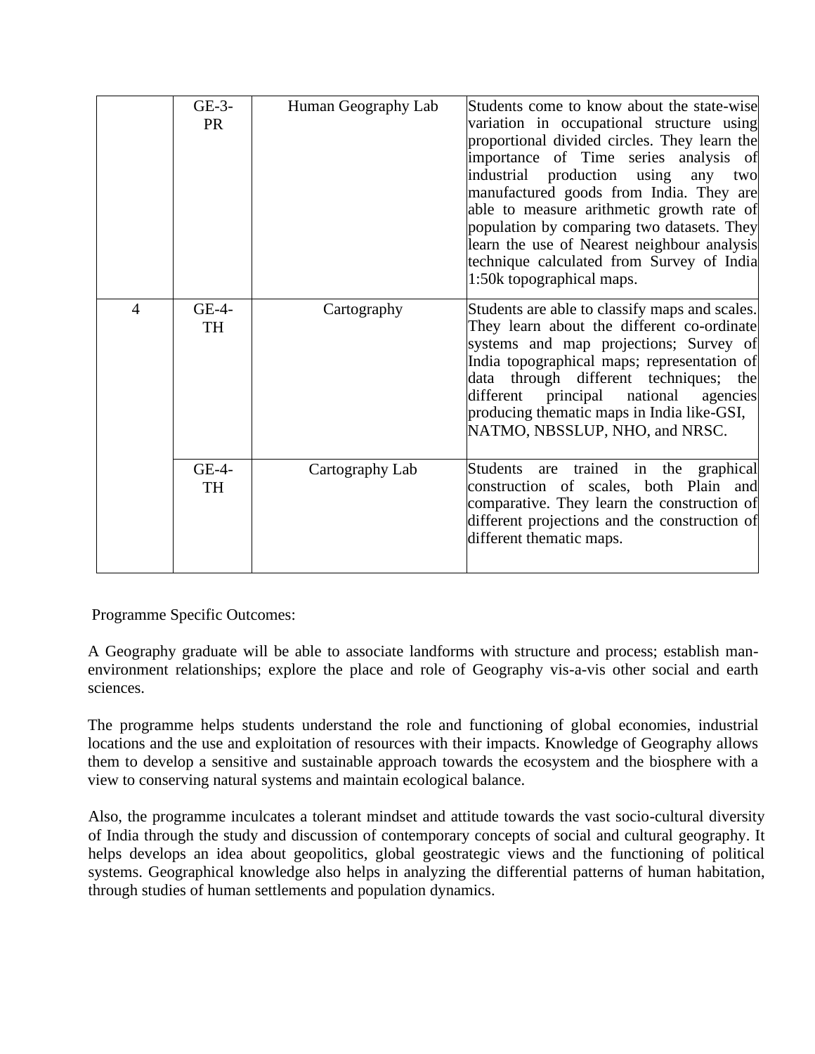| | | | |
|---|---|---|---|
| | GE-3-PR | Human Geography Lab | Students come to know about the state-wise variation in occupational structure using proportional divided circles. They learn the importance of Time series analysis of industrial production using any two manufactured goods from India. They are able to measure arithmetic growth rate of population by comparing two datasets. They learn the use of Nearest neighbour analysis technique calculated from Survey of India 1:50k topographical maps. |
| 4 | GE-4-TH | Cartography | Students are able to classify maps and scales. They learn about the different co-ordinate systems and map projections; Survey of India topographical maps; representation of data through different techniques; the different principal national agencies producing thematic maps in India like-GSI, NATMO, NBSSLUP, NHO, and NRSC. |
| | GE-4-TH | Cartography Lab | Students are trained in the graphical construction of scales, both Plain and comparative. They learn the construction of different projections and the construction of different thematic maps. |

Programme Specific Outcomes:

A Geography graduate will be able to associate landforms with structure and process; establish man-environment relationships; explore the place and role of Geography vis-a-vis other social and earth sciences.

The programme helps students understand the role and functioning of global economies, industrial locations and the use and exploitation of resources with their impacts. Knowledge of Geography allows them to develop a sensitive and sustainable approach towards the ecosystem and the biosphere with a view to conserving natural systems and maintain ecological balance.

Also, the programme inculcates a tolerant mindset and attitude towards the vast socio-cultural diversity of India through the study and discussion of contemporary concepts of social and cultural geography. It helps develops an idea about geopolitics, global geostrategic views and the functioning of political systems. Geographical knowledge also helps in analyzing the differential patterns of human habitation, through studies of human settlements and population dynamics.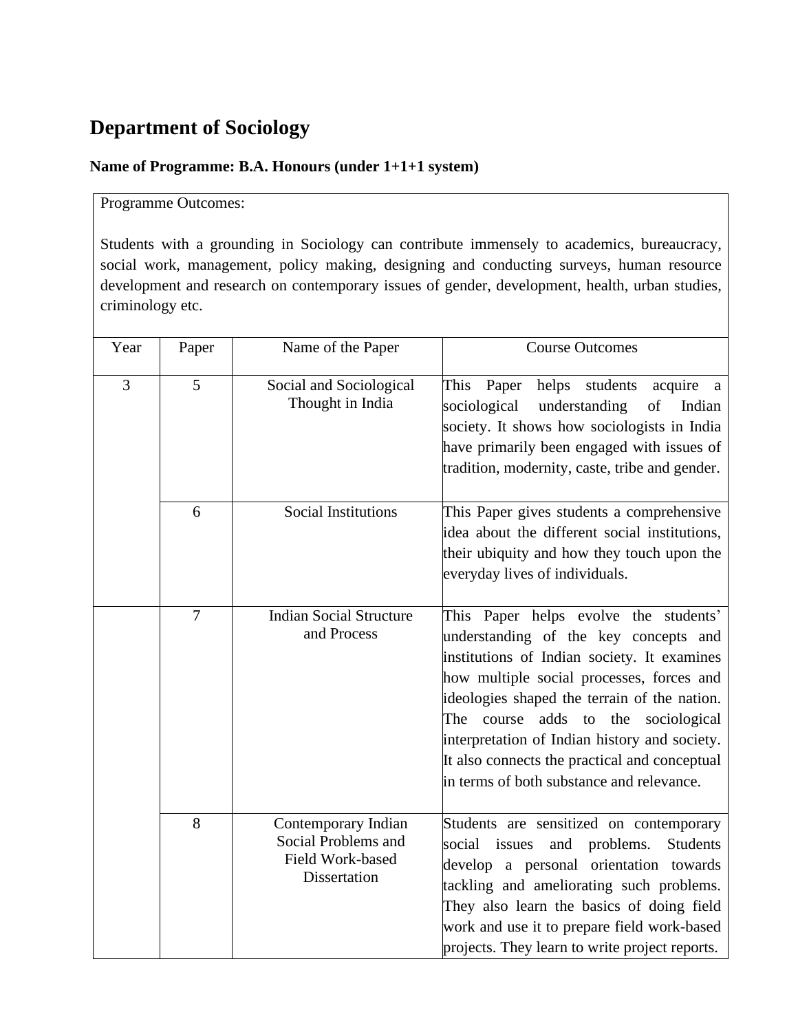# Department of Sociology

**Name of Programme: B.A. Honours (under 1+1+1 system)**

Programme Outcomes:

Students with a grounding in Sociology can contribute immensely to academics, bureaucracy, social work, management, policy making, designing and conducting surveys, human resource development and research on contemporary issues of gender, development, health, urban studies, criminology etc.

| Year | Paper | Name of the Paper | Course Outcomes |
|---|---|---|---|
| 3 | 5 | Social and Sociological Thought in India | This Paper helps students acquire a sociological understanding of Indian society. It shows how sociologists in India have primarily been engaged with issues of tradition, modernity, caste, tribe and gender. |
| | 6 | Social Institutions | This Paper gives students a comprehensive idea about the different social institutions, their ubiquity and how they touch upon the everyday lives of individuals. |
| | 7 | Indian Social Structure and Process | This Paper helps evolve the students' understanding of the key concepts and institutions of Indian society. It examines how multiple social processes, forces and ideologies shaped the terrain of the nation. The course adds to the sociological interpretation of Indian history and society. It also connects the practical and conceptual in terms of both substance and relevance. |
| | 8 | Contemporary Indian Social Problems and Field Work-based Dissertation | Students are sensitized on contemporary social issues and problems. Students develop a personal orientation towards tackling and ameliorating such problems. They also learn the basics of doing field work and use it to prepare field work-based projects. They learn to write project reports. |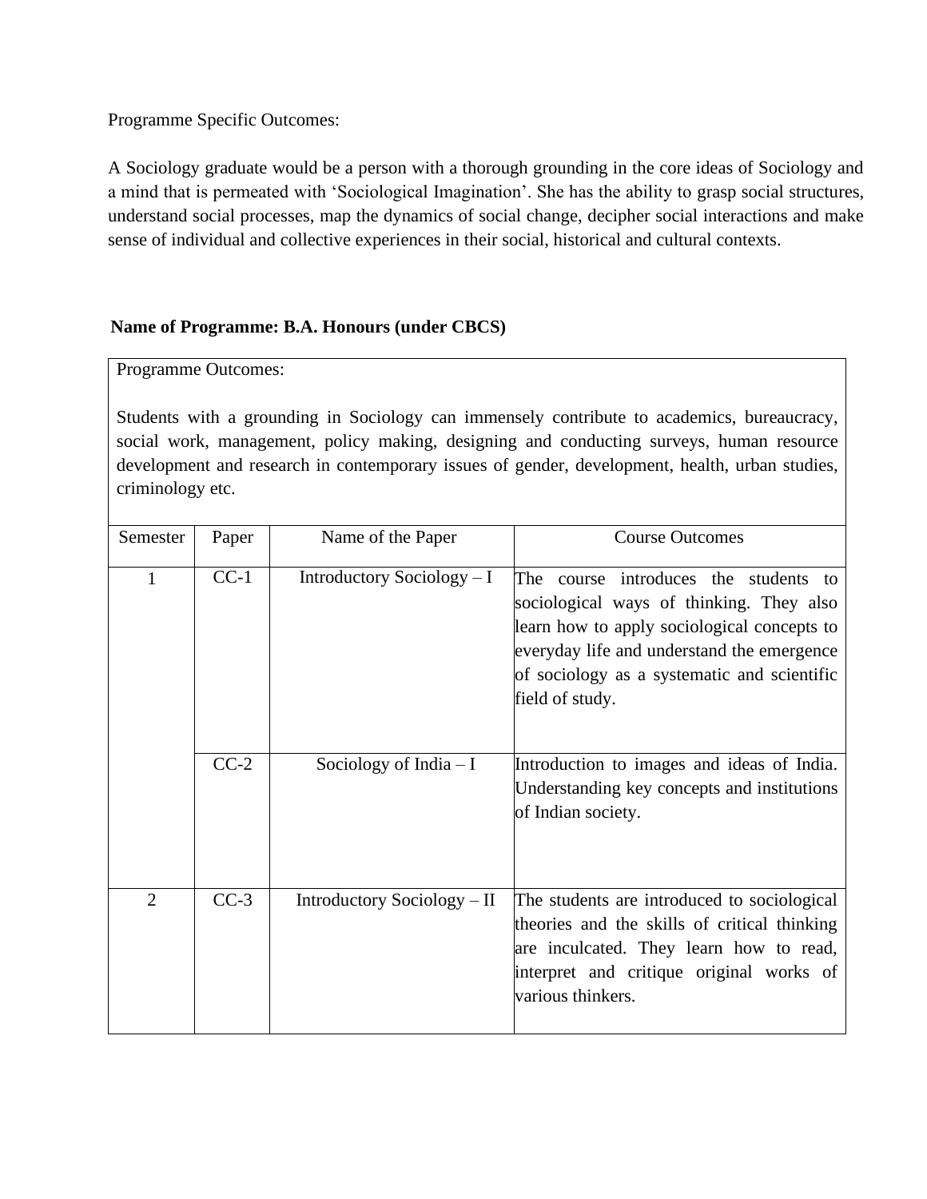Programme Specific Outcomes:

A Sociology graduate would be a person with a thorough grounding in the core ideas of Sociology and a mind that is permeated with 'Sociological Imagination'. She has the ability to grasp social structures, understand social processes, map the dynamics of social change, decipher social interactions and make sense of individual and collective experiences in their social, historical and cultural contexts.

**Name of Programme: B.A. Honours (under CBCS)**

Programme Outcomes:

Students with a grounding in Sociology can immensely contribute to academics, bureaucracy, social work, management, policy making, designing and conducting surveys, human resource development and research in contemporary issues of gender, development, health, urban studies, criminology etc.

| Semester | Paper | Name of the Paper | Course Outcomes |
|---|---|---|---|
| 1 | CC-1 | Introductory Sociology – I | The course introduces the students to sociological ways of thinking. They also learn how to apply sociological concepts to everyday life and understand the emergence of sociology as a systematic and scientific field of study. |
| | CC-2 | Sociology of India – I | Introduction to images and ideas of India. Understanding key concepts and institutions of Indian society. |
| 2 | CC-3 | Introductory Sociology – II | The students are introduced to sociological theories and the skills of critical thinking are inculcated. They learn how to read, interpret and critique original works of various thinkers. |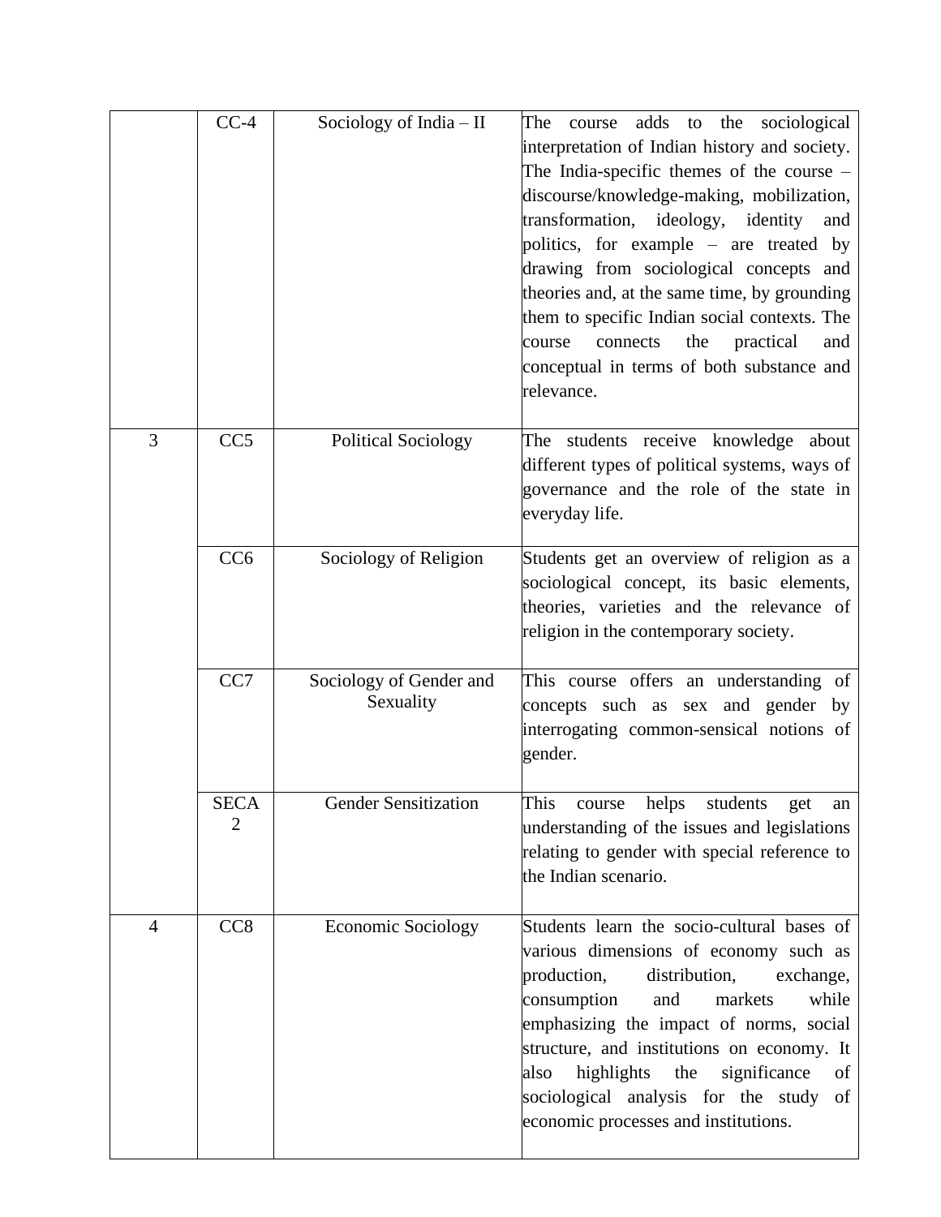| | | | |
|---|---|---|---|
| | CC-4 | Sociology of India – II | The course adds to the sociological interpretation of Indian history and society. The India-specific themes of the course – discourse/knowledge-making, mobilization, transformation, ideology, identity and politics, for example – are treated by drawing from sociological concepts and theories and, at the same time, by grounding them to specific Indian social contexts. The course connects the practical and conceptual in terms of both substance and relevance. |
| 3 | CC5 | Political Sociology | The students receive knowledge about different types of political systems, ways of governance and the role of the state in everyday life. |
| | CC6 | Sociology of Religion | Students get an overview of religion as a sociological concept, its basic elements, theories, varieties and the relevance of religion in the contemporary society. |
| | CC7 | Sociology of Gender and Sexuality | This course offers an understanding of concepts such as sex and gender by interrogating common-sensical notions of gender. |
| | SECA 2 | Gender Sensitization | This course helps students get an understanding of the issues and legislations relating to gender with special reference to the Indian scenario. |
| 4 | CC8 | Economic Sociology | Students learn the socio-cultural bases of various dimensions of economy such as production, distribution, exchange, consumption and markets while emphasizing the impact of norms, social structure, and institutions on economy. It also highlights the significance of sociological analysis for the study of economic processes and institutions. |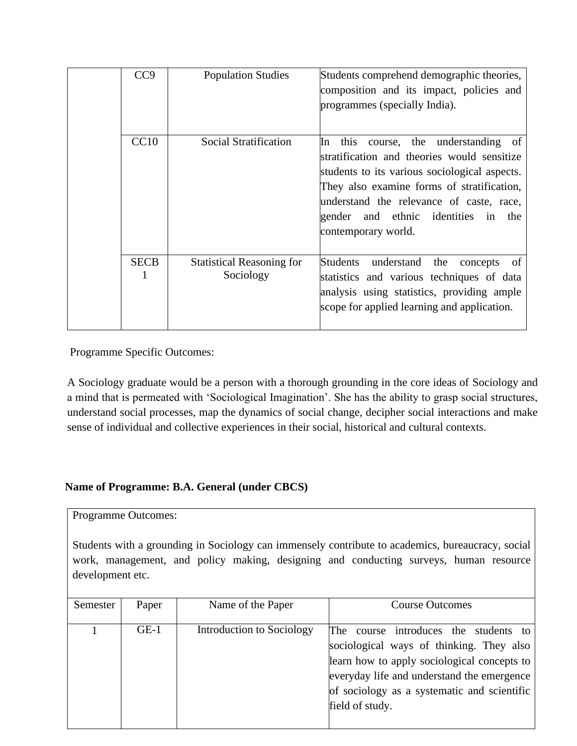| | CC9 | Population Studies | Students comprehend demographic theories, composition and its impact, policies and programmes (specially India). |
|---|---|---|---|
| | CC10 | Social Stratification | In this course, the understanding of stratification and theories would sensitize students to its various sociological aspects. They also examine forms of stratification, understand the relevance of caste, race, gender and ethnic identities in the contemporary world. |
| | SECB 1 | Statistical Reasoning for Sociology | Students understand the concepts of statistics and various techniques of data analysis using statistics, providing ample scope for applied learning and application. |

Programme Specific Outcomes:

A Sociology graduate would be a person with a thorough grounding in the core ideas of Sociology and a mind that is permeated with 'Sociological Imagination'. She has the ability to grasp social structures, understand social processes, map the dynamics of social change, decipher social interactions and make sense of individual and collective experiences in their social, historical and cultural contexts.

**Name of Programme: B.A. General (under CBCS)**

Programme Outcomes:

Students with a grounding in Sociology can immensely contribute to academics, bureaucracy, social work, management, and policy making, designing and conducting surveys, human resource development etc.

| Semester | Paper | Name of the Paper | Course Outcomes |
|---|---|---|---|
| 1 | GE-1 | Introduction to Sociology | The course introduces the students to sociological ways of thinking. They also learn how to apply sociological concepts to everyday life and understand the emergence of sociology as a systematic and scientific field of study. |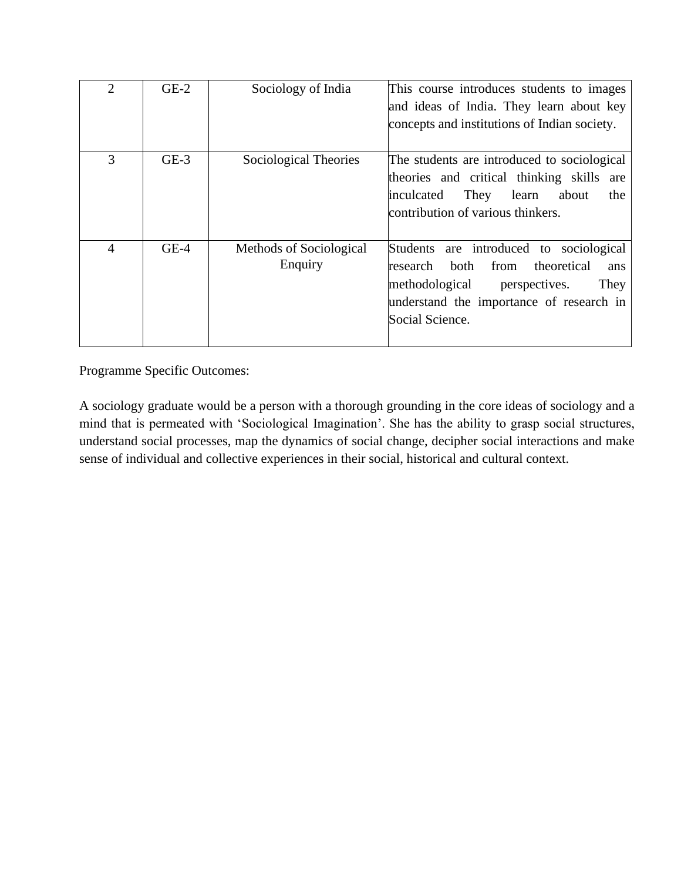| | | | |
|---|---|---|---|
| 2 | GE-2 | Sociology of India | This course introduces students to images and ideas of India. They learn about key concepts and institutions of Indian society. |
| 3 | GE-3 | Sociological Theories | The students are introduced to sociological theories and critical thinking skills are inculcated They learn about the contribution of various thinkers. |
| 4 | GE-4 | Methods of Sociological Enquiry | Students are introduced to sociological research both from theoretical ans methodological perspectives. They understand the importance of research in Social Science. |

Programme Specific Outcomes:

A sociology graduate would be a person with a thorough grounding in the core ideas of sociology and a mind that is permeated with 'Sociological Imagination'. She has the ability to grasp social structures, understand social processes, map the dynamics of social change, decipher social interactions and make sense of individual and collective experiences in their social, historical and cultural context.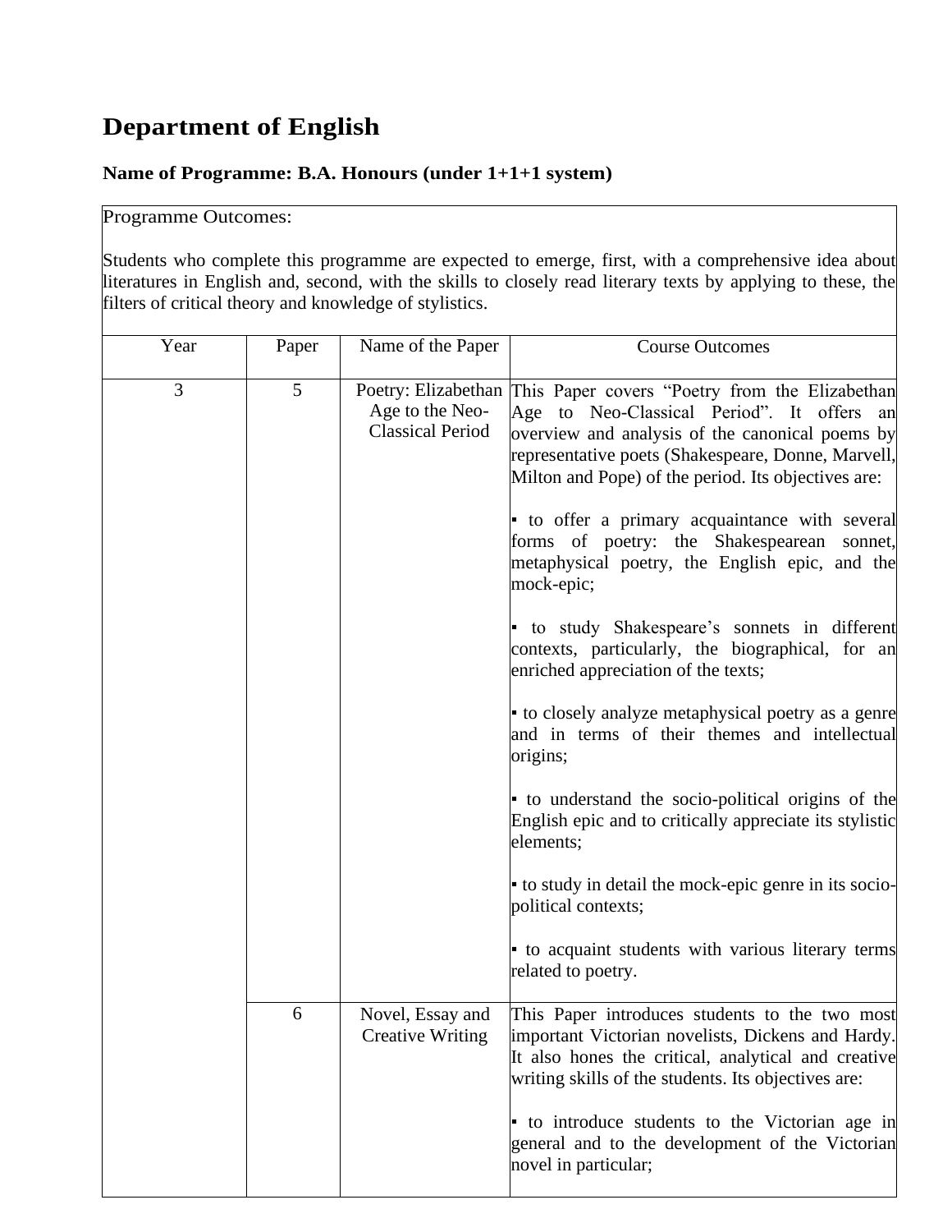# Department of English

**Name of Programme: B.A. Honours (under 1+1+1 system)**

Programme Outcomes:

Students who complete this programme are expected to emerge, first, with a comprehensive idea about literatures in English and, second, with the skills to closely read literary texts by applying to these, the filters of critical theory and knowledge of stylistics.

| Year | Paper | Name of the Paper | Course Outcomes |
|---|---|---|---|
| 3 | 5 | Poetry: Elizabethan Age to the Neo-Classical Period | This Paper covers "Poetry from the Elizabethan Age to Neo-Classical Period". It offers an overview and analysis of the canonical poems by representative poets (Shakespeare, Donne, Marvell, Milton and Pope) of the period. Its objectives are:<br><br>▪ to offer a primary acquaintance with several forms of poetry: the Shakespearean sonnet, metaphysical poetry, the English epic, and the mock-epic;<br><br>▪ to study Shakespeare's sonnets in different contexts, particularly, the biographical, for an enriched appreciation of the texts;<br><br>▪ to closely analyze metaphysical poetry as a genre and in terms of their themes and intellectual origins;<br><br>▪ to understand the socio-political origins of the English epic and to critically appreciate its stylistic elements;<br><br>▪ to study in detail the mock-epic genre in its socio-political contexts;<br><br>▪ to acquaint students with various literary terms related to poetry. |
| | 6 | Novel, Essay and Creative Writing | This Paper introduces students to the two most important Victorian novelists, Dickens and Hardy. It also hones the critical, analytical and creative writing skills of the students. Its objectives are:<br><br>▪ to introduce students to the Victorian age in general and to the development of the Victorian novel in particular; |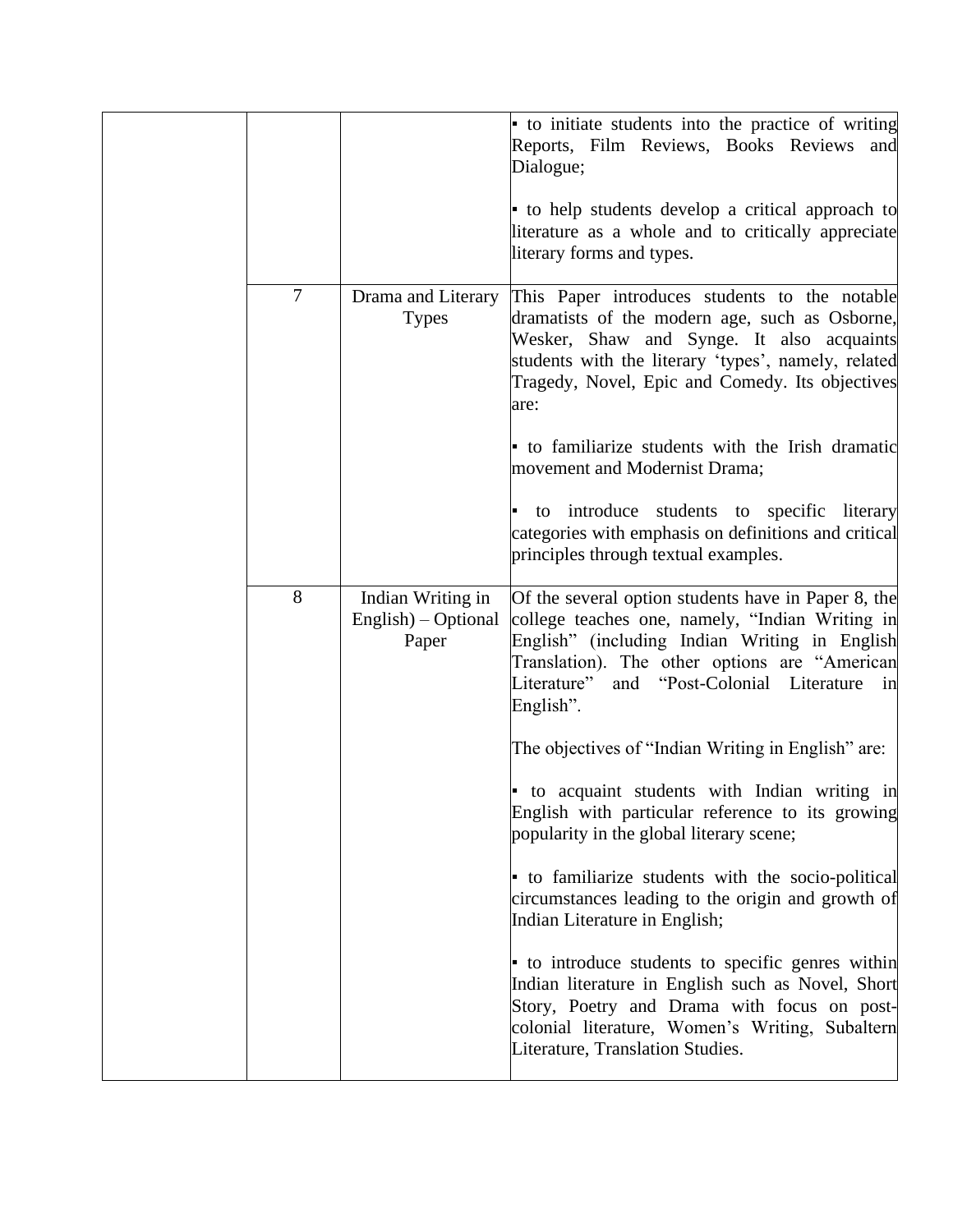| | | | |
|---|---|---|---|
| | | | ▪ to initiate students into the practice of writing Reports, Film Reviews, Books Reviews and Dialogue;<br><br>▪ to help students develop a critical approach to literature as a whole and to critically appreciate literary forms and types. |
| | 7 | Drama and Literary Types | This Paper introduces students to the notable dramatists of the modern age, such as Osborne, Wesker, Shaw and Synge. It also acquaints students with the literary 'types', namely, related Tragedy, Novel, Epic and Comedy. Its objectives are:<br><br>▪ to familiarize students with the Irish dramatic movement and Modernist Drama;<br><br>▪ to introduce students to specific literary categories with emphasis on definitions and critical principles through textual examples. |
| | 8 | Indian Writing in English) – Optional Paper | Of the several option students have in Paper 8, the college teaches one, namely, "Indian Writing in English" (including Indian Writing in English Translation). The other options are "American Literature" and "Post-Colonial Literature in English".<br><br>The objectives of "Indian Writing in English" are:<br><br>▪ to acquaint students with Indian writing in English with particular reference to its growing popularity in the global literary scene;<br><br>▪ to familiarize students with the socio-political circumstances leading to the origin and growth of Indian Literature in English;<br><br>▪ to introduce students to specific genres within Indian literature in English such as Novel, Short Story, Poetry and Drama with focus on post-colonial literature, Women's Writing, Subaltern Literature, Translation Studies. |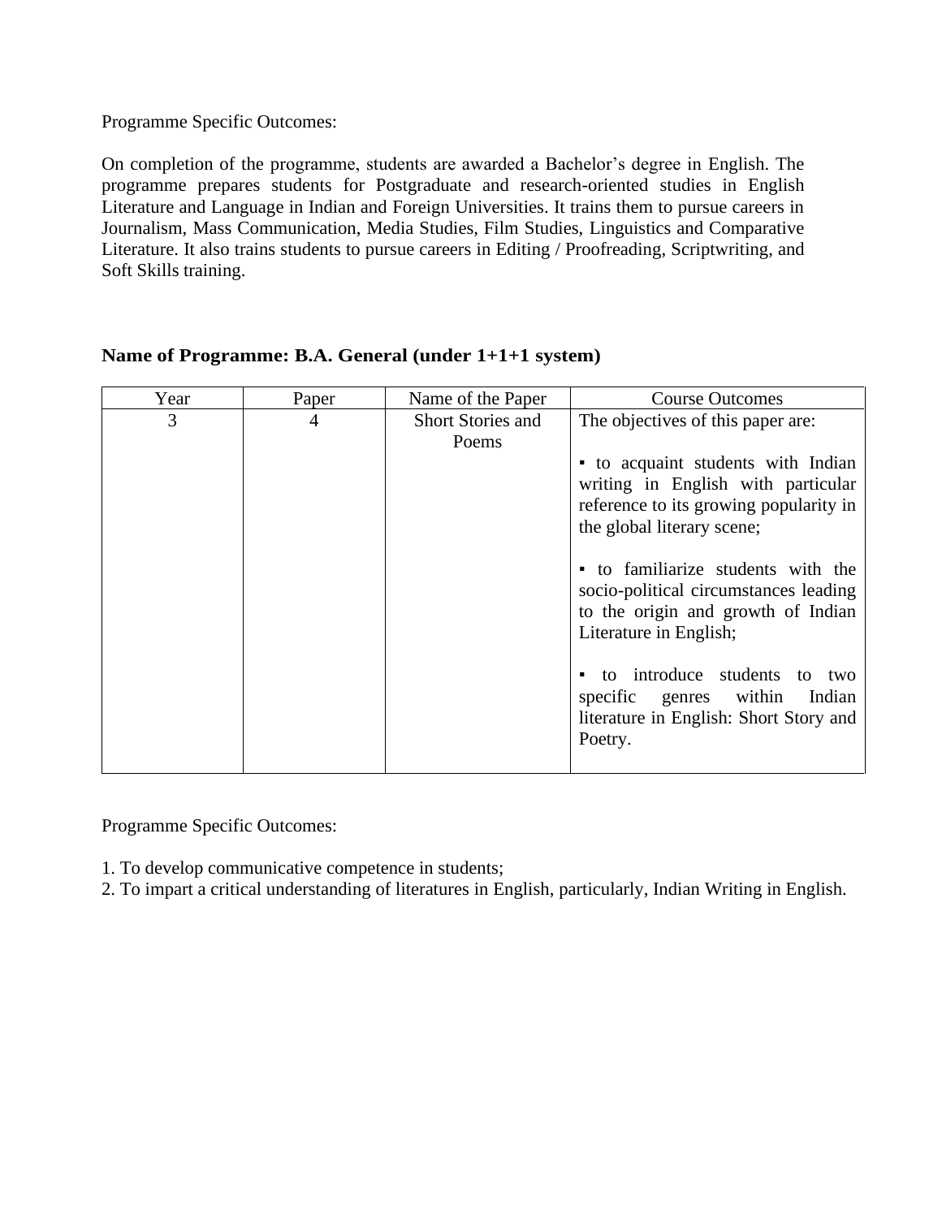Programme Specific Outcomes:

On completion of the programme, students are awarded a Bachelor's degree in English. The programme prepares students for Postgraduate and research-oriented studies in English Literature and Language in Indian and Foreign Universities. It trains them to pursue careers in Journalism, Mass Communication, Media Studies, Film Studies, Linguistics and Comparative Literature. It also trains students to pursue careers in Editing / Proofreading, Scriptwriting, and Soft Skills training.

**Name of Programme: B.A. General (under 1+1+1 system)**

| Year | Paper | Name of the Paper | Course Outcomes |
|---|---|---|---|
| 3 | 4 | Short Stories and Poems | The objectives of this paper are:<br><br>▪ to acquaint students with Indian writing in English with particular reference to its growing popularity in the global literary scene;<br><br>▪ to familiarize students with the socio-political circumstances leading to the origin and growth of Indian Literature in English;<br><br>▪ to introduce students to two specific genres within Indian literature in English: Short Story and Poetry. |

Programme Specific Outcomes:

1. To develop communicative competence in students;
2. To impart a critical understanding of literatures in English, particularly, Indian Writing in English.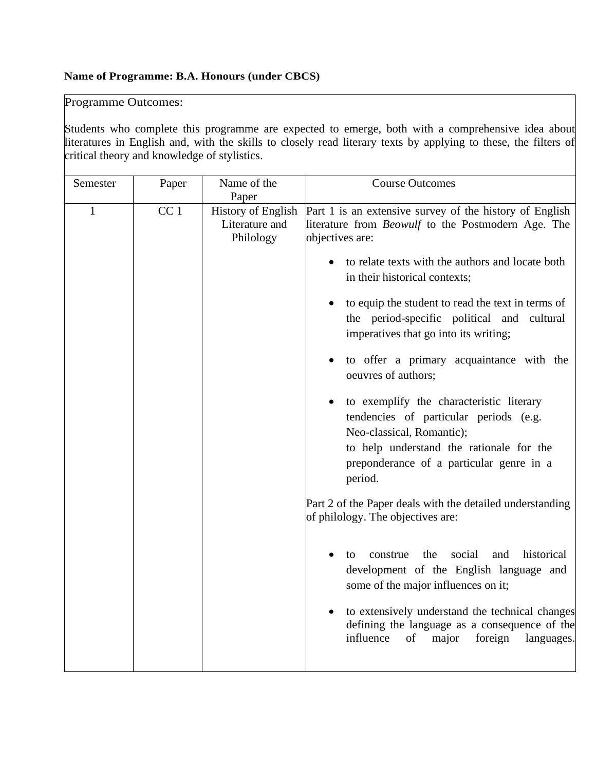**Name of Programme: B.A. Honours (under CBCS)**

Programme Outcomes:

Students who complete this programme are expected to emerge, both with a comprehensive idea about literatures in English and, with the skills to closely read literary texts by applying to these, the filters of critical theory and knowledge of stylistics.

| Semester | Paper | Name of the Paper | Course Outcomes |
|---|---|---|---|
| 1 | CC 1 | History of English Literature and Philology | Part 1 is an extensive survey of the history of English literature from *Beowulf* to the Postmodern Age. The objectives are:<br>• to relate texts with the authors and locate both in their historical contexts;<br>• to equip the student to read the text in terms of the period-specific political and cultural imperatives that go into its writing;<br>• to offer a primary acquaintance with the oeuvres of authors;<br>• to exemplify the characteristic literary tendencies of particular periods (e.g. Neo-classical, Romantic);<br>to help understand the rationale for the preponderance of a particular genre in a period.<br><br>Part 2 of the Paper deals with the detailed understanding of philology. The objectives are:<br>• to construe the social and historical development of the English language and some of the major influences on it;<br>• to extensively understand the technical changes defining the language as a consequence of the influence of major foreign languages. |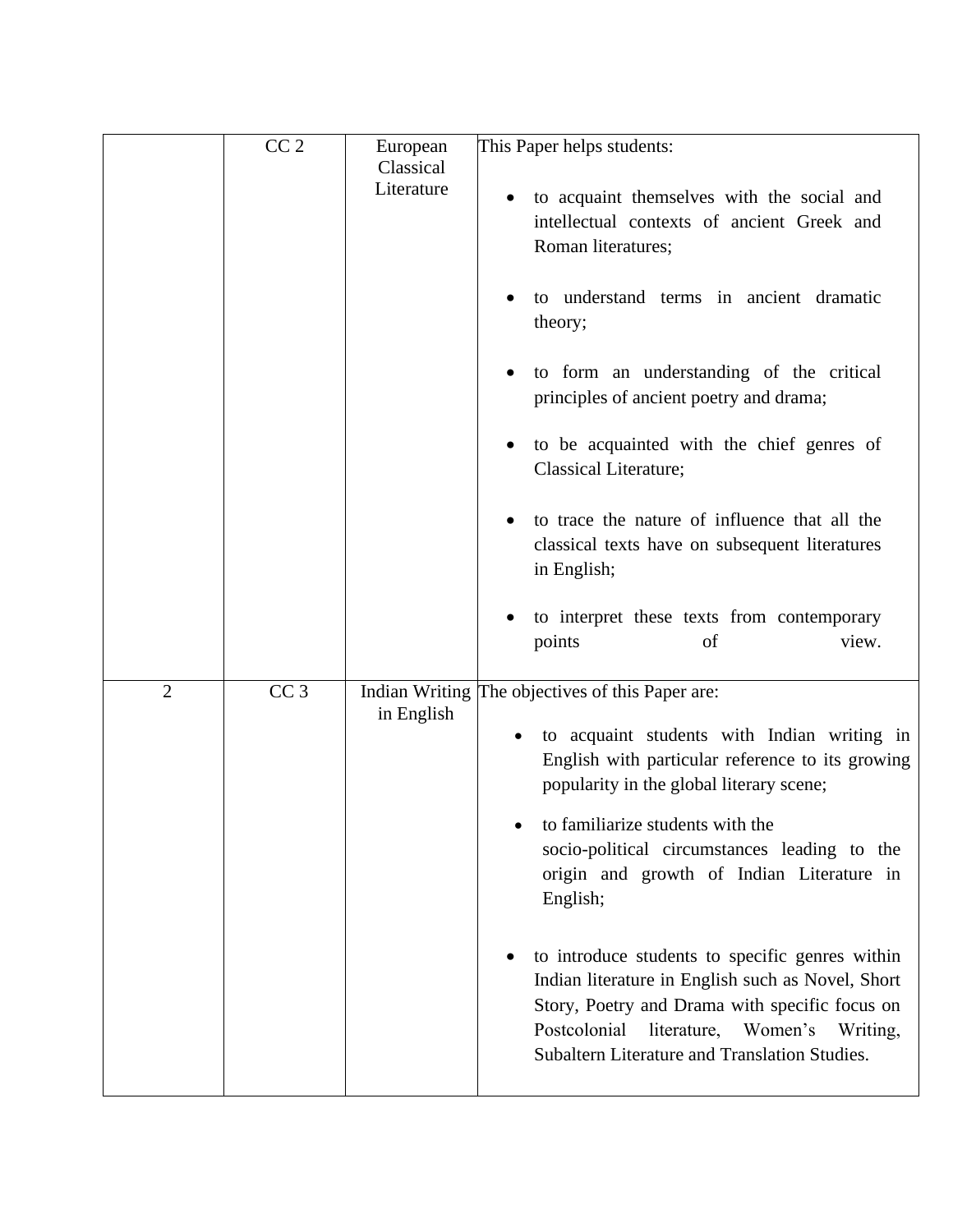|  |  |  |  |
| --- | --- | --- | --- |
|  | CC 2 | European Classical Literature | This Paper helps students:<br><br>• to acquaint themselves with the social and intellectual contexts of ancient Greek and Roman literatures;<br><br>• to understand terms in ancient dramatic theory;<br><br>• to form an understanding of the critical principles of ancient poetry and drama;<br><br>• to be acquainted with the chief genres of Classical Literature;<br><br>• to trace the nature of influence that all the classical texts have on subsequent literatures in English;<br><br>• to interpret these texts from contemporary points of view. |
| 2 | CC 3 | Indian Writing in English | The objectives of this Paper are:<br><br>• to acquaint students with Indian writing in English with particular reference to its growing popularity in the global literary scene;<br><br>• to familiarize students with the socio-political circumstances leading to the origin and growth of Indian Literature in English;<br><br>• to introduce students to specific genres within Indian literature in English such as Novel, Short Story, Poetry and Drama with specific focus on Postcolonial literature, Women's Writing, Subaltern Literature and Translation Studies. |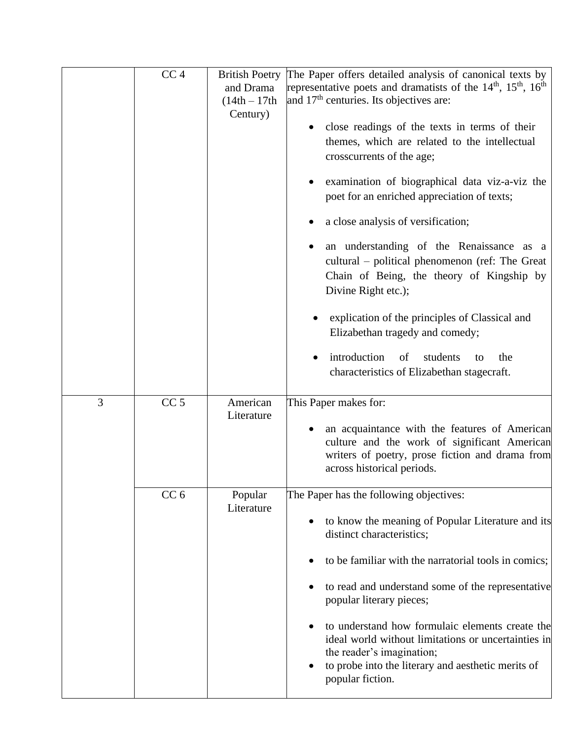|  | CC 4 | British Poetry and Drama (14th – 17th Century) | The Paper offers detailed analysis of canonical texts by representative poets and dramatists of the 14<sup>th</sup>, 15<sup>th</sup>, 16<sup>th</sup> and 17<sup>th</sup> centuries. Its objectives are:<br>• close readings of the texts in terms of their themes, which are related to the intellectual crosscurrents of the age;<br>• examination of biographical data viz-a-viz the poet for an enriched appreciation of texts;<br>• a close analysis of versification;<br>• an understanding of the Renaissance as a cultural – political phenomenon (ref: The Great Chain of Being, the theory of Kingship by Divine Right etc.);<br>• explication of the principles of Classical and Elizabethan tragedy and comedy;<br>• introduction of students to the characteristics of Elizabethan stagecraft. |
|---|---|---|---|
| 3 | CC 5 | American Literature | This Paper makes for:<br>• an acquaintance with the features of American culture and the work of significant American writers of poetry, prose fiction and drama from across historical periods. |
|  | CC 6 | Popular Literature | The Paper has the following objectives:<br>• to know the meaning of Popular Literature and its distinct characteristics;<br>• to be familiar with the narratorial tools in comics;<br>• to read and understand some of the representative popular literary pieces;<br>• to understand how formulaic elements create the ideal world without limitations or uncertainties in the reader's imagination;<br>• to probe into the literary and aesthetic merits of popular fiction. |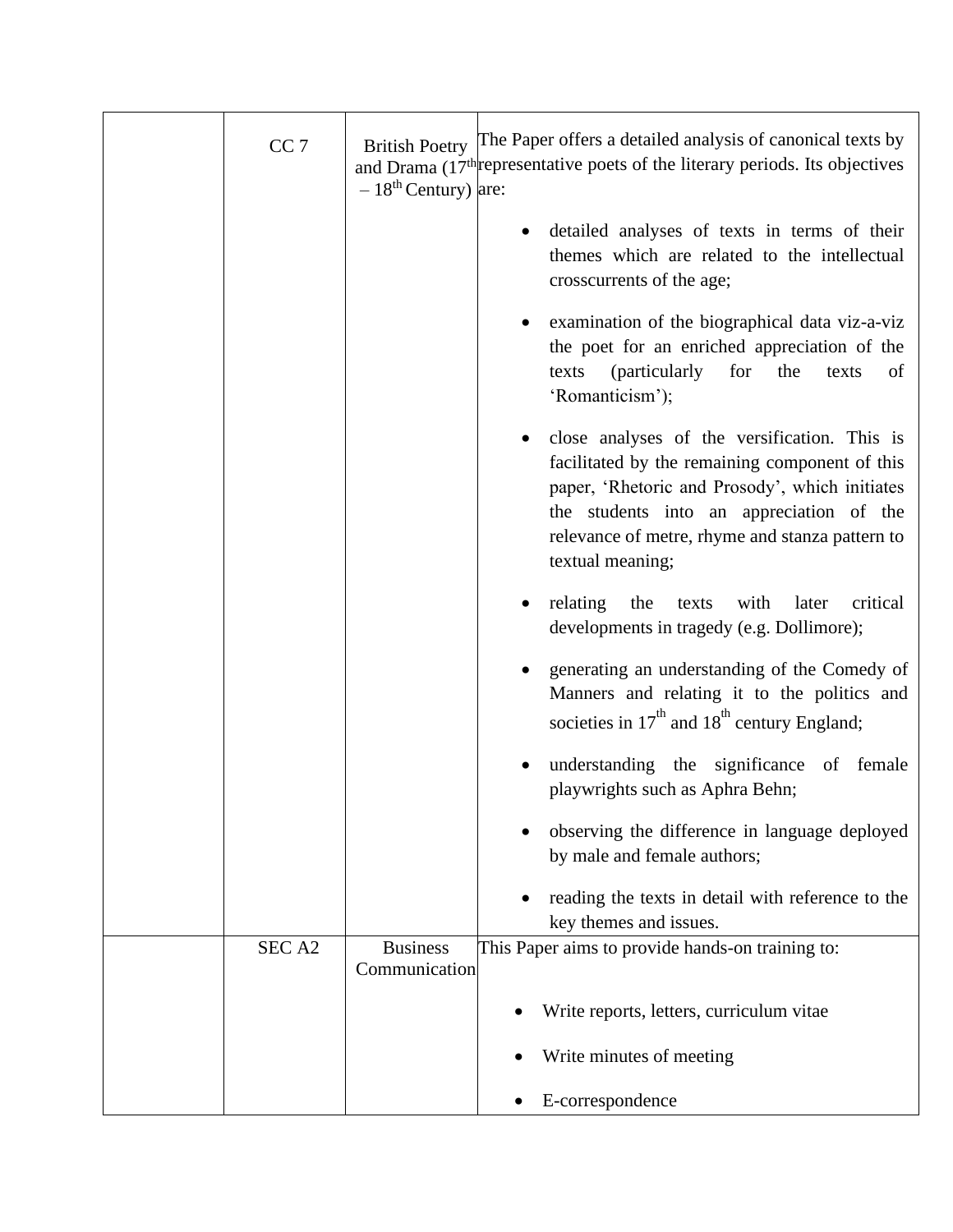|  | CC 7 | British Poetry and Drama ($17^{th}$ – $18^{th}$ Century) | The Paper offers a detailed analysis of canonical texts by representative poets of the literary periods. Its objectives are:<br><br>• detailed analyses of texts in terms of their themes which are related to the intellectual crosscurrents of the age;<br><br>• examination of the biographical data viz-a-viz the poet for an enriched appreciation of the texts (particularly for the texts of 'Romanticism');<br><br>• close analyses of the versification. This is facilitated by the remaining component of this paper, 'Rhetoric and Prosody', which initiates the students into an appreciation of the relevance of metre, rhyme and stanza pattern to textual meaning;<br><br>• relating the texts with later critical developments in tragedy (e.g. Dollimore);<br><br>• generating an understanding of the Comedy of Manners and relating it to the politics and societies in $17^{th}$ and $18^{th}$ century England;<br><br>• understanding the significance of female playwrights such as Aphra Behn;<br><br>• observing the difference in language deployed by male and female authors;<br><br>• reading the texts in detail with reference to the key themes and issues. |
|---|---|---|---|
|  | SEC A2 | Business Communication | This Paper aims to provide hands-on training to:<br><br>• Write reports, letters, curriculum vitae<br><br>• Write minutes of meeting<br><br>• E-correspondence |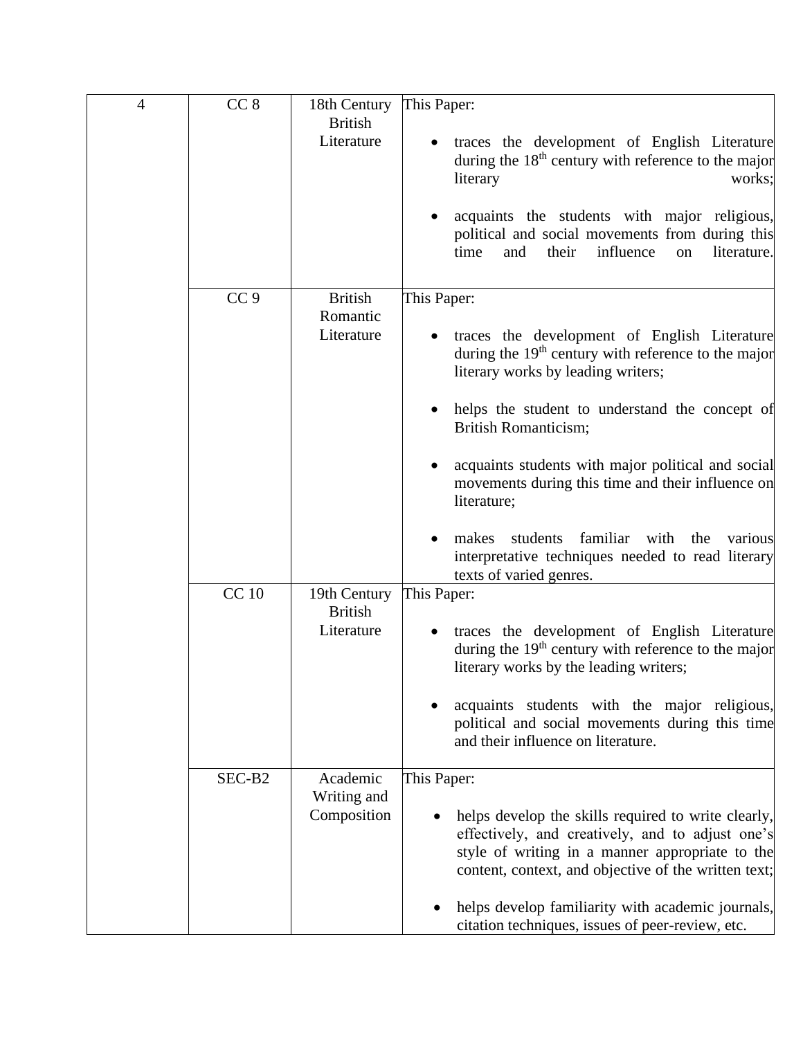| | | | |
|---|---|---|---|
| 4 | CC 8 | 18th Century British Literature | This Paper:<br><br>• traces the development of English Literature during the 18th century with reference to the major literary works;<br><br>• acquaints the students with major religious, political and social movements from during this time and their influence on literature. |
| | CC 9 | British Romantic Literature | This Paper:<br><br>• traces the development of English Literature during the 19th century with reference to the major literary works by leading writers;<br><br>• helps the student to understand the concept of British Romanticism;<br><br>• acquaints students with major political and social movements during this time and their influence on literature;<br><br>• makes students familiar with the various interpretative techniques needed to read literary texts of varied genres. |
| | CC 10 | 19th Century British Literature | This Paper:<br><br>• traces the development of English Literature during the 19th century with reference to the major literary works by the leading writers;<br><br>• acquaints students with the major religious, political and social movements during this time and their influence on literature. |
| | SEC-B2 | Academic Writing and Composition | This Paper:<br><br>• helps develop the skills required to write clearly, effectively, and creatively, and to adjust one's style of writing in a manner appropriate to the content, context, and objective of the written text;<br><br>• helps develop familiarity with academic journals, citation techniques, issues of peer-review, etc. |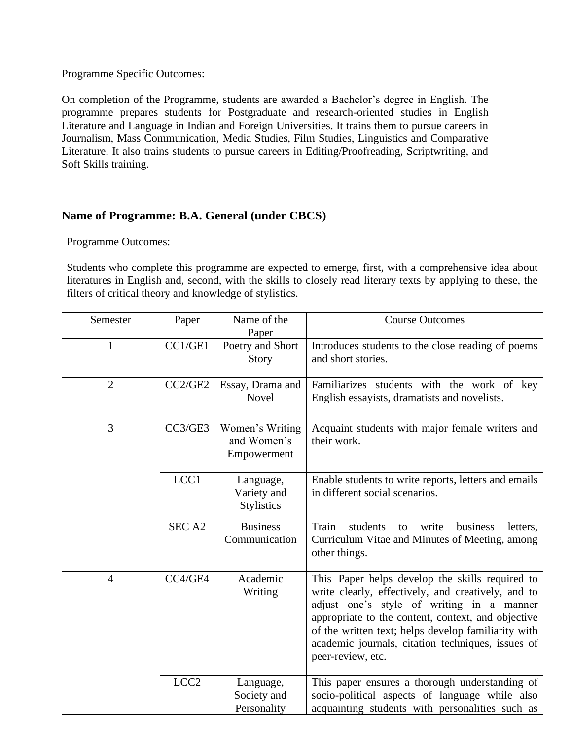Programme Specific Outcomes:

On completion of the Programme, students are awarded a Bachelor's degree in English. The programme prepares students for Postgraduate and research-oriented studies in English Literature and Language in Indian and Foreign Universities. It trains them to pursue careers in Journalism, Mass Communication, Media Studies, Film Studies, Linguistics and Comparative Literature. It also trains students to pursue careers in Editing/Proofreading, Scriptwriting, and Soft Skills training.

**Name of Programme: B.A. General (under CBCS)**

Programme Outcomes:

Students who complete this programme are expected to emerge, first, with a comprehensive idea about literatures in English and, second, with the skills to closely read literary texts by applying to these, the filters of critical theory and knowledge of stylistics.

| Semester | Paper | Name of the Paper | Course Outcomes |
|---|---|---|---|
| 1 | CC1/GE1 | Poetry and Short Story | Introduces students to the close reading of poems and short stories. |
| 2 | CC2/GE2 | Essay, Drama and Novel | Familiarizes students with the work of key English essayists, dramatists and novelists. |
| 3 | CC3/GE3 | Women's Writing and Women's Empowerment | Acquaint students with major female writers and their work. |
| | LCC1 | Language, Variety and Stylistics | Enable students to write reports, letters and emails in different social scenarios. |
| | SEC A2 | Business Communication | Train students to write business letters, Curriculum Vitae and Minutes of Meeting, among other things. |
| 4 | CC4/GE4 | Academic Writing | This Paper helps develop the skills required to write clearly, effectively, and creatively, and to adjust one's style of writing in a manner appropriate to the content, context, and objective of the written text; helps develop familiarity with academic journals, citation techniques, issues of peer-review, etc. |
| | LCC2 | Language, Society and Personality | This paper ensures a thorough understanding of socio-political aspects of language while also acquainting students with personalities such as |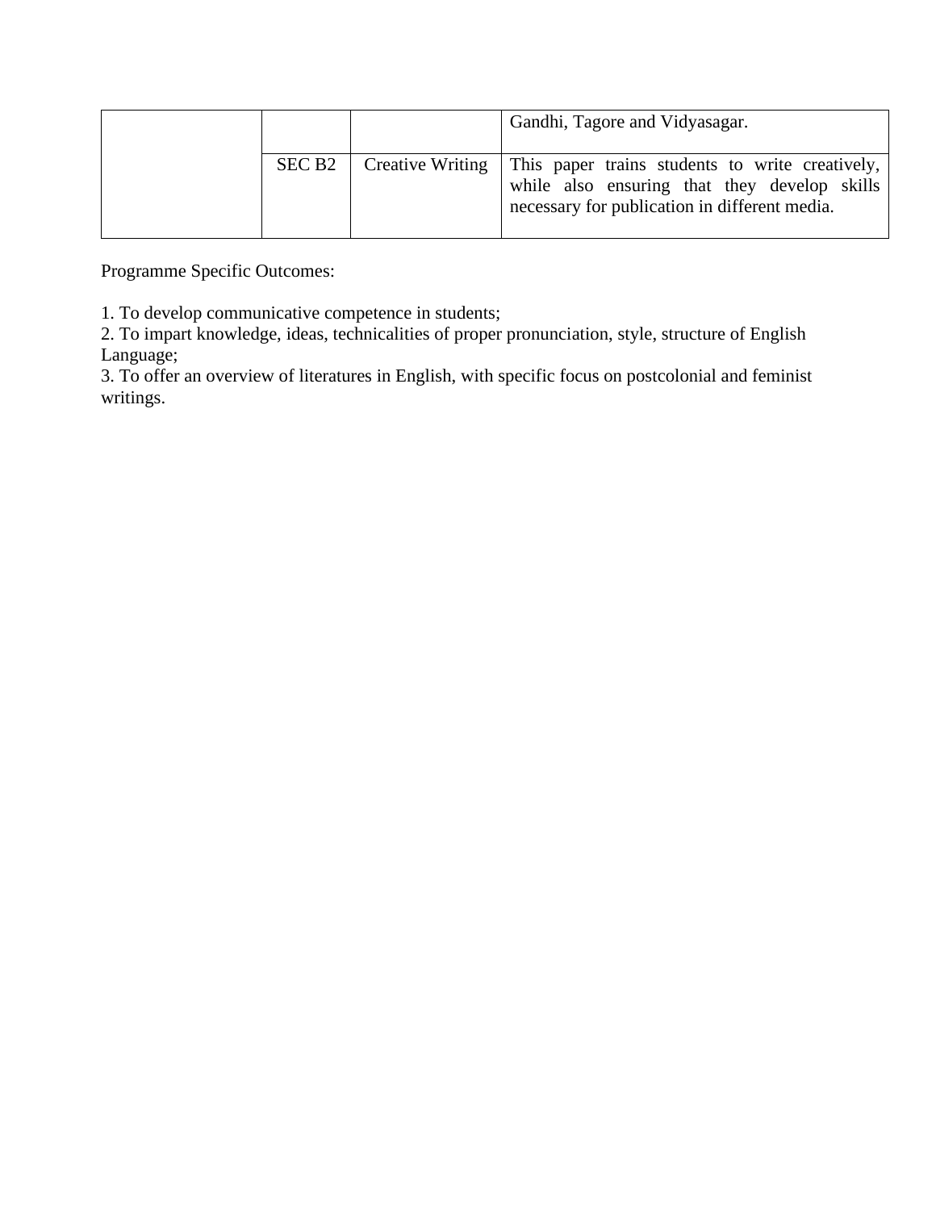| | | | |
|---|---|---|---|
| | | | Gandhi, Tagore and Vidyasagar. |
| | SEC B2 | Creative Writing | This paper trains students to write creatively, while also ensuring that they develop skills necessary for publication in different media. |

Programme Specific Outcomes:

1. To develop communicative competence in students;
2. To impart knowledge, ideas, technicalities of proper pronunciation, style, structure of English Language;
3. To offer an overview of literatures in English, with specific focus on postcolonial and feminist writings.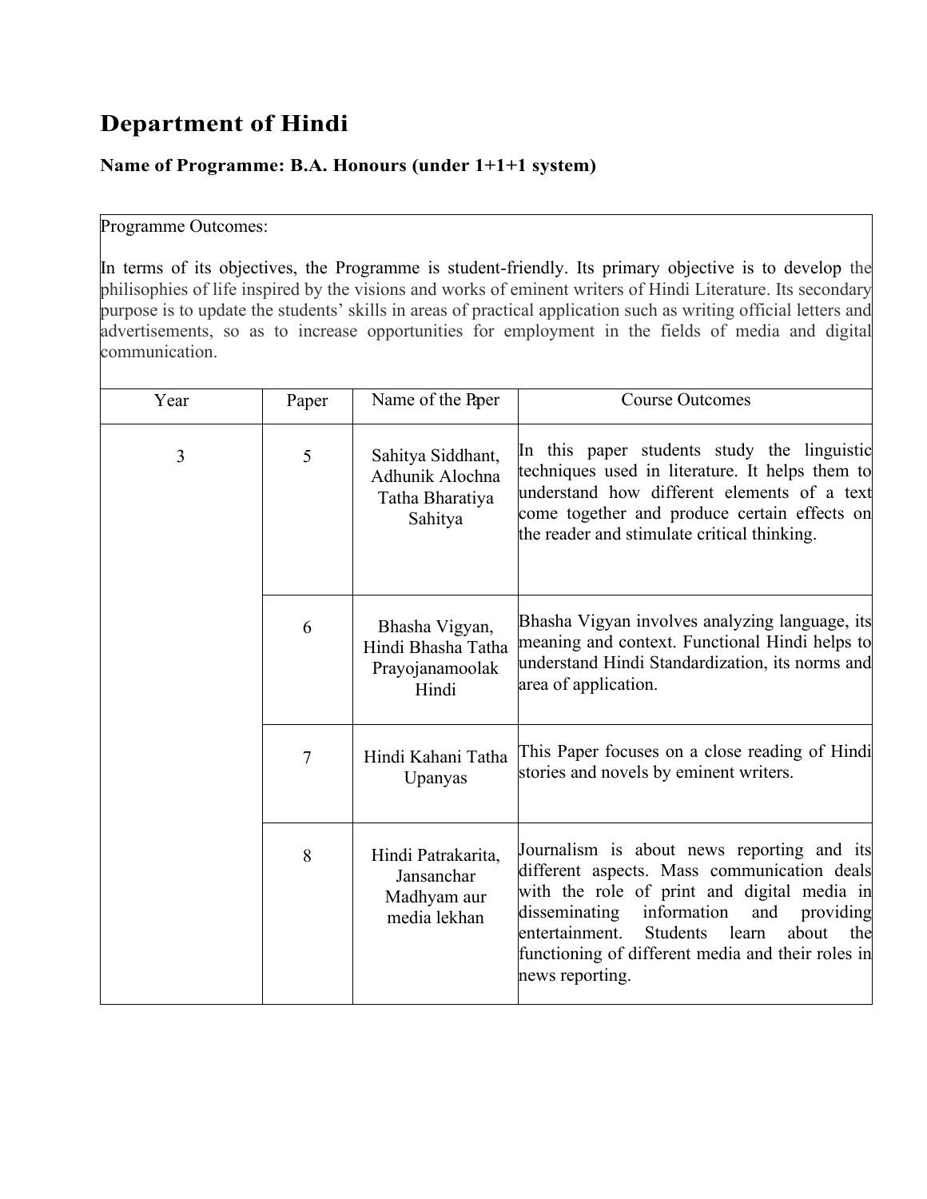# Department of Hindi

### Name of Programme: B.A. Honours (under 1+1+1 system)

Programme Outcomes:

In terms of its objectives, the Programme is student-friendly. Its primary objective is to develop the philisophies of life inspired by the visions and works of eminent writers of Hindi Literature. Its secondary purpose is to update the students' skills in areas of practical application such as writing official letters and advertisements, so as to increase opportunities for employment in the fields of media and digital communication.

| Year | Paper | Name of the Paper | Course Outcomes |
|---|---|---|---|
| 3 | 5 | Sahitya Siddhant, Adhunik Alochna Tatha Bharatiya Sahitya | In this paper students study the linguistic techniques used in literature. It helps them to understand how different elements of a text come together and produce certain effects on the reader and stimulate critical thinking. |
| | 6 | Bhasha Vigyan, Hindi Bhasha Tatha Prayojanamoolak Hindi | Bhasha Vigyan involves analyzing language, its meaning and context. Functional Hindi helps to understand Hindi Standardization, its norms and area of application. |
| | 7 | Hindi Kahani Tatha Upanyas | This Paper focuses on a close reading of Hindi stories and novels by eminent writers. |
| | 8 | Hindi Patrakarita, Jansanchar Madhyam aur media lekhan | Journalism is about news reporting and its different aspects. Mass communication deals with the role of print and digital media in disseminating information and providing entertainment. Students learn about the functioning of different media and their roles in news reporting. |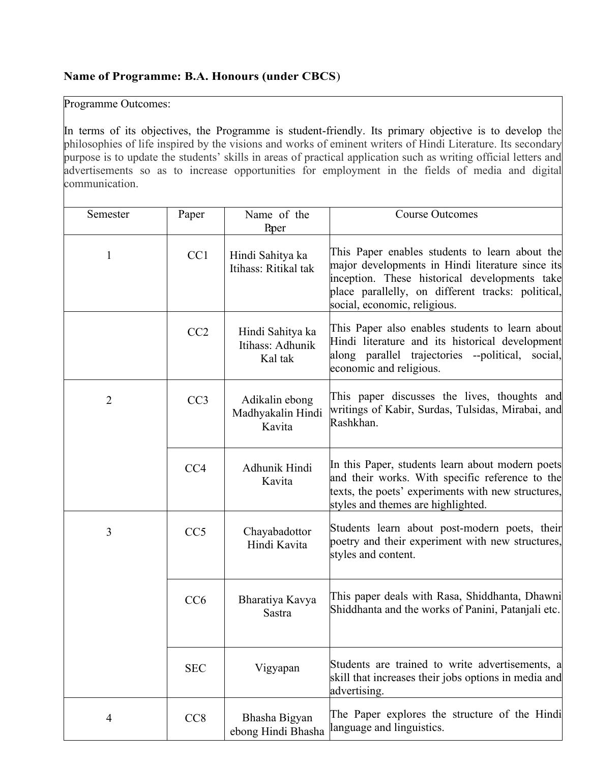**Name of Programme: B.A. Honours (under CBCS)**

Programme Outcomes:

In terms of its objectives, the Programme is student-friendly. Its primary objective is to develop the philosophies of life inspired by the visions and works of eminent writers of Hindi Literature. Its secondary purpose is to update the students' skills in areas of practical application such as writing official letters and advertisements so as to increase opportunities for employment in the fields of media and digital communication.

| Semester | Paper | Name of the Paper | Course Outcomes |
|---|---|---|---|
| 1 | CC1 | Hindi Sahitya ka Itihass: Ritikal tak | This Paper enables students to learn about the major developments in Hindi literature since its inception. These historical developments take place parallelly, on different tracks: political, social, economic, religious. |
| | CC2 | Hindi Sahitya ka Itihass: Adhunik Kal tak | This Paper also enables students to learn about Hindi literature and its historical development along parallel trajectories --political, social, economic and religious. |
| 2 | CC3 | Adikalin ebong Madhyakalin Hindi Kavita | This paper discusses the lives, thoughts and writings of Kabir, Surdas, Tulsidas, Mirabai, and Rashkhan. |
| | CC4 | Adhunik Hindi Kavita | In this Paper, students learn about modern poets and their works. With specific reference to the texts, the poets' experiments with new structures, styles and themes are highlighted. |
| 3 | CC5 | Chayabadottor Hindi Kavita | Students learn about post-modern poets, their poetry and their experiment with new structures, styles and content. |
| | CC6 | Bharatiya Kavya Sastra | This paper deals with Rasa, Shiddhanta, Dhawni Shiddhanta and the works of Panini, Patanjali etc. |
| | SEC | Vigyapan | Students are trained to write advertisements, a skill that increases their jobs options in media and advertising. |
| 4 | CC8 | Bhasha Bigyan ebong Hindi Bhasha | The Paper explores the structure of the Hindi language and linguistics. |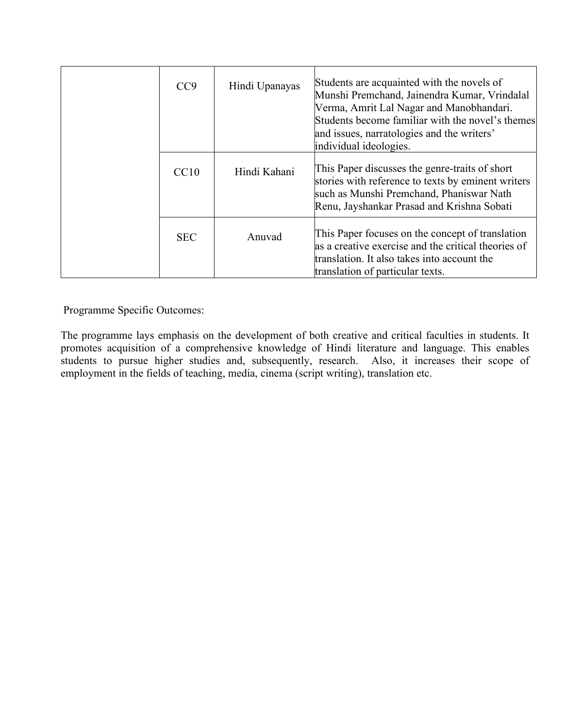| | | | |
|---|---|---|---|
| | CC9 | Hindi Upanayas | Students are acquainted with the novels of Munshi Premchand, Jainendra Kumar, Vrindalal Verma, Amrit Lal Nagar and Manobhandari. Students become familiar with the novel's themes and issues, narratologies and the writers' individual ideologies. |
| | CC10 | Hindi Kahani | This Paper discusses the genre-traits of short stories with reference to texts by eminent writers such as Munshi Premchand, Phaniswar Nath Renu, Jayshankar Prasad and Krishna Sobati |
| | SEC | Anuvad | This Paper focuses on the concept of translation as a creative exercise and the critical theories of translation. It also takes into account the translation of particular texts. |

Programme Specific Outcomes:

The programme lays emphasis on the development of both creative and critical faculties in students. It promotes acquisition of a comprehensive knowledge of Hindi literature and language. This enables students to pursue higher studies and, subsequently, research. Also, it increases their scope of employment in the fields of teaching, media, cinema (script writing), translation etc.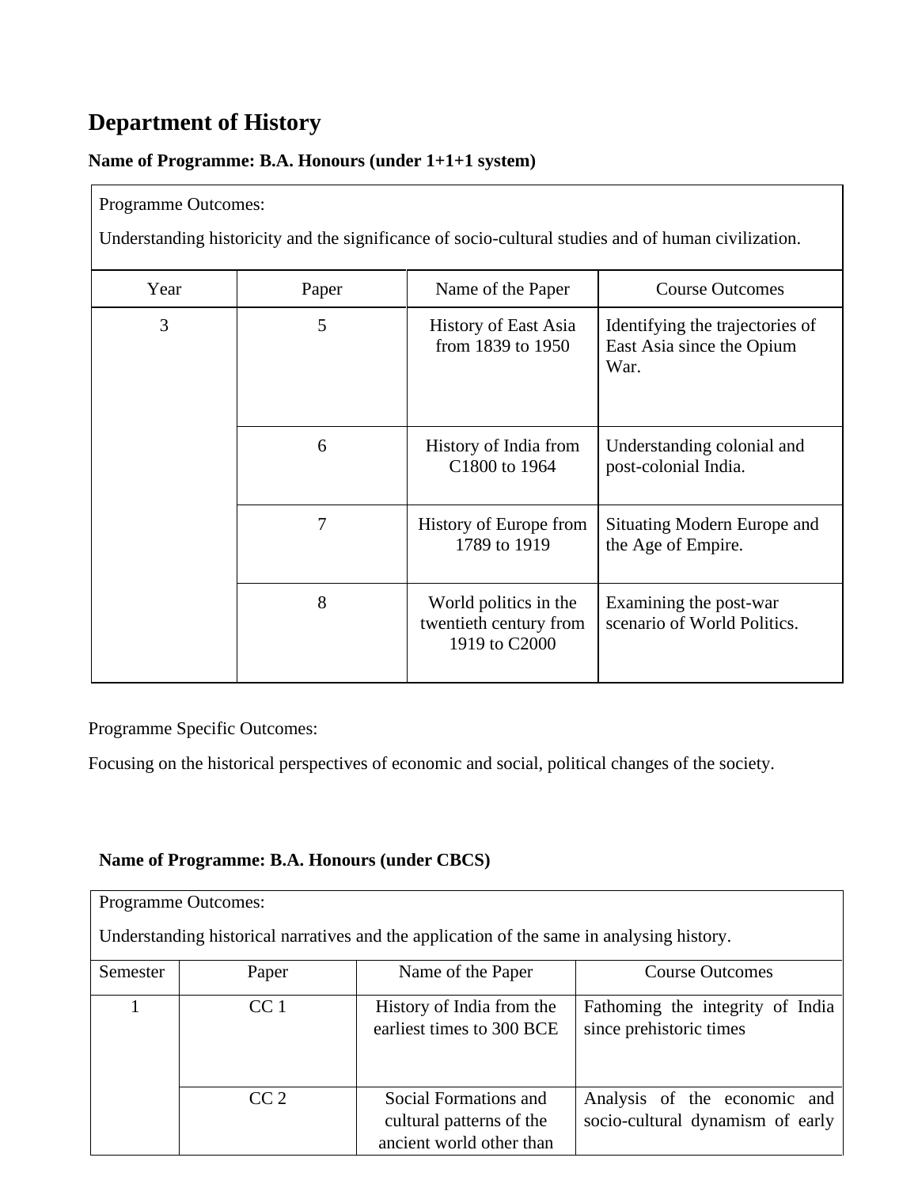## Department of History

**Name of Programme: B.A. Honours (under 1+1+1 system)**

| Programme Outcomes: Understanding historicity and the significance of socio-cultural studies and of human civilization. | | | |
|---|---|---|---|
| Year | Paper | Name of the Paper | Course Outcomes |
| 3 | 5 | History of East Asia from 1839 to 1950 | Identifying the trajectories of East Asia since the Opium War. |
| | 6 | History of India from C1800 to 1964 | Understanding colonial and post-colonial India. |
| | 7 | History of Europe from 1789 to 1919 | Situating Modern Europe and the Age of Empire. |
| | 8 | World politics in the twentieth century from 1919 to C2000 | Examining the post-war scenario of World Politics. |

Programme Specific Outcomes:

Focusing on the historical perspectives of economic and social, political changes of the society.

**Name of Programme: B.A. Honours (under CBCS)**

| Programme Outcomes: Understanding historical narratives and the application of the same in analysing history. | | | |
|---|---|---|---|
| Semester | Paper | Name of the Paper | Course Outcomes |
| 1 | CC 1 | History of India from the earliest times to 300 BCE | Fathoming the integrity of India since prehistoric times |
| | CC 2 | Social Formations and cultural patterns of the ancient world other than | Analysis of the economic and socio-cultural dynamism of early |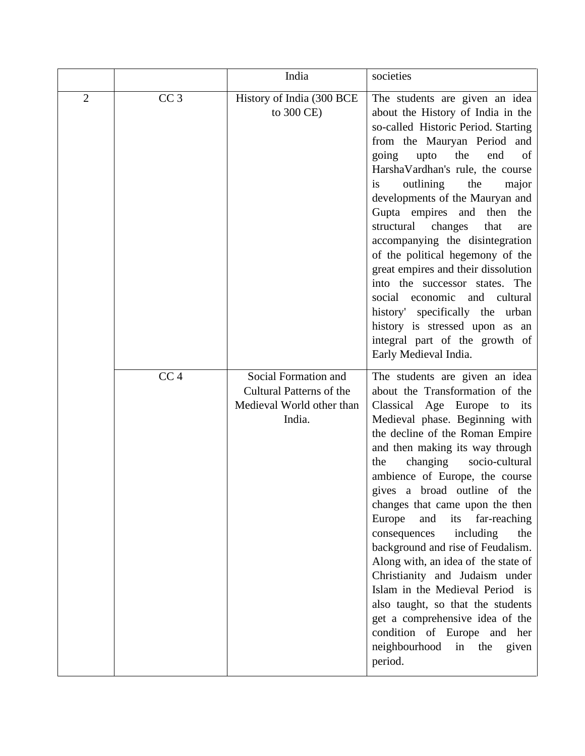| | | | |
|---|---|---|---|
| | | India | societies |
| 2 | CC 3 | History of India (300 BCE to 300 CE) | The students are given an idea about the History of India in the so-called Historic Period. Starting from the Mauryan Period and going upto the end of HarshaVardhan's rule, the course is outlining the major developments of the Mauryan and Gupta empires and then the structural changes that are accompanying the disintegration of the political hegemony of the great empires and their dissolution into the successor states. The social economic and cultural history' specifically the urban history is stressed upon as an integral part of the growth of Early Medieval India. |
| | CC 4 | Social Formation and Cultural Patterns of the Medieval World other than India. | The students are given an idea about the Transformation of the Classical Age Europe to its Medieval phase. Beginning with the decline of the Roman Empire and then making its way through the changing socio-cultural ambience of Europe, the course gives a broad outline of the changes that came upon the then Europe and its far-reaching consequences including the background and rise of Feudalism. Along with, an idea of the state of Christianity and Judaism under Islam in the Medieval Period is also taught, so that the students get a comprehensive idea of the condition of Europe and her neighbourhood in the given period. |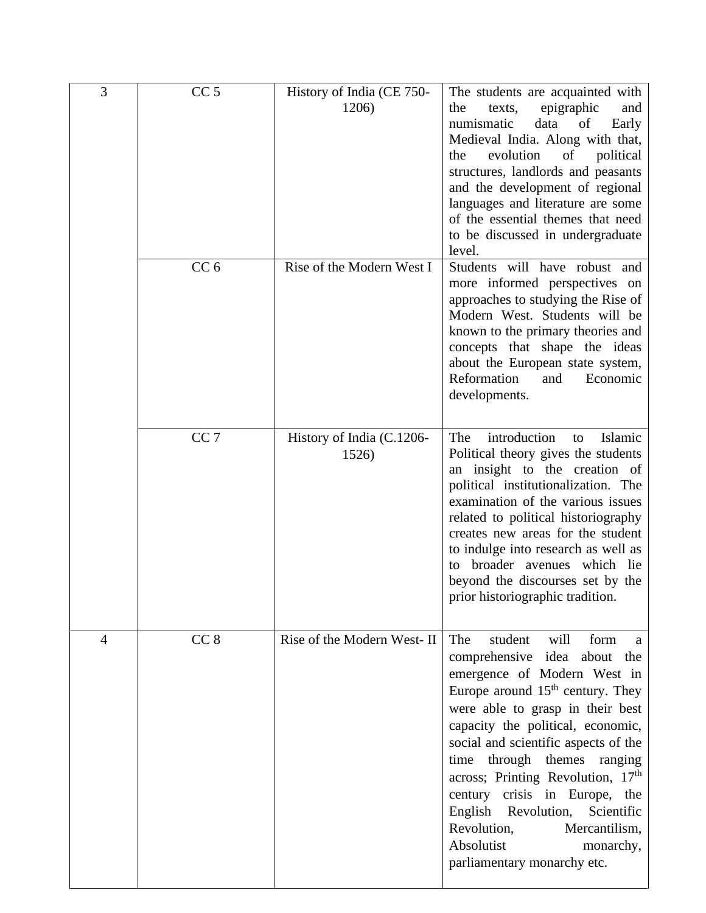| 3 | CC 5 | History of India (CE 750-1206) | The students are acquainted with the texts, epigraphic and numismatic data of Early Medieval India. Along with that, the evolution of political structures, landlords and peasants and the development of regional languages and literature are some of the essential themes that need to be discussed in undergraduate level. |
|---|---|---|---|
| | CC 6 | Rise of the Modern West I | Students will have robust and more informed perspectives on approaches to studying the Rise of Modern West. Students will be known to the primary theories and concepts that shape the ideas about the European state system, Reformation and Economic developments. |
| | CC 7 | History of India (C.1206-1526) | The introduction to Islamic Political theory gives the students an insight to the creation of political institutionalization. The examination of the various issues related to political historiography creates new areas for the student to indulge into research as well as to broader avenues which lie beyond the discourses set by the prior historiographic tradition. |
| 4 | CC 8 | Rise of the Modern West- II | The student will form a comprehensive idea about the emergence of Modern West in Europe around 15th century. They were able to grasp in their best capacity the political, economic, social and scientific aspects of the time through themes ranging across; Printing Revolution, 17th century crisis in Europe, the English Revolution, Scientific Revolution, Mercantilism, Absolutist monarchy, parliamentary monarchy etc. |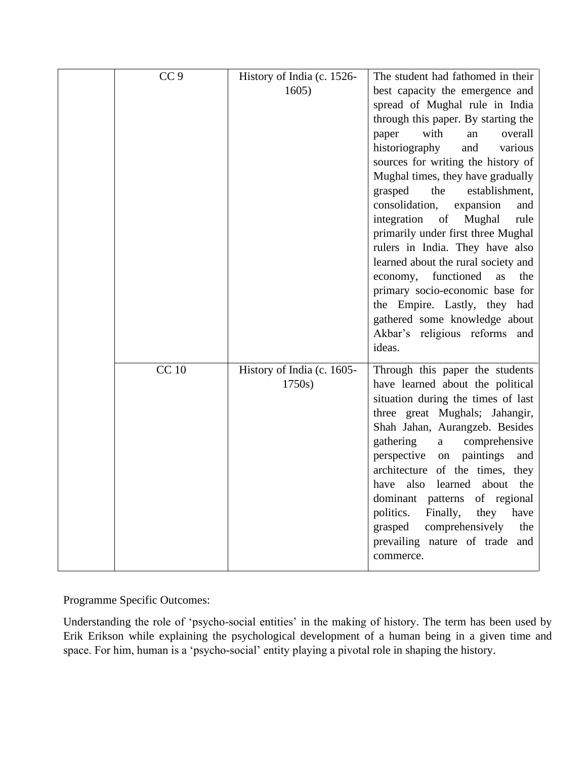| | | | |
|---|---|---|---|
| | CC 9 | History of India (c. 1526-1605) | The student had fathomed in their best capacity the emergence and spread of Mughal rule in India through this paper. By starting the paper with an overall historiography and various sources for writing the history of Mughal times, they have gradually grasped the establishment, consolidation, expansion and integration of Mughal rule primarily under first three Mughal rulers in India. They have also learned about the rural society and economy, functioned as the primary socio-economic base for the Empire. Lastly, they had gathered some knowledge about Akbar's religious reforms and ideas. |
| | CC 10 | History of India (c. 1605-1750s) | Through this paper the students have learned about the political situation during the times of last three great Mughals; Jahangir, Shah Jahan, Aurangzeb. Besides gathering a comprehensive perspective on paintings and architecture of the times, they have also learned about the dominant patterns of regional politics. Finally, they have grasped comprehensively the prevailing nature of trade and commerce. |

Programme Specific Outcomes:

Understanding the role of 'psycho-social entities' in the making of history. The term has been used by Erik Erikson while explaining the psychological development of a human being in a given time and space. For him, human is a 'psycho-social' entity playing a pivotal role in shaping the history.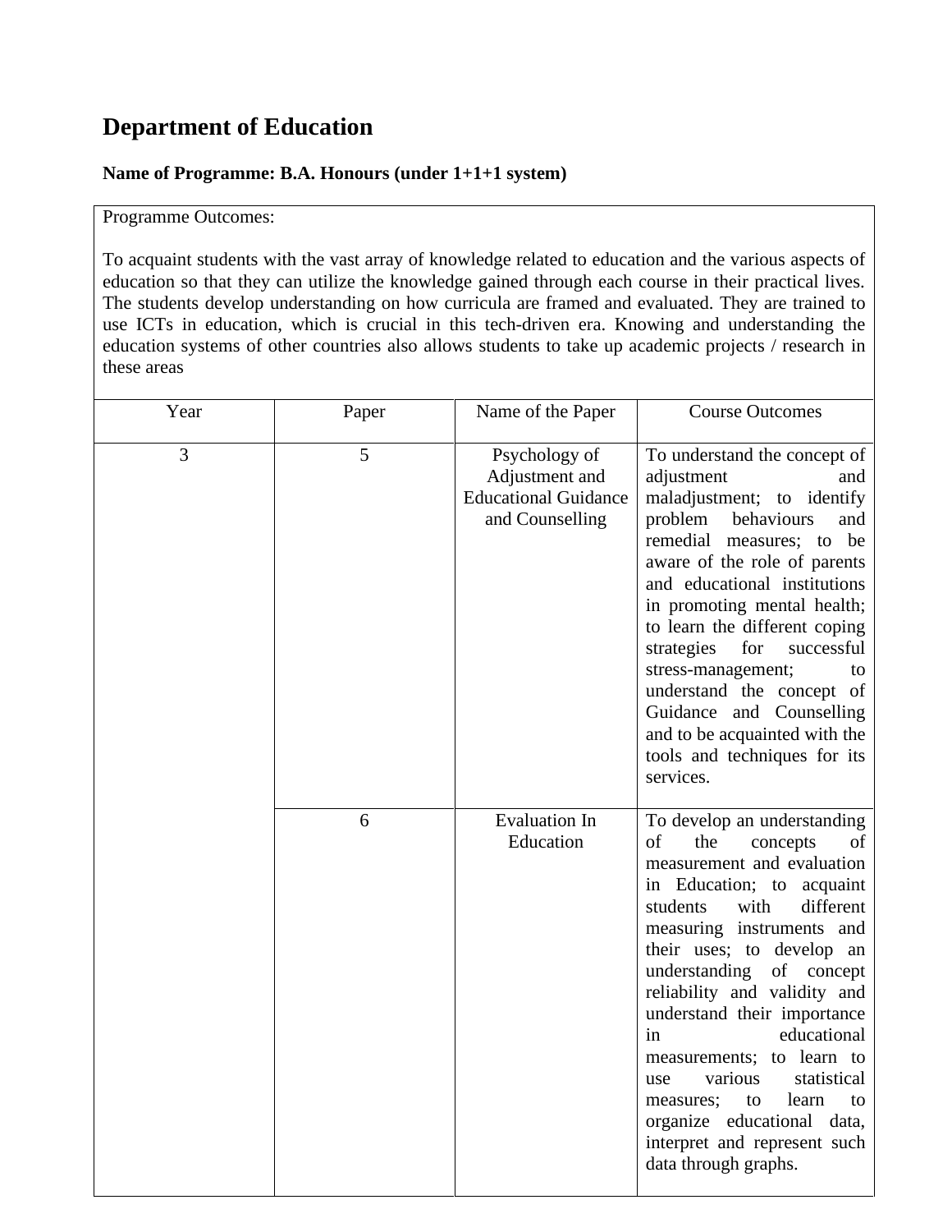# Department of Education

**Name of Programme: B.A. Honours (under 1+1+1 system)**

Programme Outcomes:

To acquaint students with the vast array of knowledge related to education and the various aspects of education so that they can utilize the knowledge gained through each course in their practical lives. The students develop understanding on how curricula are framed and evaluated. They are trained to use ICTs in education, which is crucial in this tech-driven era. Knowing and understanding the education systems of other countries also allows students to take up academic projects / research in these areas

| Year | Paper | Name of the Paper | Course Outcomes |
|---|---|---|---|
| 3 | 5 | Psychology of Adjustment and Educational Guidance and Counselling | To understand the concept of adjustment and maladjustment; to identify problem behaviours and remedial measures; to be aware of the role of parents and educational institutions in promoting mental health; to learn the different coping strategies for successful stress-management; to understand the concept of Guidance and Counselling and to be acquainted with the tools and techniques for its services. |
| | 6 | Evaluation In Education | To develop an understanding of the concepts of measurement and evaluation in Education; to acquaint students with different measuring instruments and their uses; to develop an understanding of concept reliability and validity and understand their importance in educational measurements; to learn to use various statistical measures; to learn to organize educational data, interpret and represent such data through graphs. |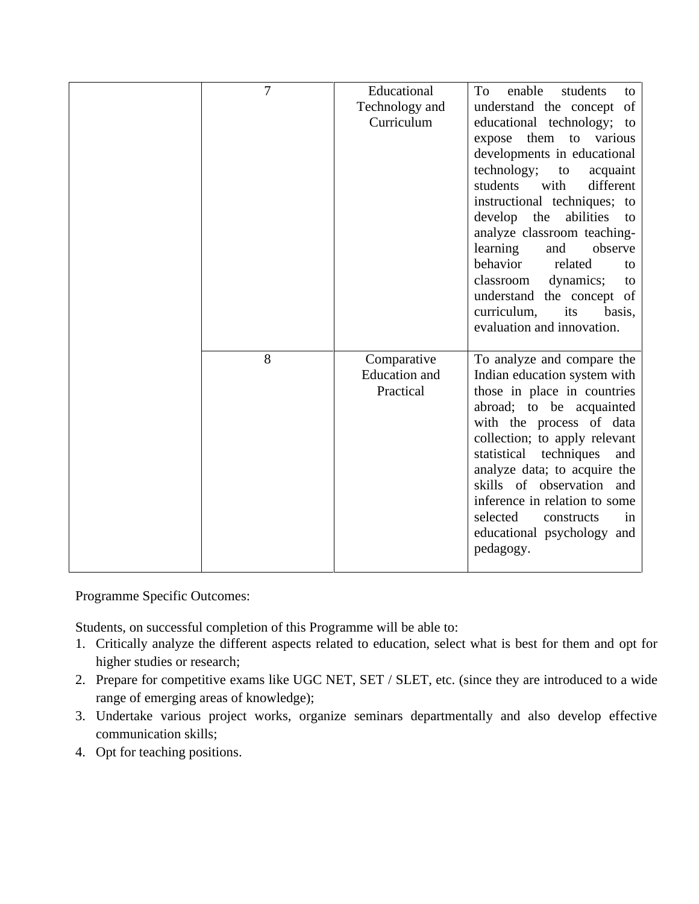|  |  |  |  |
|---|---|---|---|
|  | 7 | Educational Technology and Curriculum | To enable students to understand the concept of educational technology; to expose them to various developments in educational technology; to acquaint students with different instructional techniques; to develop the abilities to analyze classroom teaching-learning and observe behavior related to classroom dynamics; to understand the concept of curriculum, its basis, evaluation and innovation. |
|  | 8 | Comparative Education and Practical | To analyze and compare the Indian education system with those in place in countries abroad; to be acquainted with the process of data collection; to apply relevant statistical techniques and analyze data; to acquire the skills of observation and inference in relation to some selected constructs in educational psychology and pedagogy. |

Programme Specific Outcomes:

Students, on successful completion of this Programme will be able to:

1. Critically analyze the different aspects related to education, select what is best for them and opt for higher studies or research;
2. Prepare for competitive exams like UGC NET, SET / SLET, etc. (since they are introduced to a wide range of emerging areas of knowledge);
3. Undertake various project works, organize seminars departmentally and also develop effective communication skills;
4. Opt for teaching positions.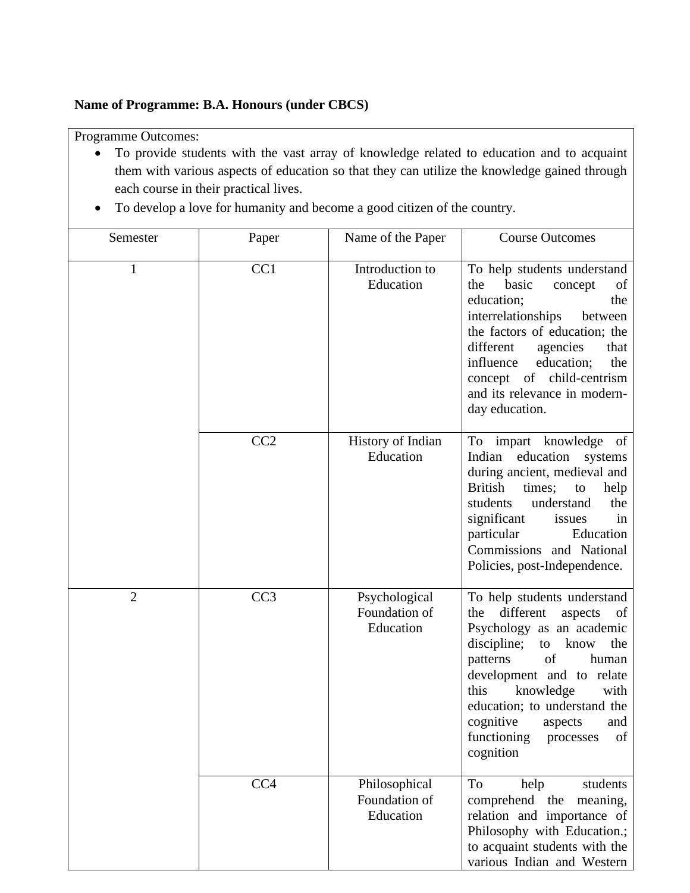**Name of Programme: B.A. Honours (under CBCS)**

Programme Outcomes:

- To provide students with the vast array of knowledge related to education and to acquaint them with various aspects of education so that they can utilize the knowledge gained through each course in their practical lives.
- To develop a love for humanity and become a good citizen of the country.

| Semester | Paper | Name of the Paper | Course Outcomes |
|---|---|---|---|
| 1 | CC1 | Introduction to Education | To help students understand the basic concept of education; the interrelationships between the factors of education; the different agencies that influence education; the concept of child-centrism and its relevance in modern-day education. |
| | CC2 | History of Indian Education | To impart knowledge of Indian education systems during ancient, medieval and British times; to help students understand the significant issues in particular Education Commissions and National Policies, post-Independence. |
| 2 | CC3 | Psychological Foundation of Education | To help students understand the different aspects of Psychology as an academic discipline; to know the patterns of human development and to relate this knowledge with education; to understand the cognitive aspects and functioning processes of cognition |
| | CC4 | Philosophical Foundation of Education | To help students comprehend the meaning, relation and importance of Philosophy with Education.; to acquaint students with the various Indian and Western |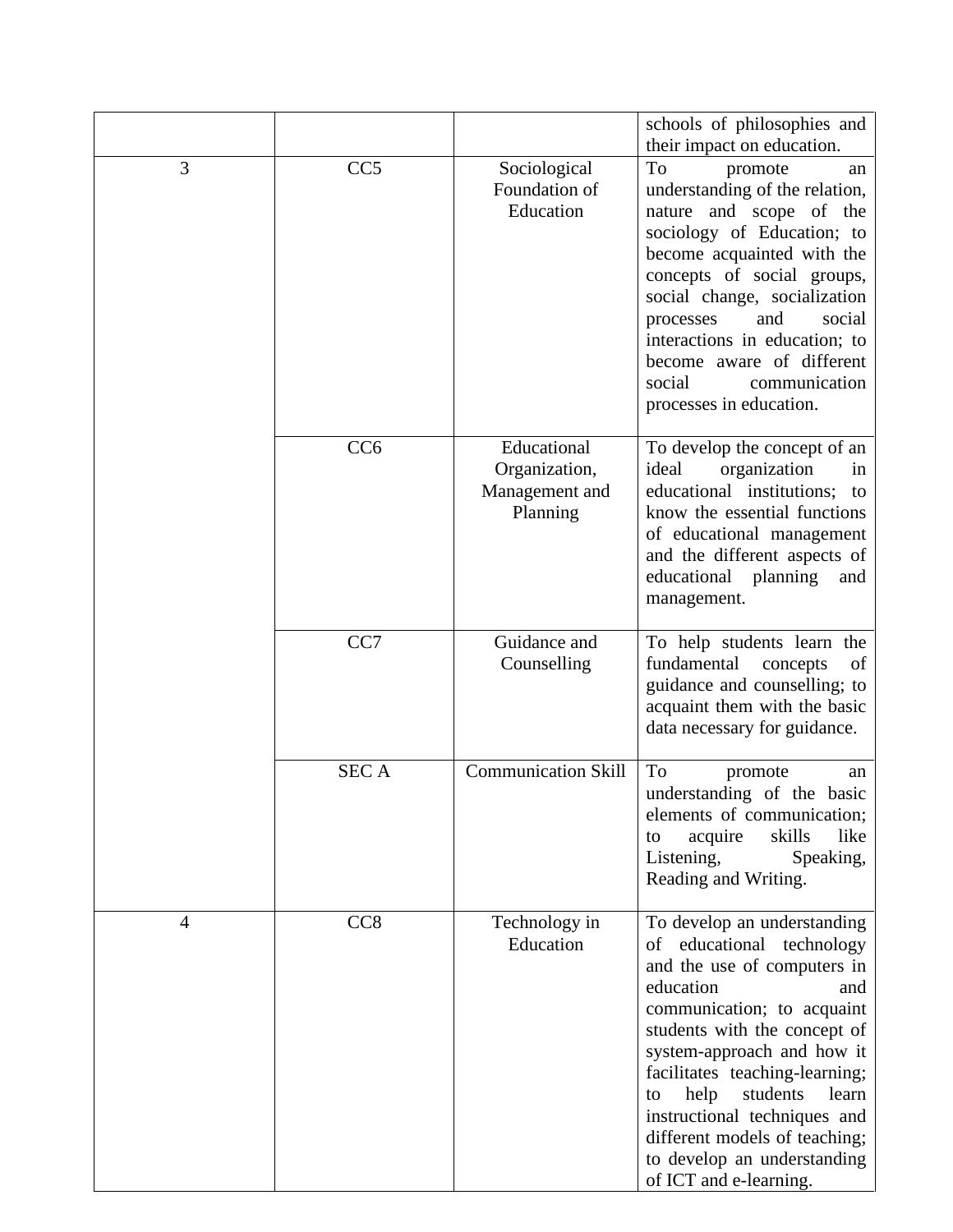| | | | schools of philosophies and their impact on education. |
|---|---|---|---|
| 3 | CC5 | Sociological Foundation of Education | To promote an understanding of the relation, nature and scope of the sociology of Education; to become acquainted with the concepts of social groups, social change, socialization processes and social interactions in education; to become aware of different social communication processes in education. |
| | CC6 | Educational Organization, Management and Planning | To develop the concept of an ideal organization in educational institutions; to know the essential functions of educational management and the different aspects of educational planning and management. |
| | CC7 | Guidance and Counselling | To help students learn the fundamental concepts of guidance and counselling; to acquaint them with the basic data necessary for guidance. |
| | SEC A | Communication Skill | To promote an understanding of the basic elements of communication; to acquire skills like Listening, Speaking, Reading and Writing. |
| 4 | CC8 | Technology in Education | To develop an understanding of educational technology and the use of computers in education and communication; to acquaint students with the concept of system-approach and how it facilitates teaching-learning; to help students learn instructional techniques and different models of teaching; to develop an understanding of ICT and e-learning. |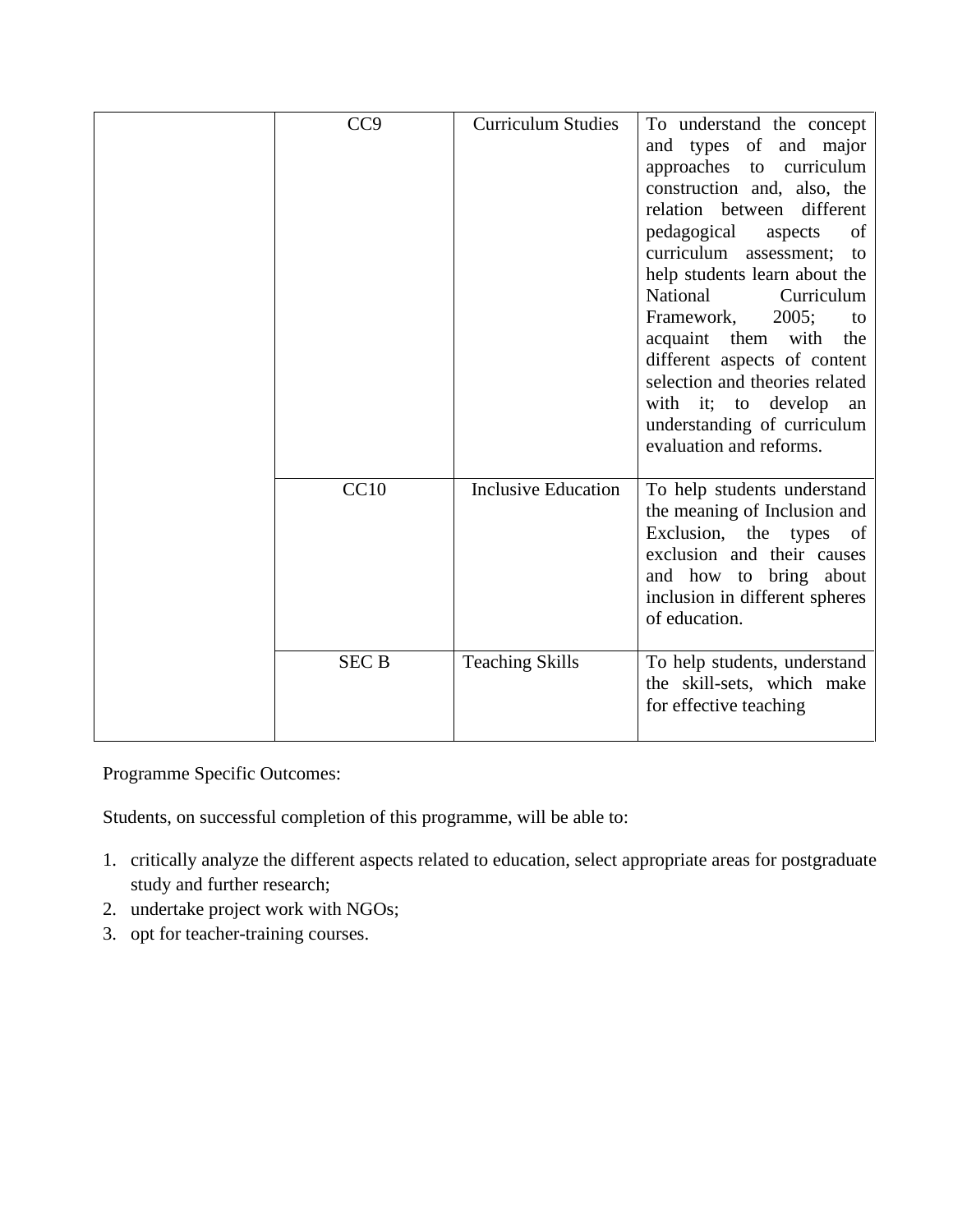|  |  |  |  |
|---|---|---|---|
|  | CC9 | Curriculum Studies | To understand the concept and types of and major approaches to curriculum construction and, also, the relation between different pedagogical aspects of curriculum assessment; to help students learn about the National Curriculum Framework, 2005; to acquaint them with the different aspects of content selection and theories related with it; to develop an understanding of curriculum evaluation and reforms. |
|  | CC10 | Inclusive Education | To help students understand the meaning of Inclusion and Exclusion, the types of exclusion and their causes and how to bring about inclusion in different spheres of education. |
|  | SEC B | Teaching Skills | To help students, understand the skill-sets, which make for effective teaching |

Programme Specific Outcomes:

Students, on successful completion of this programme, will be able to:

1. critically analyze the different aspects related to education, select appropriate areas for postgraduate study and further research;
2. undertake project work with NGOs;
3. opt for teacher-training courses.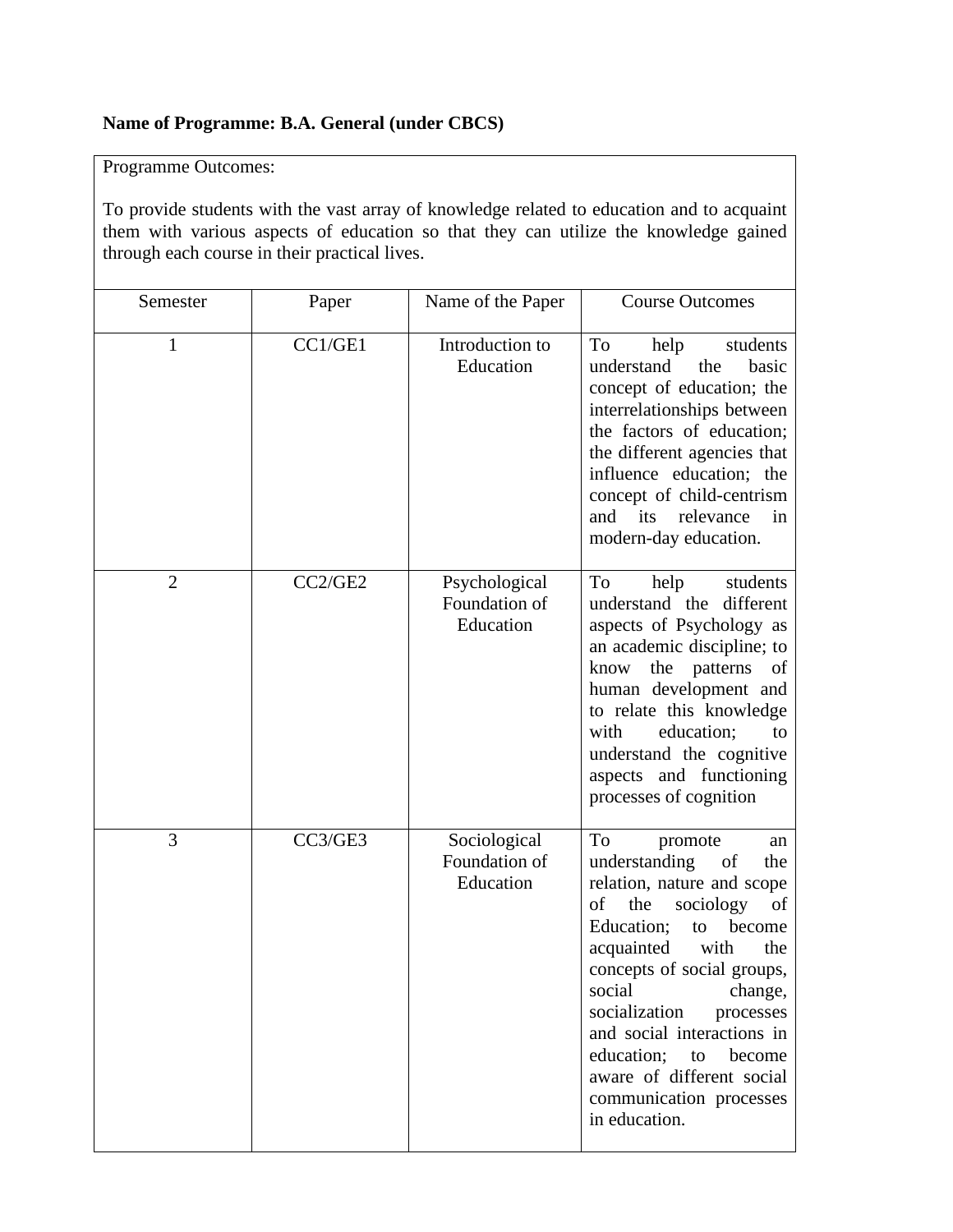**Name of Programme: B.A. General (under CBCS)**

Programme Outcomes:

To provide students with the vast array of knowledge related to education and to acquaint them with various aspects of education so that they can utilize the knowledge gained through each course in their practical lives.

| Semester | Paper | Name of the Paper | Course Outcomes |
|---|---|---|---|
| 1 | CC1/GE1 | Introduction to Education | To help students understand the basic concept of education; the interrelationships between the factors of education; the different agencies that influence education; the concept of child-centrism and its relevance in modern-day education. |
| 2 | CC2/GE2 | Psychological Foundation of Education | To help students understand the different aspects of Psychology as an academic discipline; to know the patterns of human development and to relate this knowledge with education; to understand the cognitive aspects and functioning processes of cognition |
| 3 | CC3/GE3 | Sociological Foundation of Education | To promote an understanding of the relation, nature and scope of the sociology of Education; to become acquainted with the concepts of social groups, social change, socialization processes and social interactions in education; to become aware of different social communication processes in education. |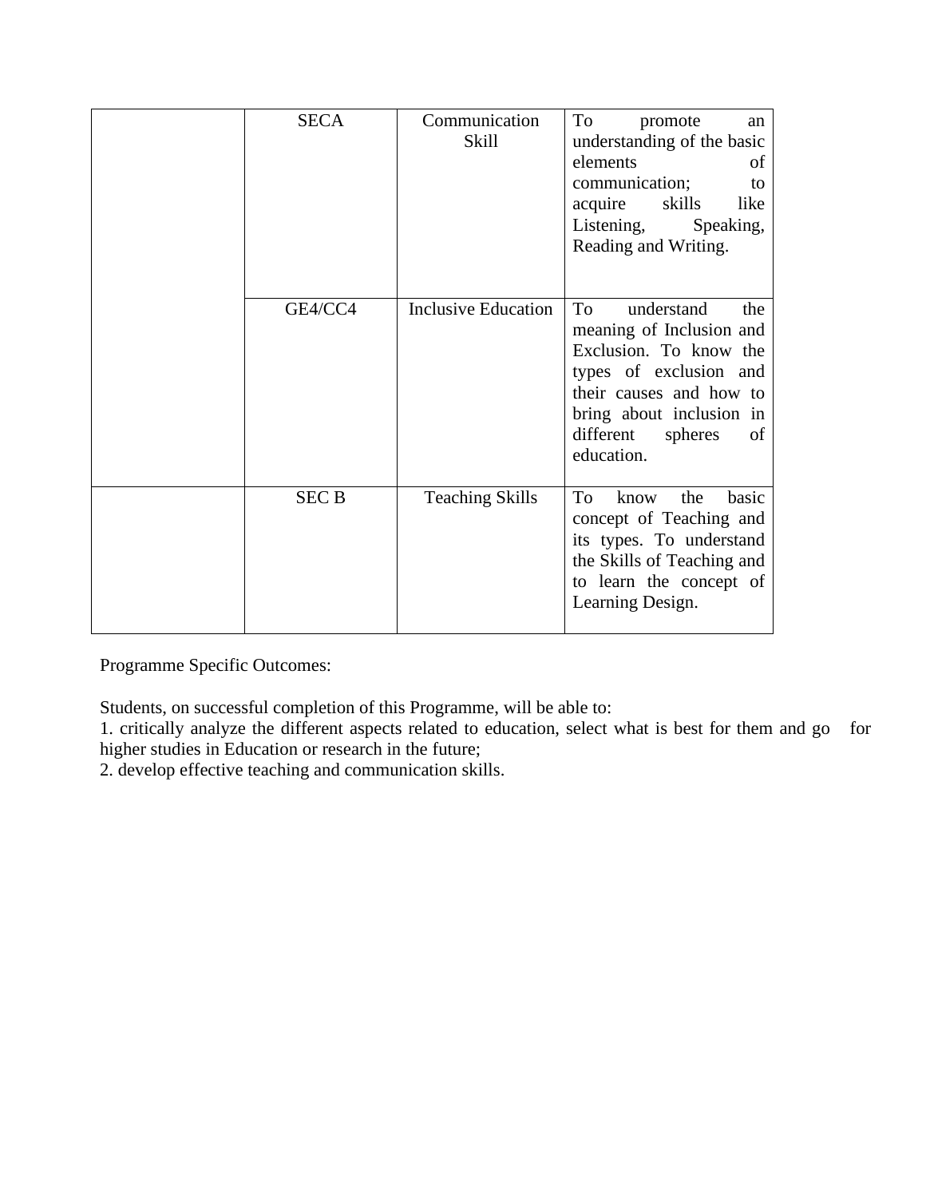| | | | |
|---|---|---|---|
| | SECA | Communication Skill | To promote an understanding of the basic elements of communication; to acquire skills like Listening, Speaking, Reading and Writing. |
| | GE4/CC4 | Inclusive Education | To understand the meaning of Inclusion and Exclusion. To know the types of exclusion and their causes and how to bring about inclusion in different spheres of education. |
| | SEC B | Teaching Skills | To know the basic concept of Teaching and its types. To understand the Skills of Teaching and to learn the concept of Learning Design. |

Programme Specific Outcomes:

Students, on successful completion of this Programme, will be able to:

1. critically analyze the different aspects related to education, select what is best for them and go for higher studies in Education or research in the future;
2. develop effective teaching and communication skills.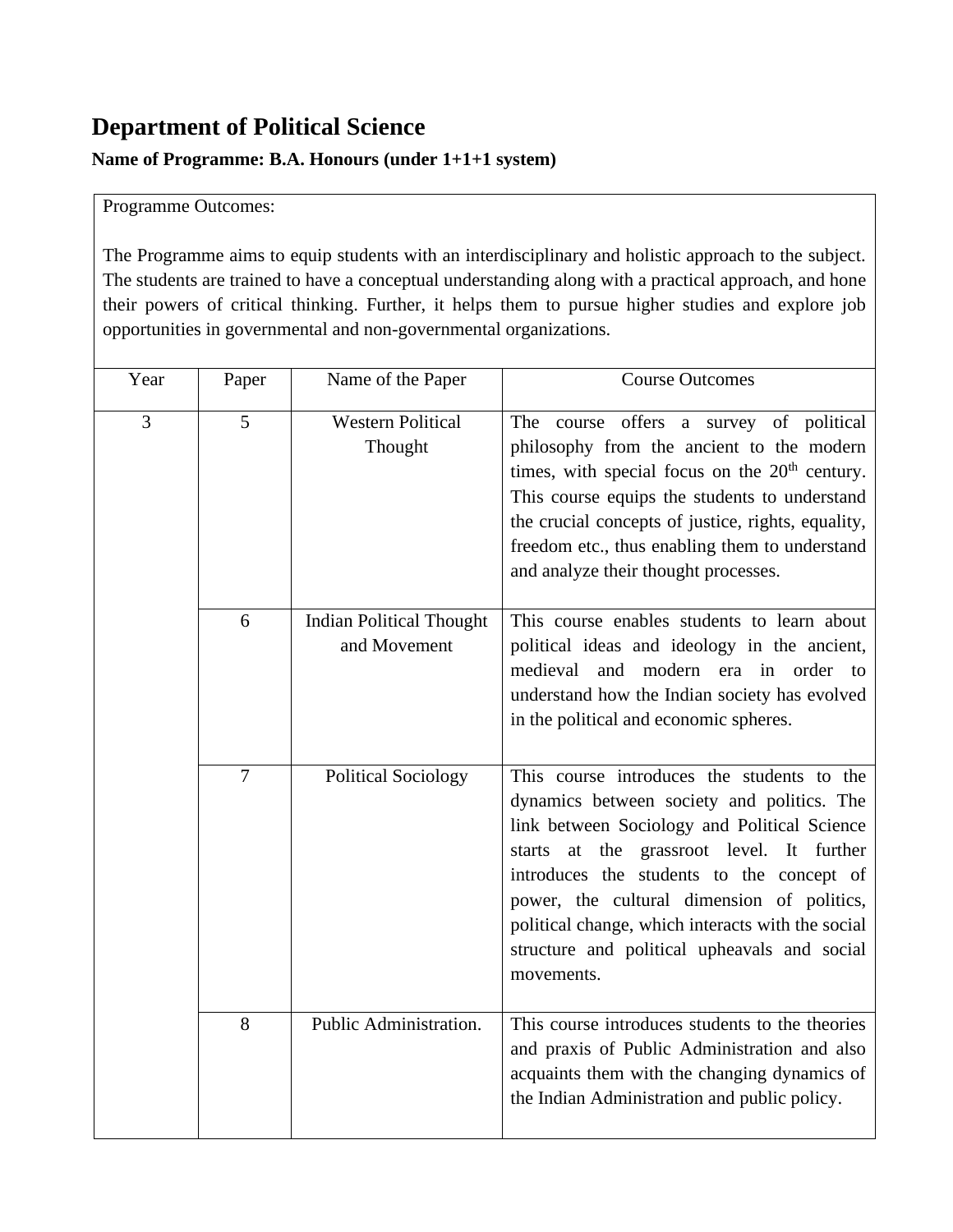## Department of Political Science

**Name of Programme: B.A. Honours (under 1+1+1 system)**

Programme Outcomes:

The Programme aims to equip students with an interdisciplinary and holistic approach to the subject. The students are trained to have a conceptual understanding along with a practical approach, and hone their powers of critical thinking. Further, it helps them to pursue higher studies and explore job opportunities in governmental and non-governmental organizations.

| Year | Paper | Name of the Paper | Course Outcomes |
|---|---|---|---|
| 3 | 5 | Western Political Thought | The course offers a survey of political philosophy from the ancient to the modern times, with special focus on the 20th century. This course equips the students to understand the crucial concepts of justice, rights, equality, freedom etc., thus enabling them to understand and analyze their thought processes. |
| | 6 | Indian Political Thought and Movement | This course enables students to learn about political ideas and ideology in the ancient, medieval and modern era in order to understand how the Indian society has evolved in the political and economic spheres. |
| | 7 | Political Sociology | This course introduces the students to the dynamics between society and politics. The link between Sociology and Political Science starts at the grassroot level. It further introduces the students to the concept of power, the cultural dimension of politics, political change, which interacts with the social structure and political upheavals and social movements. |
| | 8 | Public Administration. | This course introduces students to the theories and praxis of Public Administration and also acquaints them with the changing dynamics of the Indian Administration and public policy. |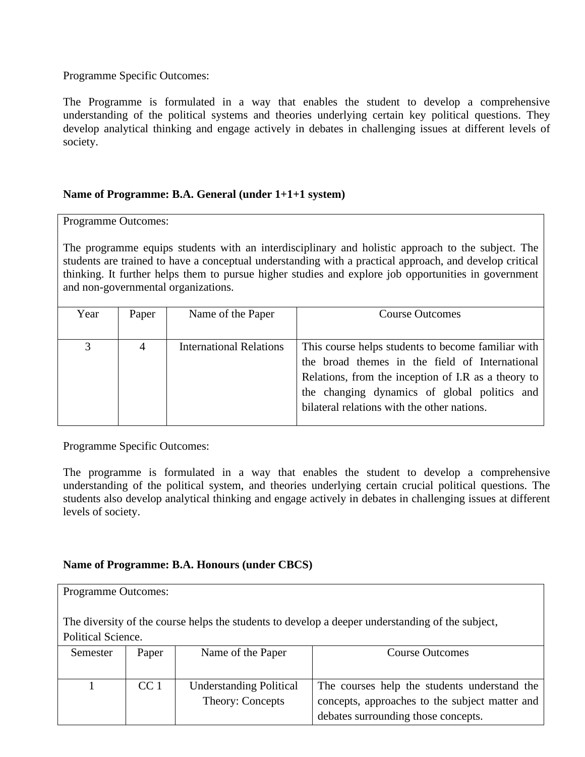Programme Specific Outcomes:

The Programme is formulated in a way that enables the student to develop a comprehensive understanding of the political systems and theories underlying certain key political questions. They develop analytical thinking and engage actively in debates in challenging issues at different levels of society.

**Name of Programme: B.A. General (under 1+1+1 system)**

Programme Outcomes:

The programme equips students with an interdisciplinary and holistic approach to the subject. The students are trained to have a conceptual understanding with a practical approach, and develop critical thinking. It further helps them to pursue higher studies and explore job opportunities in government and non-governmental organizations.

| Year | Paper | Name of the Paper | Course Outcomes |
|---|---|---|---|
| 3 | 4 | International Relations | This course helps students to become familiar with the broad themes in the field of International Relations, from the inception of I.R as a theory to the changing dynamics of global politics and bilateral relations with the other nations. |

Programme Specific Outcomes:

The programme is formulated in a way that enables the student to develop a comprehensive understanding of the political system, and theories underlying certain crucial political questions. The students also develop analytical thinking and engage actively in debates in challenging issues at different levels of society.

**Name of Programme: B.A. Honours (under CBCS)**

Programme Outcomes:

The diversity of the course helps the students to develop a deeper understanding of the subject, Political Science.

| Semester | Paper | Name of the Paper | Course Outcomes |
|---|---|---|---|
| 1 | CC 1 | Understanding Political Theory: Concepts | The courses help the students understand the concepts, approaches to the subject matter and debates surrounding those concepts. |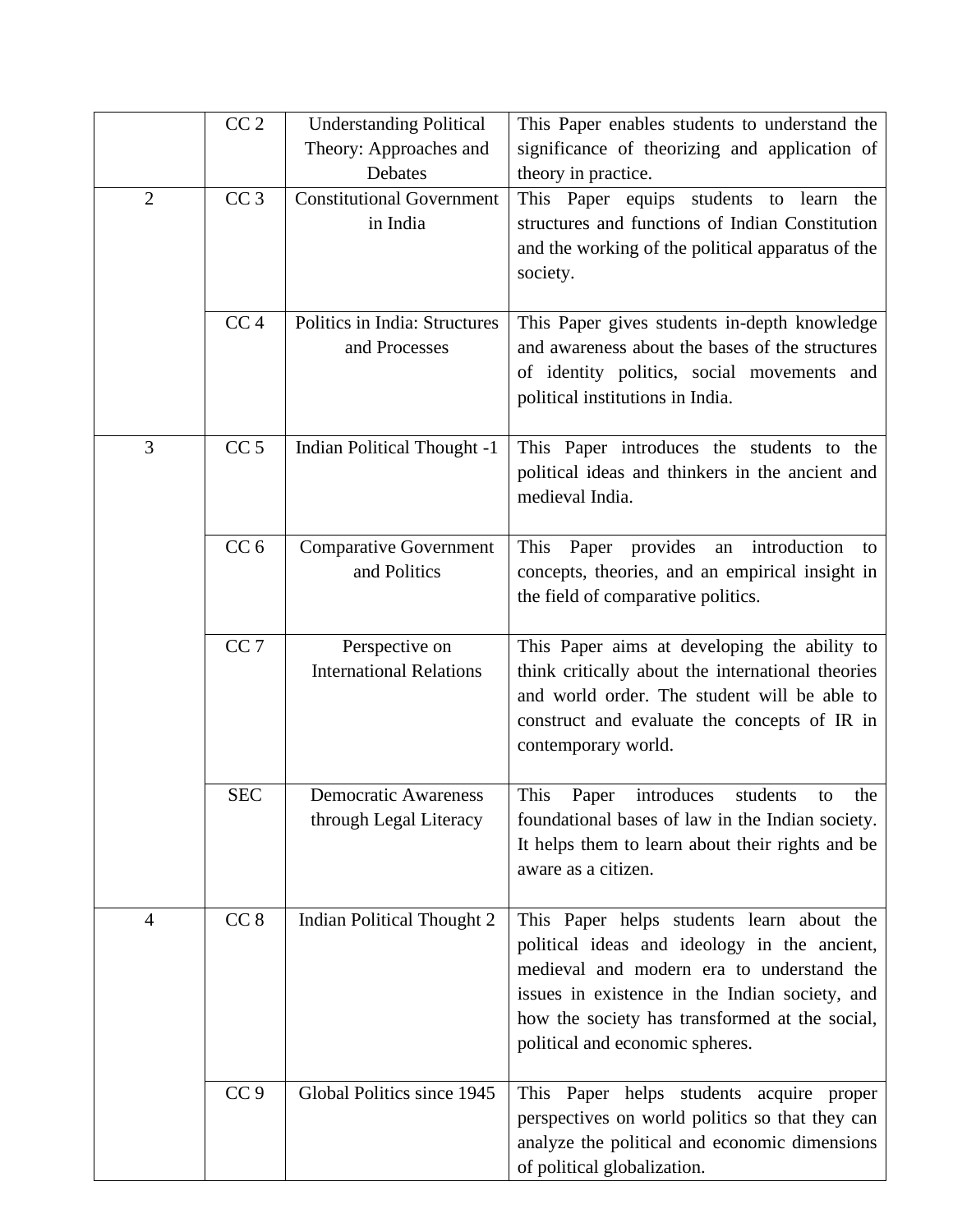| | | | |
|---|---|---|---|
| | CC 2 | Understanding Political Theory: Approaches and Debates | This Paper enables students to understand the significance of theorizing and application of theory in practice. |
| 2 | CC 3 | Constitutional Government in India | This Paper equips students to learn the structures and functions of Indian Constitution and the working of the political apparatus of the society. |
| | CC 4 | Politics in India: Structures and Processes | This Paper gives students in-depth knowledge and awareness about the bases of the structures of identity politics, social movements and political institutions in India. |
| 3 | CC 5 | Indian Political Thought -1 | This Paper introduces the students to the political ideas and thinkers in the ancient and medieval India. |
| | CC 6 | Comparative Government and Politics | This Paper provides an introduction to concepts, theories, and an empirical insight in the field of comparative politics. |
| | CC 7 | Perspective on International Relations | This Paper aims at developing the ability to think critically about the international theories and world order. The student will be able to construct and evaluate the concepts of IR in contemporary world. |
| | SEC | Democratic Awareness through Legal Literacy | This Paper introduces students to the foundational bases of law in the Indian society. It helps them to learn about their rights and be aware as a citizen. |
| 4 | CC 8 | Indian Political Thought 2 | This Paper helps students learn about the political ideas and ideology in the ancient, medieval and modern era to understand the issues in existence in the Indian society, and how the society has transformed at the social, political and economic spheres. |
| | CC 9 | Global Politics since 1945 | This Paper helps students acquire proper perspectives on world politics so that they can analyze the political and economic dimensions of political globalization. |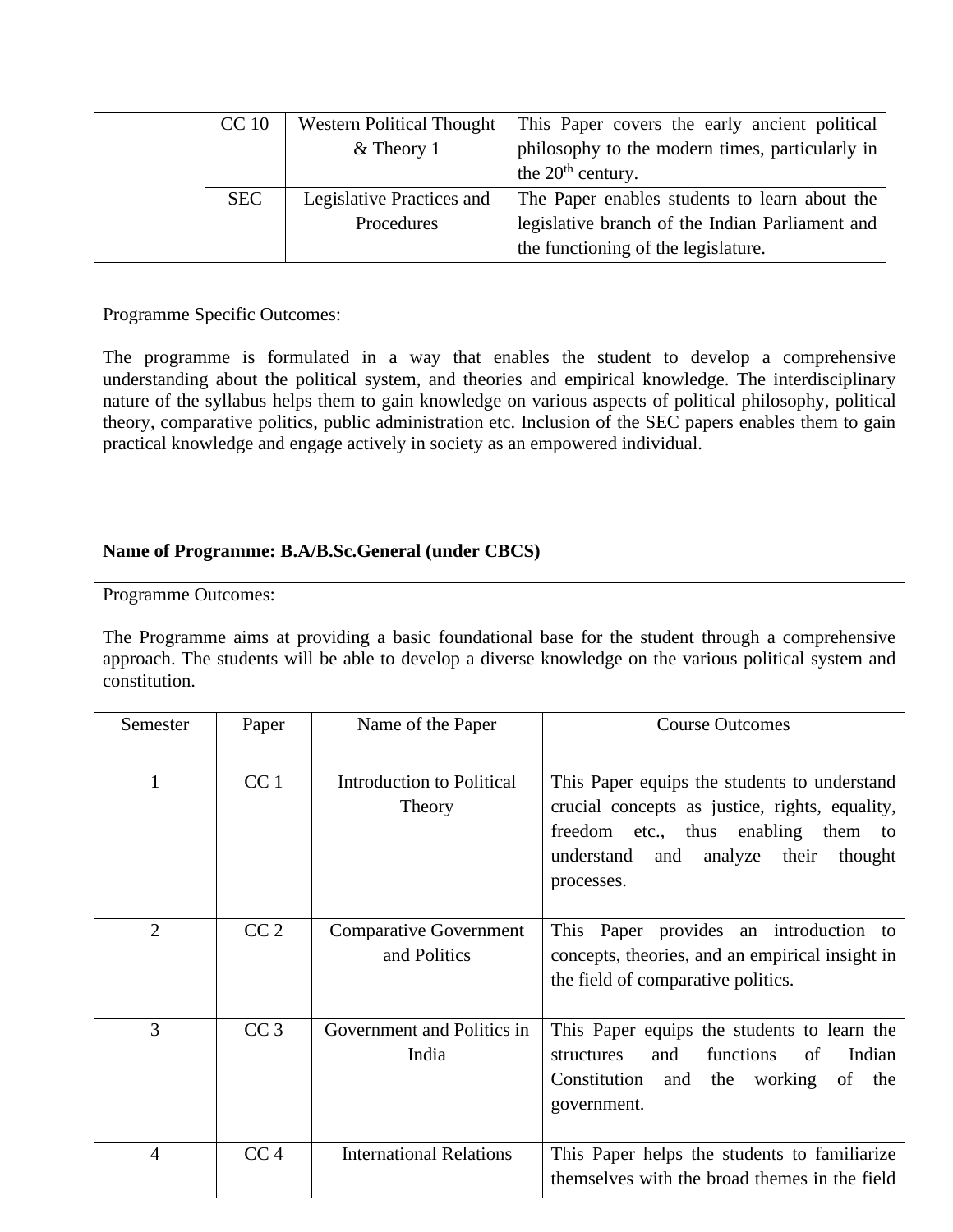| | | | |
|---|---|---|---|
| | CC 10 | Western Political Thought & Theory 1 | This Paper covers the early ancient political philosophy to the modern times, particularly in the 20th century. |
| | SEC | Legislative Practices and Procedures | The Paper enables students to learn about the legislative branch of the Indian Parliament and the functioning of the legislature. |

Programme Specific Outcomes:

The programme is formulated in a way that enables the student to develop a comprehensive understanding about the political system, and theories and empirical knowledge. The interdisciplinary nature of the syllabus helps them to gain knowledge on various aspects of political philosophy, political theory, comparative politics, public administration etc. Inclusion of the SEC papers enables them to gain practical knowledge and engage actively in society as an empowered individual.

**Name of Programme: B.A/B.Sc.General (under CBCS)**

Programme Outcomes:

The Programme aims at providing a basic foundational base for the student through a comprehensive approach. The students will be able to develop a diverse knowledge on the various political system and constitution.

| Semester | Paper | Name of the Paper | Course Outcomes |
|---|---|---|---|
| 1 | CC 1 | Introduction to Political Theory | This Paper equips the students to understand crucial concepts as justice, rights, equality, freedom etc., thus enabling them to understand and analyze their thought processes. |
| 2 | CC 2 | Comparative Government and Politics | This Paper provides an introduction to concepts, theories, and an empirical insight in the field of comparative politics. |
| 3 | CC 3 | Government and Politics in India | This Paper equips the students to learn the structures and functions of Indian Constitution and the working of the government. |
| 4 | CC 4 | International Relations | This Paper helps the students to familiarize themselves with the broad themes in the field |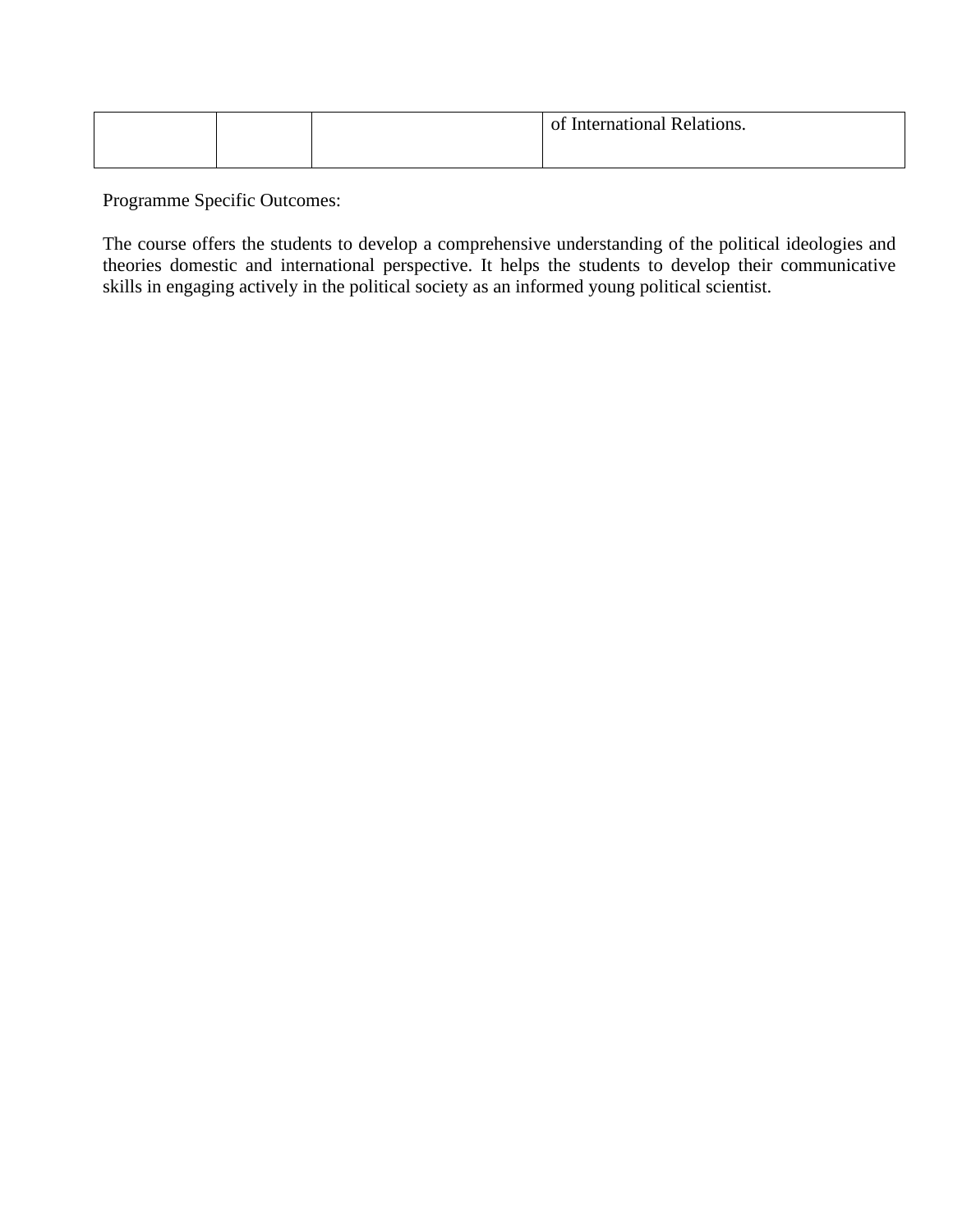|  |  |  | of International Relations. |
|---|---|---|---|

Programme Specific Outcomes:

The course offers the students to develop a comprehensive understanding of the political ideologies and theories domestic and international perspective. It helps the students to develop their communicative skills in engaging actively in the political society as an informed young political scientist.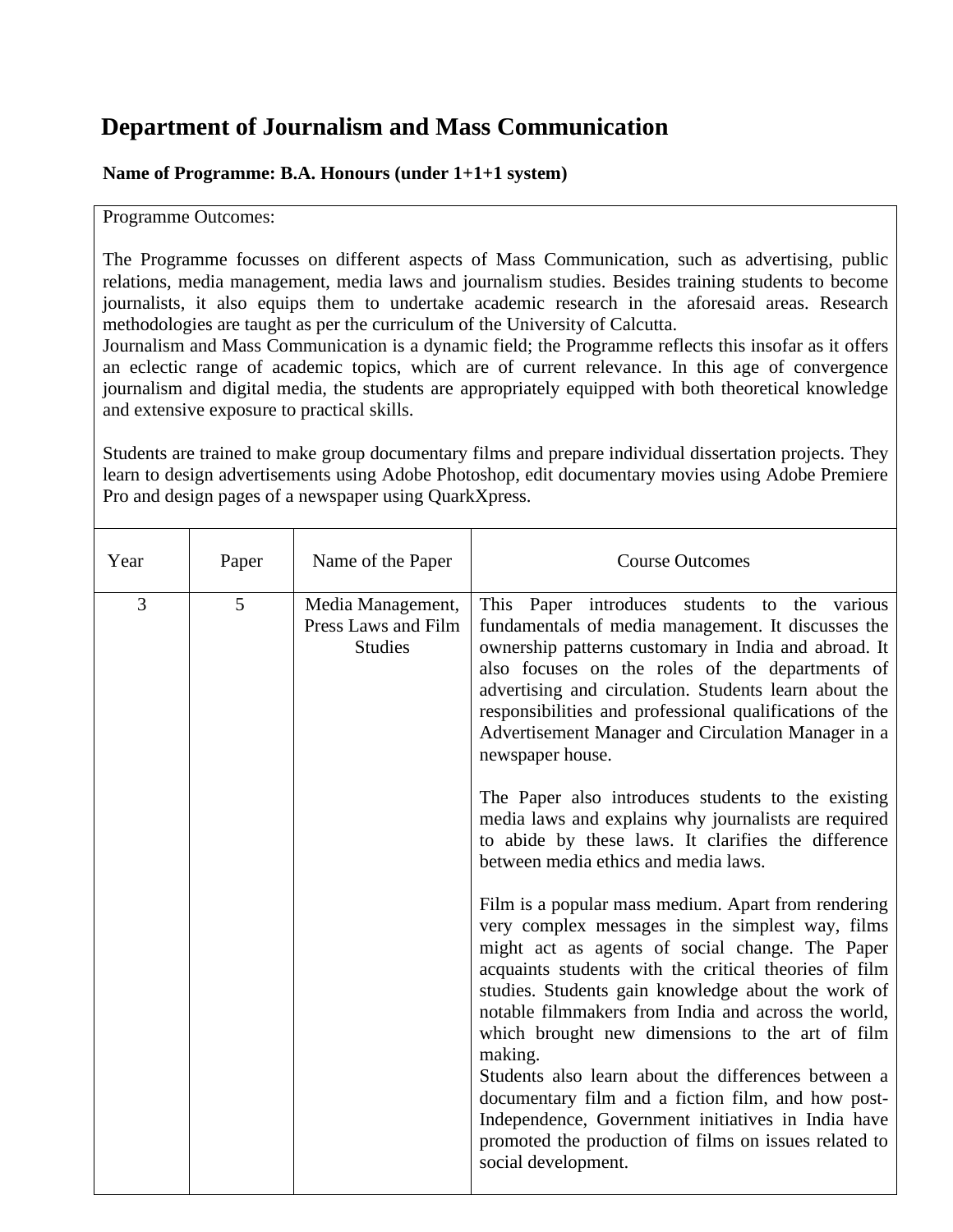# Department of Journalism and Mass Communication

**Name of Programme: B.A. Honours (under 1+1+1 system)**

Programme Outcomes:

The Programme focusses on different aspects of Mass Communication, such as advertising, public relations, media management, media laws and journalism studies. Besides training students to become journalists, it also equips them to undertake academic research in the aforesaid areas. Research methodologies are taught as per the curriculum of the University of Calcutta.
Journalism and Mass Communication is a dynamic field; the Programme reflects this insofar as it offers an eclectic range of academic topics, which are of current relevance. In this age of convergence journalism and digital media, the students are appropriately equipped with both theoretical knowledge and extensive exposure to practical skills.

Students are trained to make group documentary films and prepare individual dissertation projects. They learn to design advertisements using Adobe Photoshop, edit documentary movies using Adobe Premiere Pro and design pages of a newspaper using QuarkXpress.

| Year | Paper | Name of the Paper | Course Outcomes |
|---|---|---|---|
| 3 | 5 | Media Management, Press Laws and Film Studies | This Paper introduces students to the various fundamentals of media management. It discusses the ownership patterns customary in India and abroad. It also focuses on the roles of the departments of advertising and circulation. Students learn about the responsibilities and professional qualifications of the Advertisement Manager and Circulation Manager in a newspaper house.<br><br>The Paper also introduces students to the existing media laws and explains why journalists are required to abide by these laws. It clarifies the difference between media ethics and media laws.<br><br>Film is a popular mass medium. Apart from rendering very complex messages in the simplest way, films might act as agents of social change. The Paper acquaints students with the critical theories of film studies. Students gain knowledge about the work of notable filmmakers from India and across the world, which brought new dimensions to the art of film making.<br>Students also learn about the differences between a documentary film and a fiction film, and how post-Independence, Government initiatives in India have promoted the production of films on issues related to social development. |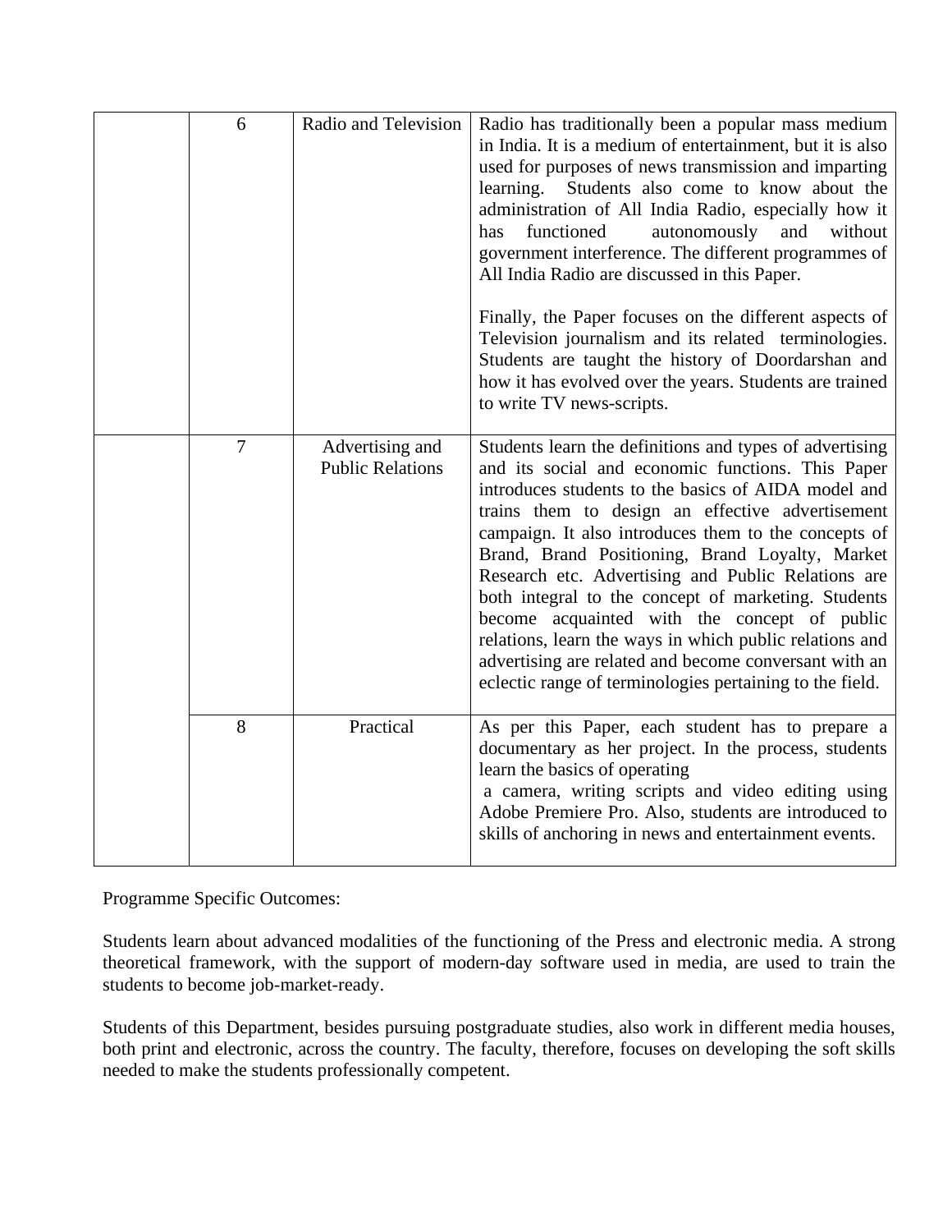|   |   |   |   |
|---|---|---|---|
|   | 6 | Radio and Television | Radio has traditionally been a popular mass medium in India. It is a medium of entertainment, but it is also used for purposes of news transmission and imparting learning. Students also come to know about the administration of All India Radio, especially how it has functioned autonomously and without government interference. The different programmes of All India Radio are discussed in this Paper.<br><br>Finally, the Paper focuses on the different aspects of Television journalism and its related terminologies. Students are taught the history of Doordarshan and how it has evolved over the years. Students are trained to write TV news-scripts. |
|   | 7 | Advertising and Public Relations | Students learn the definitions and types of advertising and its social and economic functions. This Paper introduces students to the basics of AIDA model and trains them to design an effective advertisement campaign. It also introduces them to the concepts of Brand, Brand Positioning, Brand Loyalty, Market Research etc. Advertising and Public Relations are both integral to the concept of marketing. Students become acquainted with the concept of public relations, learn the ways in which public relations and advertising are related and become conversant with an eclectic range of terminologies pertaining to the field. |
|   | 8 | Practical | As per this Paper, each student has to prepare a documentary as her project. In the process, students learn the basics of operating a camera, writing scripts and video editing using Adobe Premiere Pro. Also, students are introduced to skills of anchoring in news and entertainment events. |

Programme Specific Outcomes:

Students learn about advanced modalities of the functioning of the Press and electronic media. A strong theoretical framework, with the support of modern-day software used in media, are used to train the students to become job-market-ready.

Students of this Department, besides pursuing postgraduate studies, also work in different media houses, both print and electronic, across the country. The faculty, therefore, focuses on developing the soft skills needed to make the students professionally competent.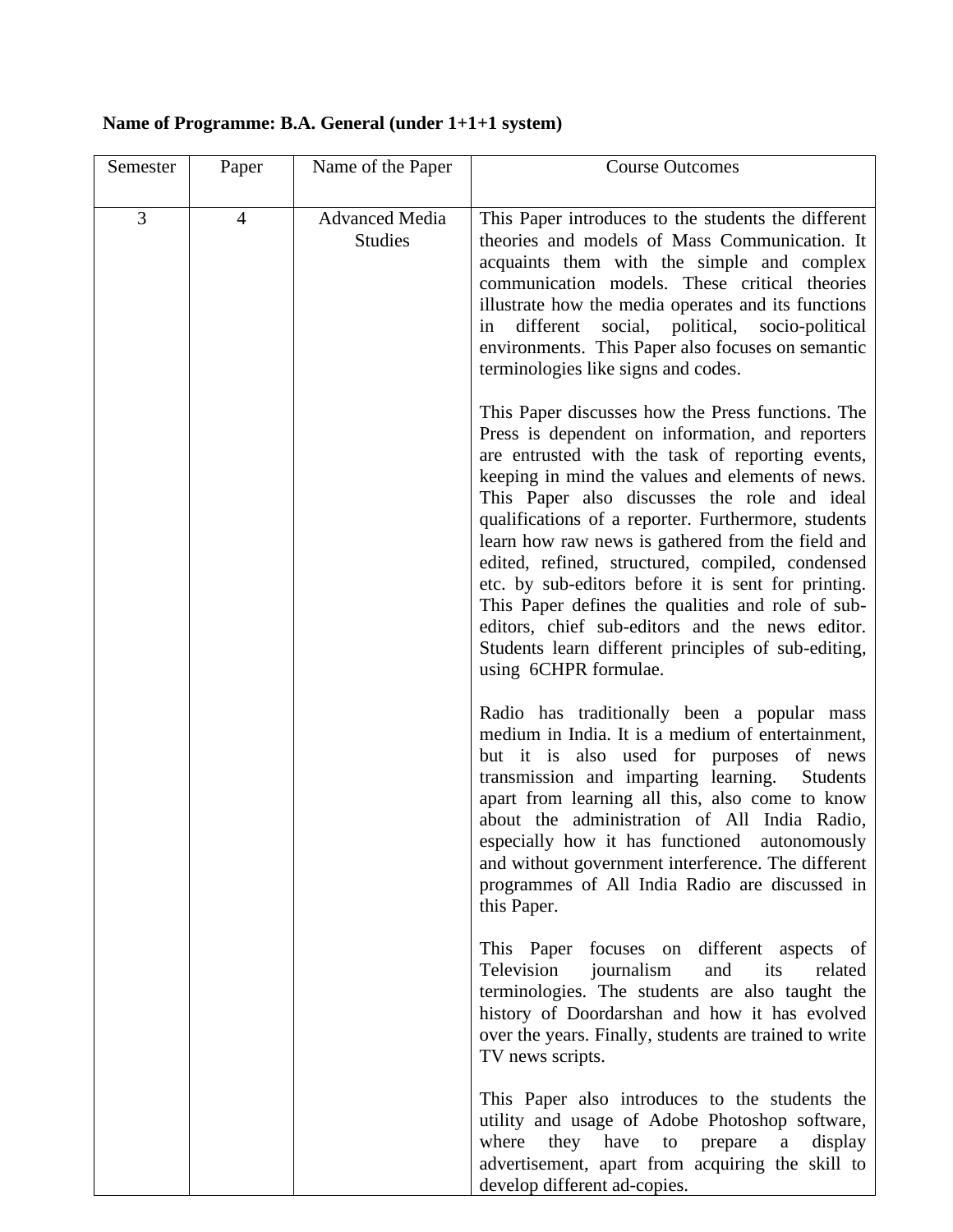**Name of Programme: B.A. General (under 1+1+1 system)**

| Semester | Paper | Name of the Paper | Course Outcomes |
|---|---|---|---|
| 3 | 4 | Advanced Media Studies | This Paper introduces to the students the different theories and models of Mass Communication. It acquaints them with the simple and complex communication models. These critical theories illustrate how the media operates and its functions in different social, political, socio-political environments. This Paper also focuses on semantic terminologies like signs and codes.<br><br>This Paper discusses how the Press functions. The Press is dependent on information, and reporters are entrusted with the task of reporting events, keeping in mind the values and elements of news. This Paper also discusses the role and ideal qualifications of a reporter. Furthermore, students learn how raw news is gathered from the field and edited, refined, structured, compiled, condensed etc. by sub-editors before it is sent for printing. This Paper defines the qualities and role of sub-editors, chief sub-editors and the news editor. Students learn different principles of sub-editing, using 6CHPR formulae.<br><br>Radio has traditionally been a popular mass medium in India. It is a medium of entertainment, but it is also used for purposes of news transmission and imparting learning. Students apart from learning all this, also come to know about the administration of All India Radio, especially how it has functioned autonomously and without government interference. The different programmes of All India Radio are discussed in this Paper.<br><br>This Paper focuses on different aspects of Television journalism and its related terminologies. The students are also taught the history of Doordarshan and how it has evolved over the years. Finally, students are trained to write TV news scripts.<br><br>This Paper also introduces to the students the utility and usage of Adobe Photoshop software, where they have to prepare a display advertisement, apart from acquiring the skill to develop different ad-copies. |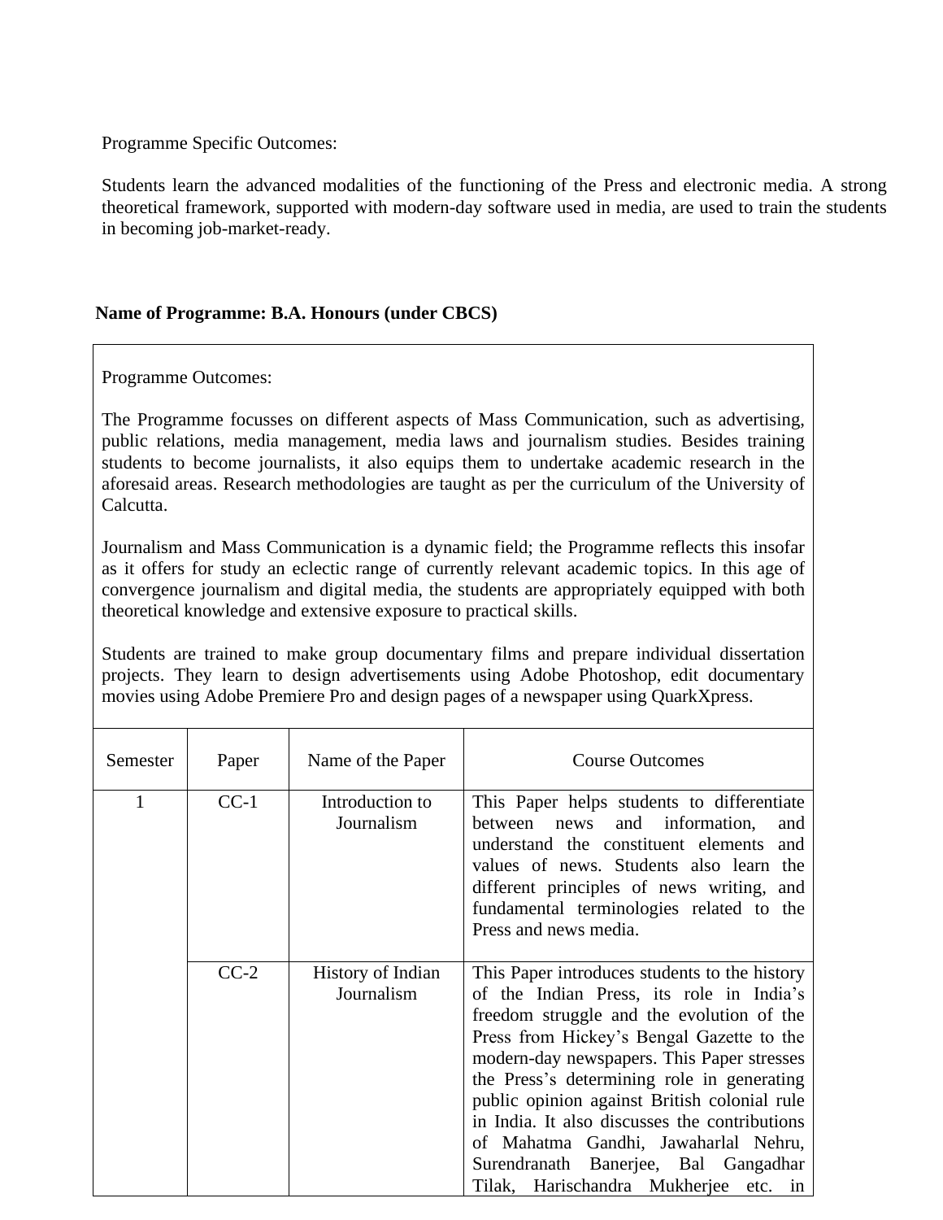Programme Specific Outcomes:

Students learn the advanced modalities of the functioning of the Press and electronic media. A strong theoretical framework, supported with modern-day software used in media, are used to train the students in becoming job-market-ready.

**Name of Programme: B.A. Honours (under CBCS)**

Programme Outcomes:

The Programme focusses on different aspects of Mass Communication, such as advertising, public relations, media management, media laws and journalism studies. Besides training students to become journalists, it also equips them to undertake academic research in the aforesaid areas. Research methodologies are taught as per the curriculum of the University of Calcutta.

Journalism and Mass Communication is a dynamic field; the Programme reflects this insofar as it offers for study an eclectic range of currently relevant academic topics. In this age of convergence journalism and digital media, the students are appropriately equipped with both theoretical knowledge and extensive exposure to practical skills.

Students are trained to make group documentary films and prepare individual dissertation projects. They learn to design advertisements using Adobe Photoshop, edit documentary movies using Adobe Premiere Pro and design pages of a newspaper using QuarkXpress.

| Semester | Paper | Name of the Paper | Course Outcomes |
|---|---|---|---|
| 1 | CC-1 | Introduction to Journalism | This Paper helps students to differentiate between news and information, and understand the constituent elements and values of news. Students also learn the different principles of news writing, and fundamental terminologies related to the Press and news media. |
| | CC-2 | History of Indian Journalism | This Paper introduces students to the history of the Indian Press, its role in India's freedom struggle and the evolution of the Press from Hickey's Bengal Gazette to the modern-day newspapers. This Paper stresses the Press's determining role in generating public opinion against British colonial rule in India. It also discusses the contributions of Mahatma Gandhi, Jawaharlal Nehru, Surendranath Banerjee, Bal Gangadhar Tilak, Harischandra Mukherjee etc. in |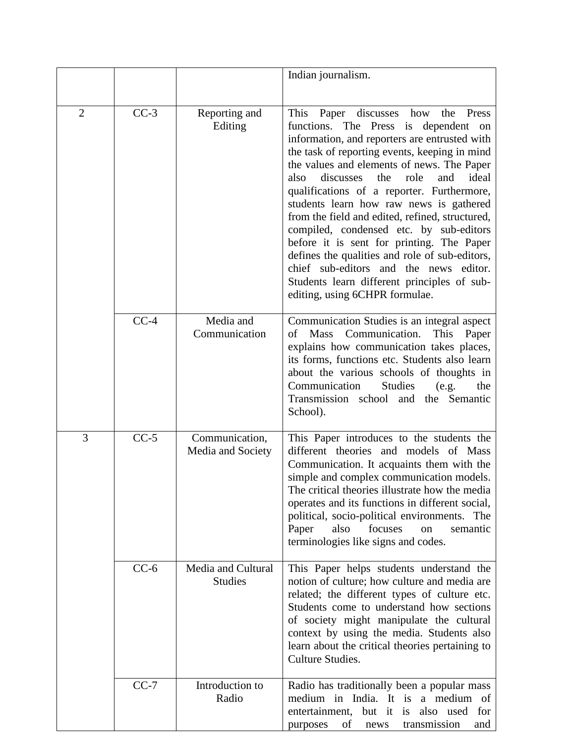| | | | Indian journalism. |
|---|---|---|---|
| 2 | CC-3 | Reporting and Editing | This Paper discusses how the Press functions. The Press is dependent on information, and reporters are entrusted with the task of reporting events, keeping in mind the values and elements of news. The Paper also discusses the role and ideal qualifications of a reporter. Furthermore, students learn how raw news is gathered from the field and edited, refined, structured, compiled, condensed etc. by sub-editors before it is sent for printing. The Paper defines the qualities and role of sub-editors, chief sub-editors and the news editor. Students learn different principles of sub-editing, using 6CHPR formulae. |
| | CC-4 | Media and Communication | Communication Studies is an integral aspect of Mass Communication. This Paper explains how communication takes places, its forms, functions etc. Students also learn about the various schools of thoughts in Communication Studies (e.g. the Transmission school and the Semantic School). |
| 3 | CC-5 | Communication, Media and Society | This Paper introduces to the students the different theories and models of Mass Communication. It acquaints them with the simple and complex communication models. The critical theories illustrate how the media operates and its functions in different social, political, socio-political environments. The Paper also focuses on semantic terminologies like signs and codes. |
| | CC-6 | Media and Cultural Studies | This Paper helps students understand the notion of culture; how culture and media are related; the different types of culture etc. Students come to understand how sections of society might manipulate the cultural context by using the media. Students also learn about the critical theories pertaining to Culture Studies. |
| | CC-7 | Introduction to Radio | Radio has traditionally been a popular mass medium in India. It is a medium of entertainment, but it is also used for purposes of news transmission and |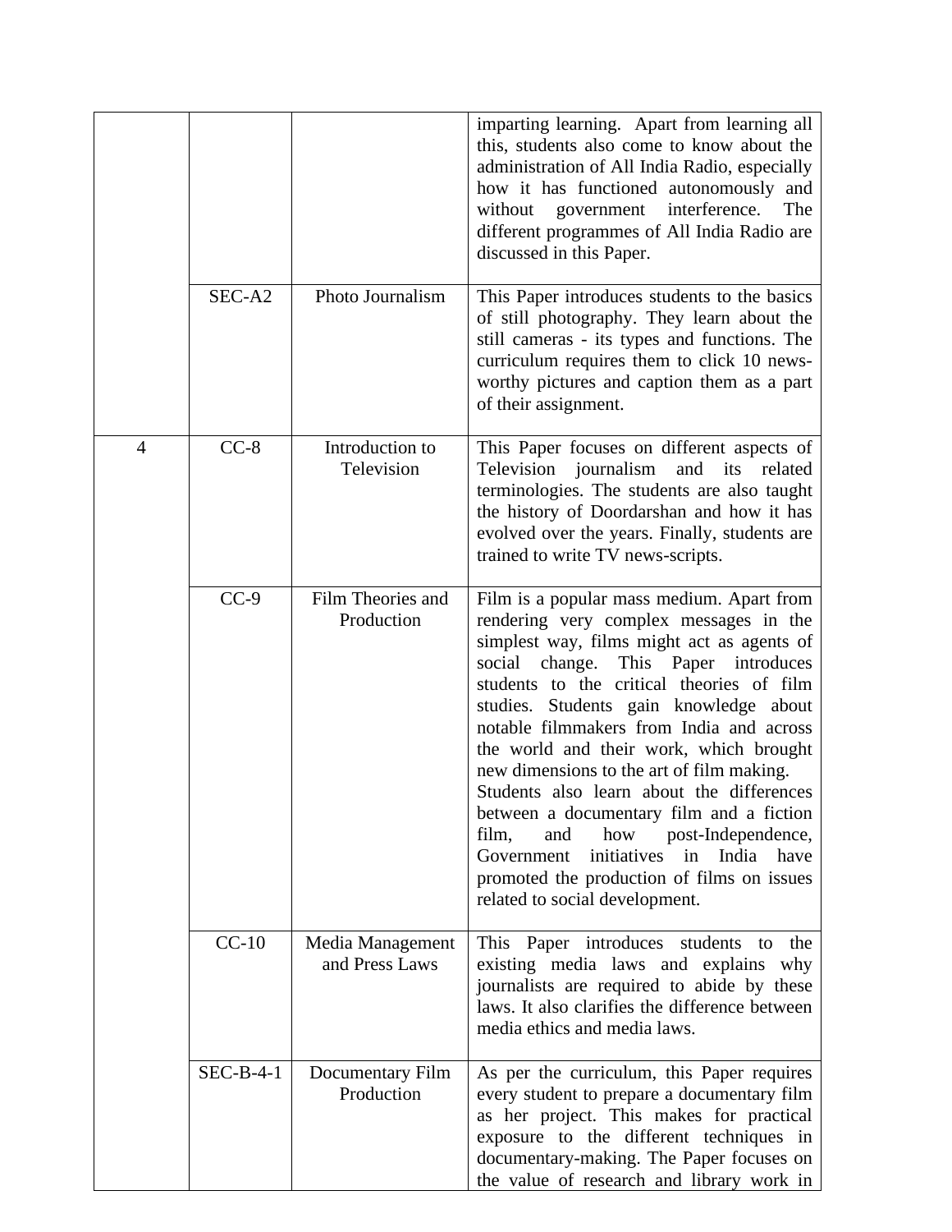| | | | |
|---|---|---|---|
| | | | imparting learning. Apart from learning all this, students also come to know about the administration of All India Radio, especially how it has functioned autonomously and without government interference. The different programmes of All India Radio are discussed in this Paper. |
| | SEC-A2 | Photo Journalism | This Paper introduces students to the basics of still photography. They learn about the still cameras - its types and functions. The curriculum requires them to click 10 news-worthy pictures and caption them as a part of their assignment. |
| 4 | CC-8 | Introduction to Television | This Paper focuses on different aspects of Television journalism and its related terminologies. The students are also taught the history of Doordarshan and how it has evolved over the years. Finally, students are trained to write TV news-scripts. |
| | CC-9 | Film Theories and Production | Film is a popular mass medium. Apart from rendering very complex messages in the simplest way, films might act as agents of social change. This Paper introduces students to the critical theories of film studies. Students gain knowledge about notable filmmakers from India and across the world and their work, which brought new dimensions to the art of film making. Students also learn about the differences between a documentary film and a fiction film, and how post-Independence, Government initiatives in India have promoted the production of films on issues related to social development. |
| | CC-10 | Media Management and Press Laws | This Paper introduces students to the existing media laws and explains why journalists are required to abide by these laws. It also clarifies the difference between media ethics and media laws. |
| | SEC-B-4-1 | Documentary Film Production | As per the curriculum, this Paper requires every student to prepare a documentary film as her project. This makes for practical exposure to the different techniques in documentary-making. The Paper focuses on the value of research and library work in |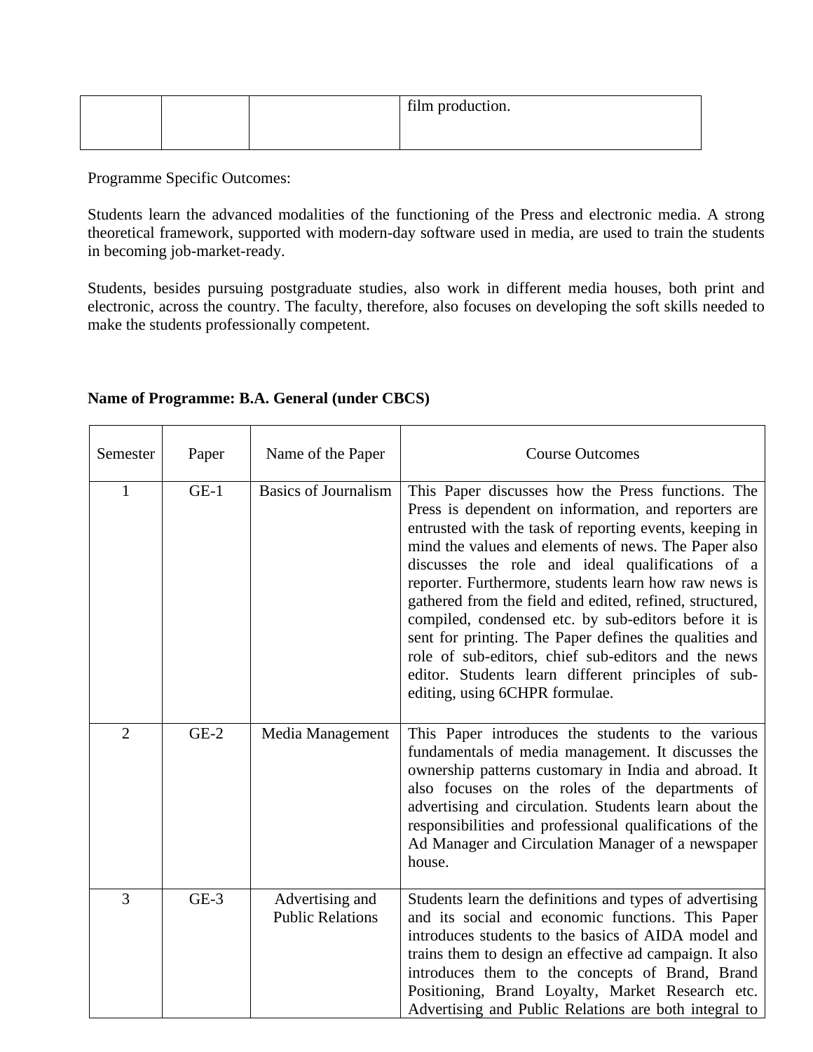| | | | film production. |
|---|---|---|---|

Programme Specific Outcomes:

Students learn the advanced modalities of the functioning of the Press and electronic media. A strong theoretical framework, supported with modern-day software used in media, are used to train the students in becoming job-market-ready.

Students, besides pursuing postgraduate studies, also work in different media houses, both print and electronic, across the country. The faculty, therefore, also focuses on developing the soft skills needed to make the students professionally competent.

**Name of Programme: B.A. General (under CBCS)**

| Semester | Paper | Name of the Paper | Course Outcomes |
|---|---|---|---|
| 1 | GE-1 | Basics of Journalism | This Paper discusses how the Press functions. The Press is dependent on information, and reporters are entrusted with the task of reporting events, keeping in mind the values and elements of news. The Paper also discusses the role and ideal qualifications of a reporter. Furthermore, students learn how raw news is gathered from the field and edited, refined, structured, compiled, condensed etc. by sub-editors before it is sent for printing. The Paper defines the qualities and role of sub-editors, chief sub-editors and the news editor. Students learn different principles of sub-editing, using 6CHPR formulae. |
| 2 | GE-2 | Media Management | This Paper introduces the students to the various fundamentals of media management. It discusses the ownership patterns customary in India and abroad. It also focuses on the roles of the departments of advertising and circulation. Students learn about the responsibilities and professional qualifications of the Ad Manager and Circulation Manager of a newspaper house. |
| 3 | GE-3 | Advertising and Public Relations | Students learn the definitions and types of advertising and its social and economic functions. This Paper introduces students to the basics of AIDA model and trains them to design an effective ad campaign. It also introduces them to the concepts of Brand, Brand Positioning, Brand Loyalty, Market Research etc. Advertising and Public Relations are both integral to |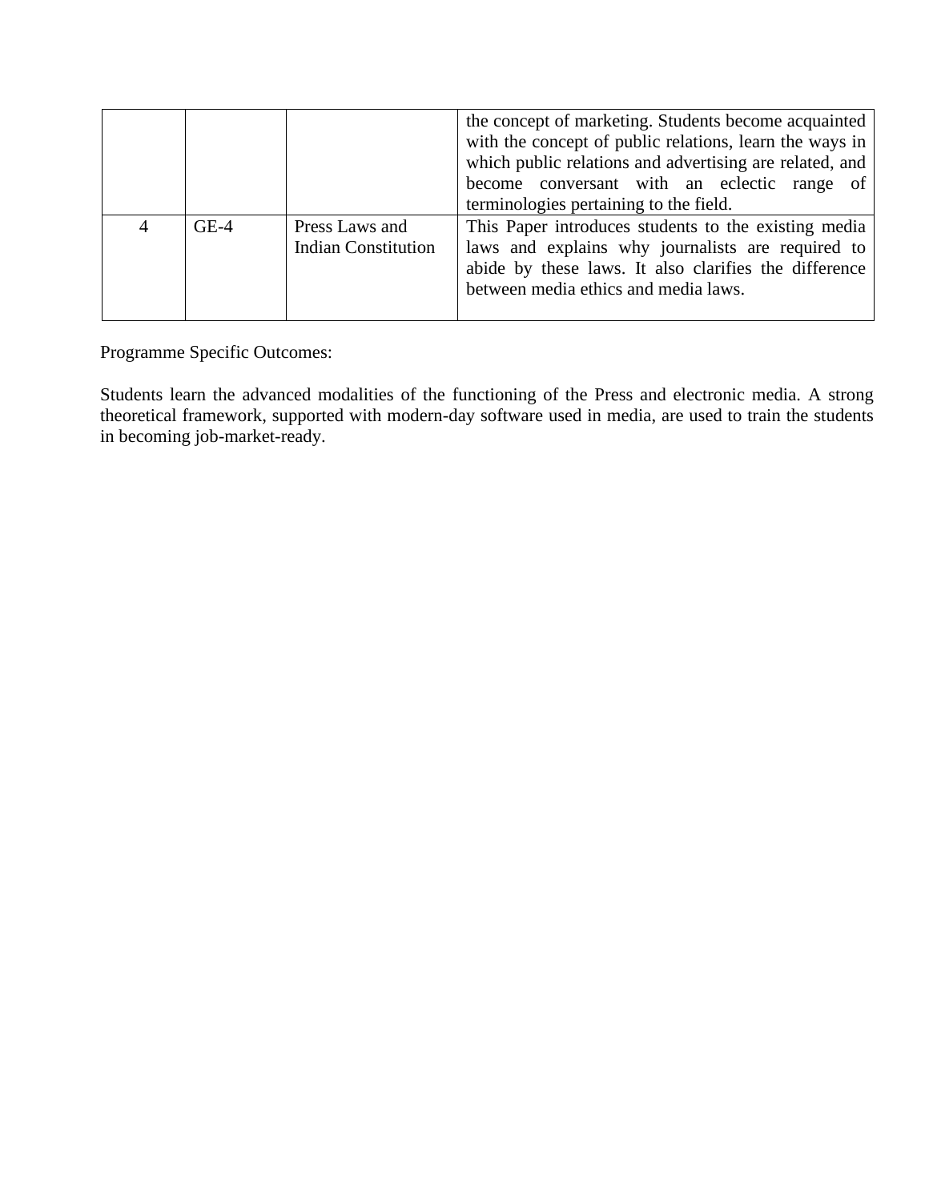| | | | |
|---|---|---|---|
| | | | the concept of marketing. Students become acquainted with the concept of public relations, learn the ways in which public relations and advertising are related, and become conversant with an eclectic range of terminologies pertaining to the field. |
| 4 | GE-4 | Press Laws and Indian Constitution | This Paper introduces students to the existing media laws and explains why journalists are required to abide by these laws. It also clarifies the difference between media ethics and media laws. |

Programme Specific Outcomes:

Students learn the advanced modalities of the functioning of the Press and electronic media. A strong theoretical framework, supported with modern-day software used in media, are used to train the students in becoming job-market-ready.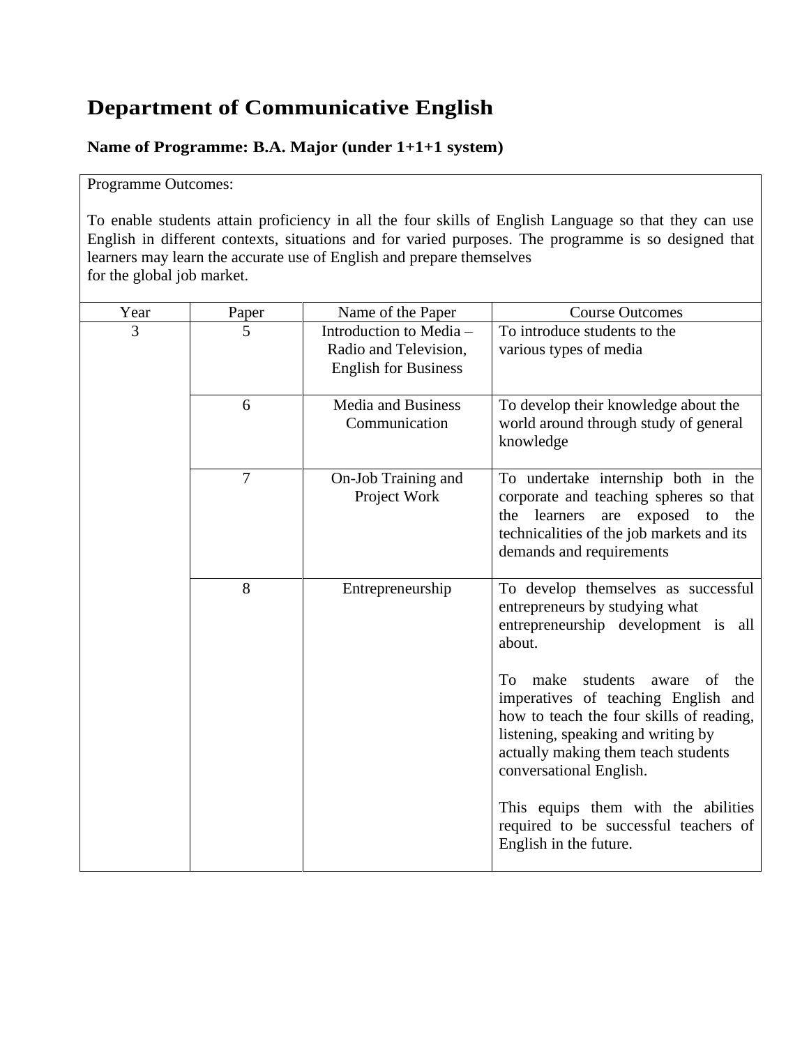# Department of Communicative English

### Name of Programme: B.A. Major (under 1+1+1 system)

Programme Outcomes:

To enable students attain proficiency in all the four skills of English Language so that they can use English in different contexts, situations and for varied purposes. The programme is so designed that learners may learn the accurate use of English and prepare themselves for the global job market.

| Year | Paper | Name of the Paper | Course Outcomes |
|---|---|---|---|
| 3 | 5 | Introduction to Media – Radio and Television, English for Business | To introduce students to the various types of media |
| | 6 | Media and Business Communication | To develop their knowledge about the world around through study of general knowledge |
| | 7 | On-Job Training and Project Work | To undertake internship both in the corporate and teaching spheres so that the learners are exposed to the technicalities of the job markets and its demands and requirements |
| | 8 | Entrepreneurship | To develop themselves as successful entrepreneurs by studying what entrepreneurship development is all about.<br><br>To make students aware of the imperatives of teaching English and how to teach the four skills of reading, listening, speaking and writing by actually making them teach students conversational English.<br><br>This equips them with the abilities required to be successful teachers of English in the future. |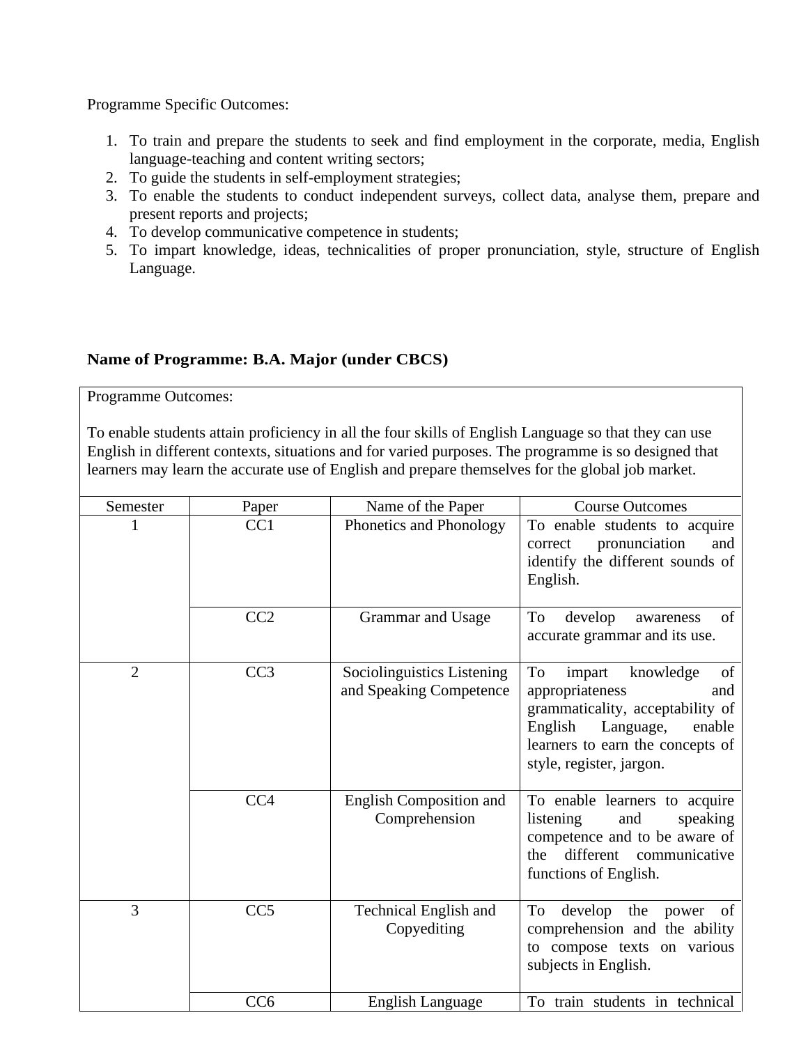Programme Specific Outcomes:

1. To train and prepare the students to seek and find employment in the corporate, media, English language-teaching and content writing sectors;
2. To guide the students in self-employment strategies;
3. To enable the students to conduct independent surveys, collect data, analyse them, prepare and present reports and projects;
4. To develop communicative competence in students;
5. To impart knowledge, ideas, technicalities of proper pronunciation, style, structure of English Language.

**Name of Programme: B.A. Major (under CBCS)**

Programme Outcomes:

To enable students attain proficiency in all the four skills of English Language so that they can use English in different contexts, situations and for varied purposes. The programme is so designed that learners may learn the accurate use of English and prepare themselves for the global job market.

| Semester | Paper | Name of the Paper | Course Outcomes |
|---|---|---|---|
| 1 | CC1 | Phonetics and Phonology | To enable students to acquire correct pronunciation and identify the different sounds of English. |
| | CC2 | Grammar and Usage | To develop awareness of accurate grammar and its use. |
| 2 | CC3 | Sociolinguistics Listening and Speaking Competence | To impart knowledge of appropriateness and grammaticality, acceptability of English Language, enable learners to earn the concepts of style, register, jargon. |
| | CC4 | English Composition and Comprehension | To enable learners to acquire listening and speaking competence and to be aware of the different communicative functions of English. |
| 3 | CC5 | Technical English and Copyediting | To develop the power of comprehension and the ability to compose texts on various subjects in English. |
| | CC6 | English Language | To train students in technical |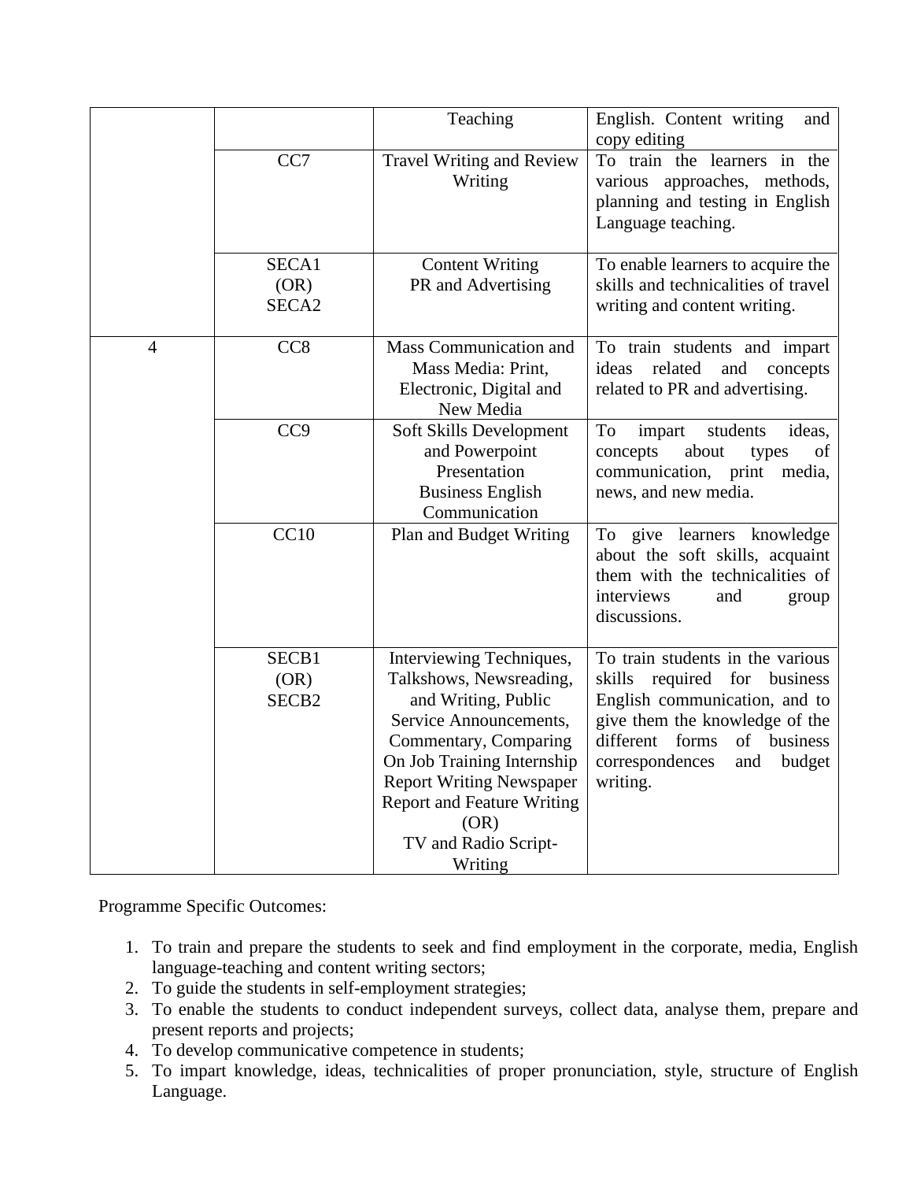| | | Teaching | English. Content writing and copy editing |
|---|---|---|---|
| | CC7 | Travel Writing and Review Writing | To train the learners in the various approaches, methods, planning and testing in English Language teaching. |
| | SECA1 (OR) SECA2 | Content Writing PR and Advertising | To enable learners to acquire the skills and technicalities of travel writing and content writing. |
| 4 | CC8 | Mass Communication and Mass Media: Print, Electronic, Digital and New Media | To train students and impart ideas related and concepts related to PR and advertising. |
| | CC9 | Soft Skills Development and Powerpoint Presentation Business English Communication | To impart students ideas, concepts about types of communication, print media, news, and new media. |
| | CC10 | Plan and Budget Writing | To give learners knowledge about the soft skills, acquaint them with the technicalities of interviews and group discussions. |
| | SECB1 (OR) SECB2 | Interviewing Techniques, Talkshows, Newsreading, and Writing, Public Service Announcements, Commentary, Comparing On Job Training Internship Report Writing Newspaper Report and Feature Writing (OR) TV and Radio Script-Writing | To train students in the various skills required for business English communication, and to give them the knowledge of the different forms of business correspondences and budget writing. |

Programme Specific Outcomes:

1. To train and prepare the students to seek and find employment in the corporate, media, English language-teaching and content writing sectors;
2. To guide the students in self-employment strategies;
3. To enable the students to conduct independent surveys, collect data, analyse them, prepare and present reports and projects;
4. To develop communicative competence in students;
5. To impart knowledge, ideas, technicalities of proper pronunciation, style, structure of English Language.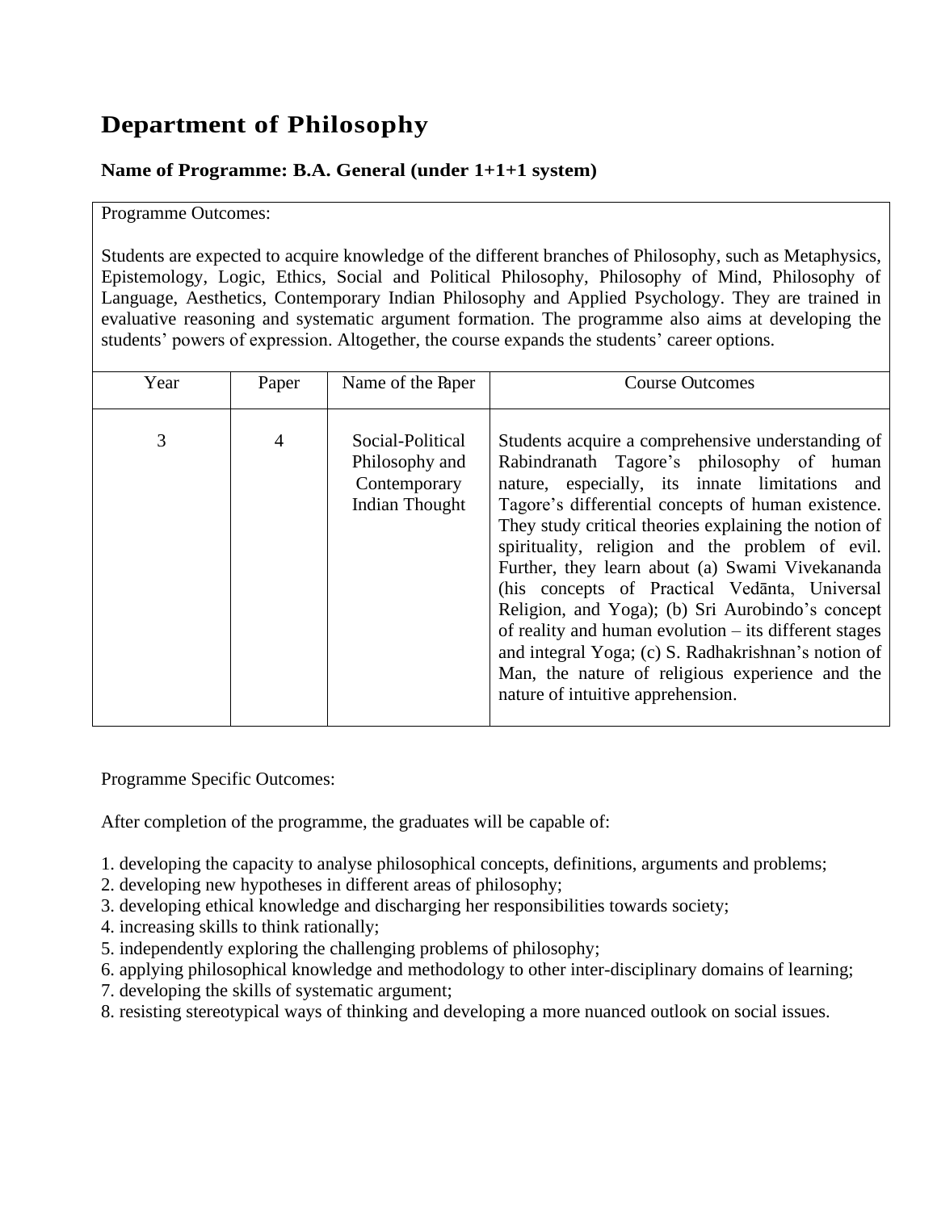# Department of Philosophy

### Name of Programme: B.A. General (under 1+1+1 system)

Programme Outcomes:

Students are expected to acquire knowledge of the different branches of Philosophy, such as Metaphysics, Epistemology, Logic, Ethics, Social and Political Philosophy, Philosophy of Mind, Philosophy of Language, Aesthetics, Contemporary Indian Philosophy and Applied Psychology. They are trained in evaluative reasoning and systematic argument formation. The programme also aims at developing the students' powers of expression. Altogether, the course expands the students' career options.

| Year | Paper | Name of the Paper | Course Outcomes |
|---|---|---|---|
| 3 | 4 | Social-Political Philosophy and Contemporary Indian Thought | Students acquire a comprehensive understanding of Rabindranath Tagore's philosophy of human nature, especially, its innate limitations and Tagore's differential concepts of human existence. They study critical theories explaining the notion of spirituality, religion and the problem of evil. Further, they learn about (a) Swami Vivekananda (his concepts of Practical Vedānta, Universal Religion, and Yoga); (b) Sri Aurobindo's concept of reality and human evolution – its different stages and integral Yoga; (c) S. Radhakrishnan's notion of Man, the nature of religious experience and the nature of intuitive apprehension. |

Programme Specific Outcomes:

After completion of the programme, the graduates will be capable of:

1. developing the capacity to analyse philosophical concepts, definitions, arguments and problems;
2. developing new hypotheses in different areas of philosophy;
3. developing ethical knowledge and discharging her responsibilities towards society;
4. increasing skills to think rationally;
5. independently exploring the challenging problems of philosophy;
6. applying philosophical knowledge and methodology to other inter-disciplinary domains of learning;
7. developing the skills of systematic argument;
8. resisting stereotypical ways of thinking and developing a more nuanced outlook on social issues.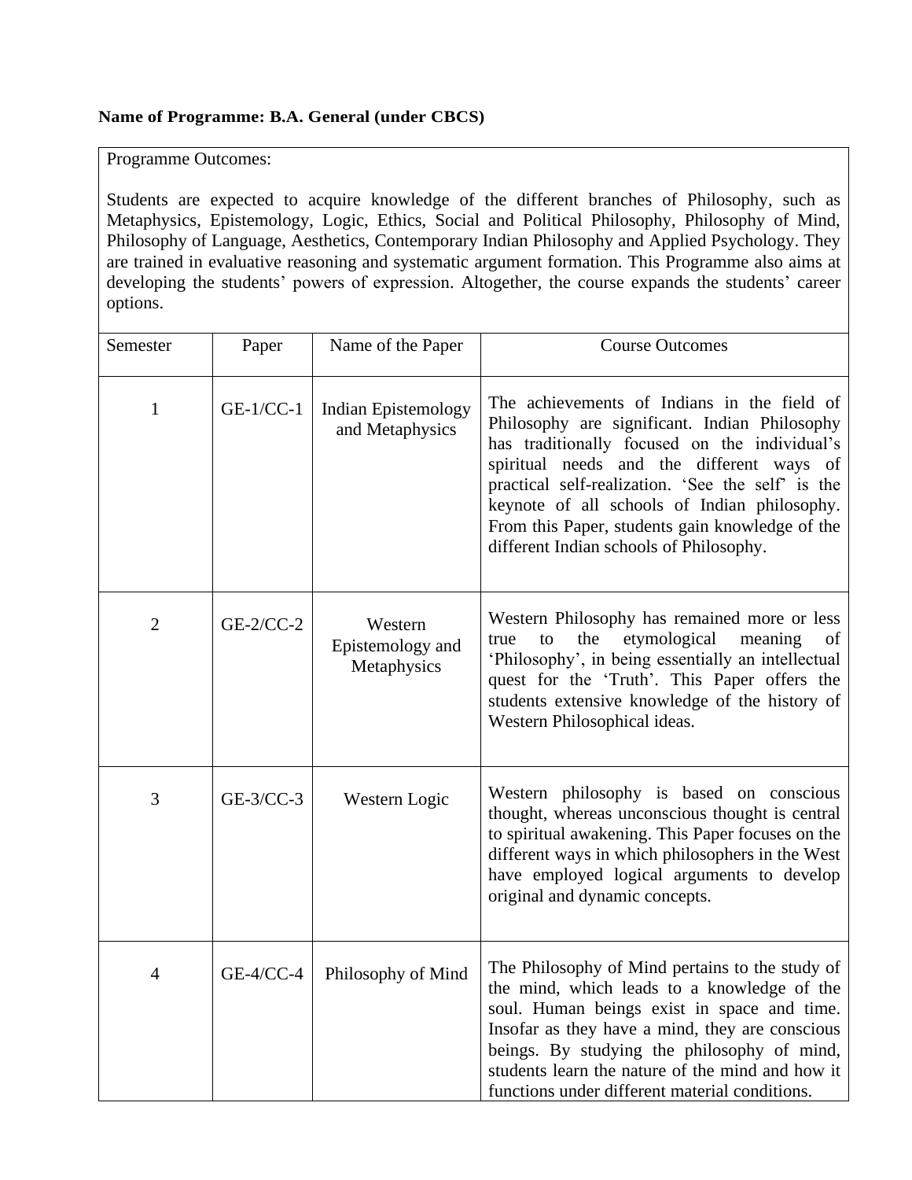**Name of Programme: B.A. General (under CBCS)**

Programme Outcomes:

Students are expected to acquire knowledge of the different branches of Philosophy, such as Metaphysics, Epistemology, Logic, Ethics, Social and Political Philosophy, Philosophy of Mind, Philosophy of Language, Aesthetics, Contemporary Indian Philosophy and Applied Psychology. They are trained in evaluative reasoning and systematic argument formation. This Programme also aims at developing the students' powers of expression. Altogether, the course expands the students' career options.

| Semester | Paper | Name of the Paper | Course Outcomes |
|---|---|---|---|
| 1 | GE-1/CC-1 | Indian Epistemology and Metaphysics | The achievements of Indians in the field of Philosophy are significant. Indian Philosophy has traditionally focused on the individual's spiritual needs and the different ways of practical self-realization. 'See the self' is the keynote of all schools of Indian philosophy. From this Paper, students gain knowledge of the different Indian schools of Philosophy. |
| 2 | GE-2/CC-2 | Western Epistemology and Metaphysics | Western Philosophy has remained more or less true to the etymological meaning of 'Philosophy', in being essentially an intellectual quest for the 'Truth'. This Paper offers the students extensive knowledge of the history of Western Philosophical ideas. |
| 3 | GE-3/CC-3 | Western Logic | Western philosophy is based on conscious thought, whereas unconscious thought is central to spiritual awakening. This Paper focuses on the different ways in which philosophers in the West have employed logical arguments to develop original and dynamic concepts. |
| 4 | GE-4/CC-4 | Philosophy of Mind | The Philosophy of Mind pertains to the study of the mind, which leads to a knowledge of the soul. Human beings exist in space and time. Insofar as they have a mind, they are conscious beings. By studying the philosophy of mind, students learn the nature of the mind and how it functions under different material conditions. |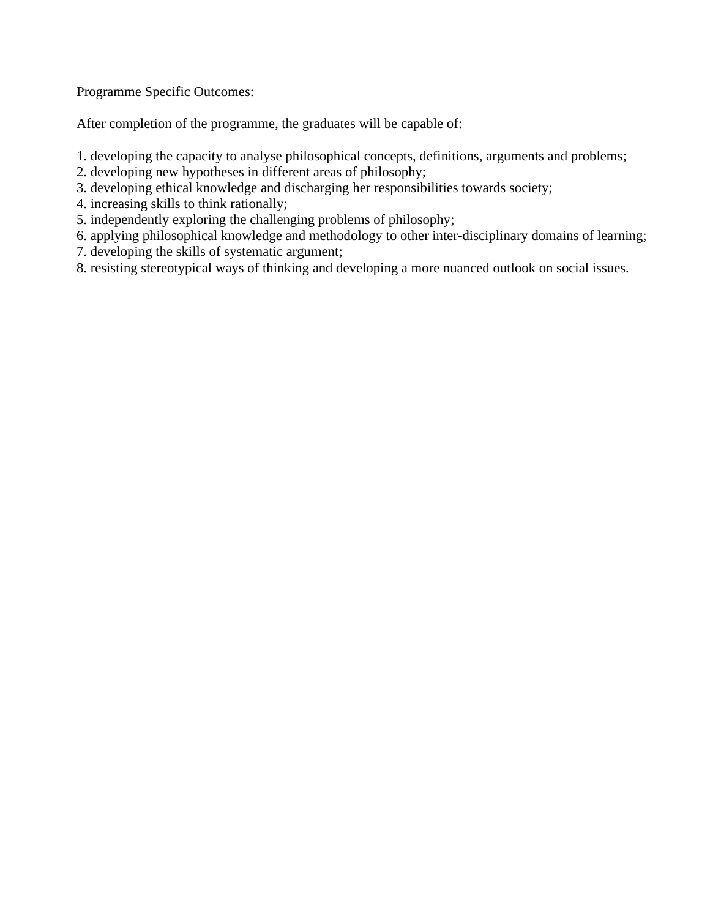Programme Specific Outcomes:

After completion of the programme, the graduates will be capable of:

1. developing the capacity to analyse philosophical concepts, definitions, arguments and problems;
2. developing new hypotheses in different areas of philosophy;
3. developing ethical knowledge and discharging her responsibilities towards society;
4. increasing skills to think rationally;
5. independently exploring the challenging problems of philosophy;
6. applying philosophical knowledge and methodology to other inter-disciplinary domains of learning;
7. developing the skills of systematic argument;
8. resisting stereotypical ways of thinking and developing a more nuanced outlook on social issues.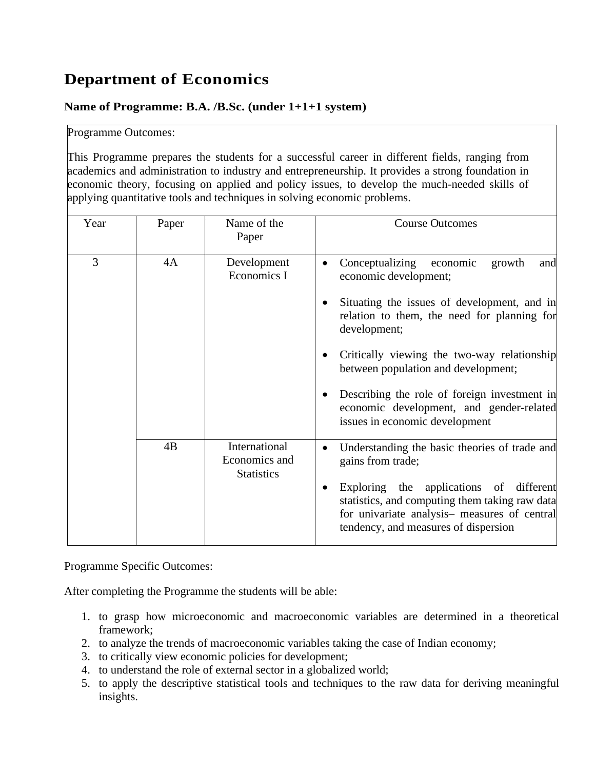# Department of Economics

**Name of Programme: B.A. /B.Sc. (under 1+1+1 system)**

Programme Outcomes:

This Programme prepares the students for a successful career in different fields, ranging from academics and administration to industry and entrepreneurship. It provides a strong foundation in economic theory, focusing on applied and policy issues, to develop the much-needed skills of applying quantitative tools and techniques in solving economic problems.

| Year | Paper | Name of the Paper | Course Outcomes |
|---|---|---|---|
| 3 | 4A | Development Economics I | • Conceptualizing economic growth and economic development;<br>• Situating the issues of development, and in relation to them, the need for planning for development;<br>• Critically viewing the two-way relationship between population and development;<br>• Describing the role of foreign investment in economic development, and gender-related issues in economic development |
| | 4B | International Economics and Statistics | • Understanding the basic theories of trade and gains from trade;<br>• Exploring the applications of different statistics, and computing them taking raw data for univariate analysis– measures of central tendency, and measures of dispersion |

Programme Specific Outcomes:

After completing the Programme the students will be able:

1. to grasp how microeconomic and macroeconomic variables are determined in a theoretical framework;
2. to analyze the trends of macroeconomic variables taking the case of Indian economy;
3. to critically view economic policies for development;
4. to understand the role of external sector in a globalized world;
5. to apply the descriptive statistical tools and techniques to the raw data for deriving meaningful insights.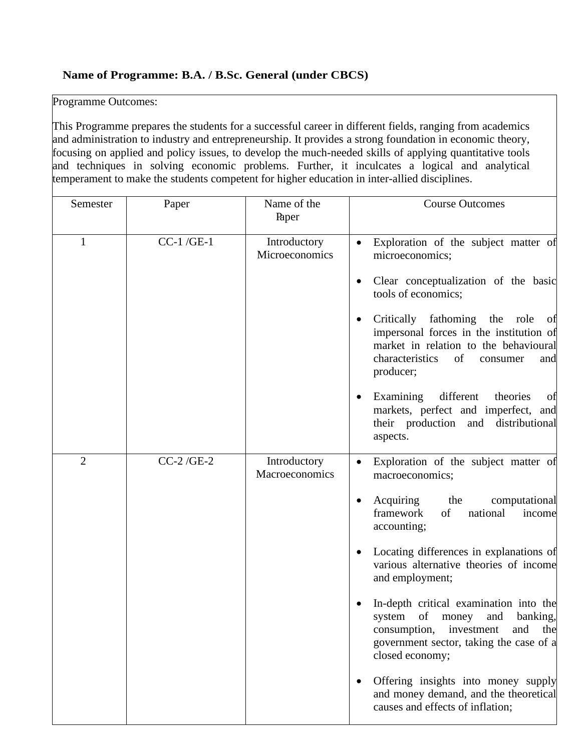**Name of Programme: B.A. / B.Sc. General (under CBCS)**

Programme Outcomes:

This Programme prepares the students for a successful career in different fields, ranging from academics and administration to industry and entrepreneurship. It provides a strong foundation in economic theory, focusing on applied and policy issues, to develop the much-needed skills of applying quantitative tools and techniques in solving economic problems. Further, it inculcates a logical and analytical temperament to make the students competent for higher education in inter-allied disciplines.

| Semester | Paper | Name of the Paper | Course Outcomes |
|---|---|---|---|
| 1 | CC-1 /GE-1 | Introductory Microeconomics | • Exploration of the subject matter of microeconomics;<br>• Clear conceptualization of the basic tools of economics;<br>• Critically fathoming the role of impersonal forces in the institution of market in relation to the behavioural characteristics of consumer and producer;<br>• Examining different theories of markets, perfect and imperfect, and their production and distributional aspects. |
| 2 | CC-2 /GE-2 | Introductory Macroeconomics | • Exploration of the subject matter of macroeconomics;<br>• Acquiring the computational framework of national income accounting;<br>• Locating differences in explanations of various alternative theories of income and employment;<br>• In-depth critical examination into the system of money and banking, consumption, investment and the government sector, taking the case of a closed economy;<br>• Offering insights into money supply and money demand, and the theoretical causes and effects of inflation; |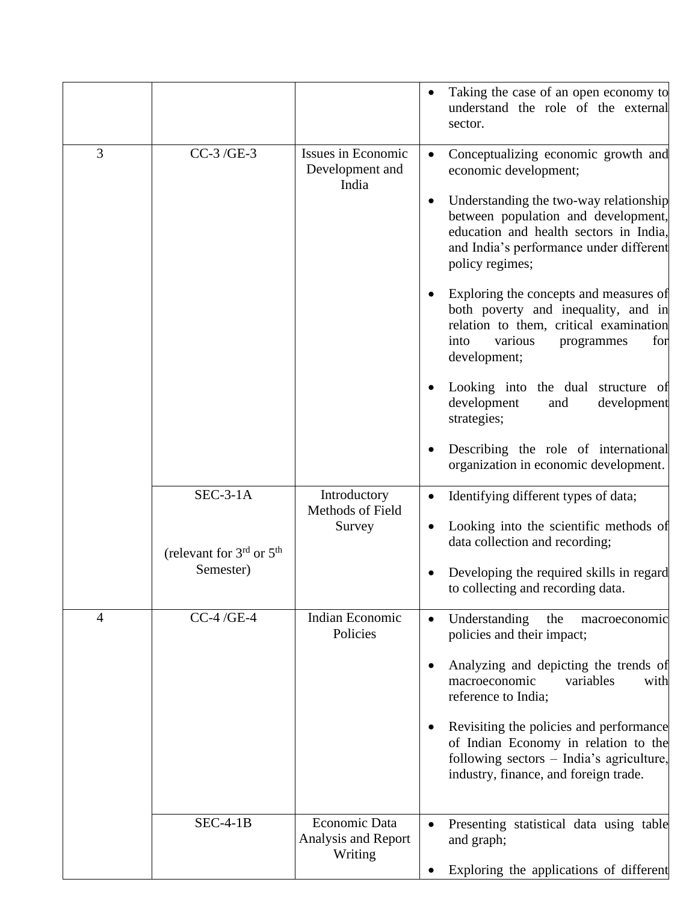| | | | |
|---|---|---|---|
| | | | • Taking the case of an open economy to understand the role of the external sector. |
| 3 | CC-3 /GE-3 | Issues in Economic Development and India | • Conceptualizing economic growth and economic development;<br><br>• Understanding the two-way relationship between population and development, education and health sectors in India, and India's performance under different policy regimes;<br><br>• Exploring the concepts and measures of both poverty and inequality, and in relation to them, critical examination into various programmes for development;<br><br>• Looking into the dual structure of development and development strategies;<br><br>• Describing the role of international organization in economic development. |
| | SEC-3-1A<br><br>(relevant for 3rd or 5th Semester) | Introductory Methods of Field Survey | • Identifying different types of data;<br><br>• Looking into the scientific methods of data collection and recording;<br><br>• Developing the required skills in regard to collecting and recording data. |
| 4 | CC-4 /GE-4 | Indian Economic Policies | • Understanding the macroeconomic policies and their impact;<br><br>• Analyzing and depicting the trends of macroeconomic variables with reference to India;<br><br>• Revisiting the policies and performance of Indian Economy in relation to the following sectors – India's agriculture, industry, finance, and foreign trade. |
| | SEC-4-1B | Economic Data Analysis and Report Writing | • Presenting statistical data using table and graph;<br><br>• Exploring the applications of different |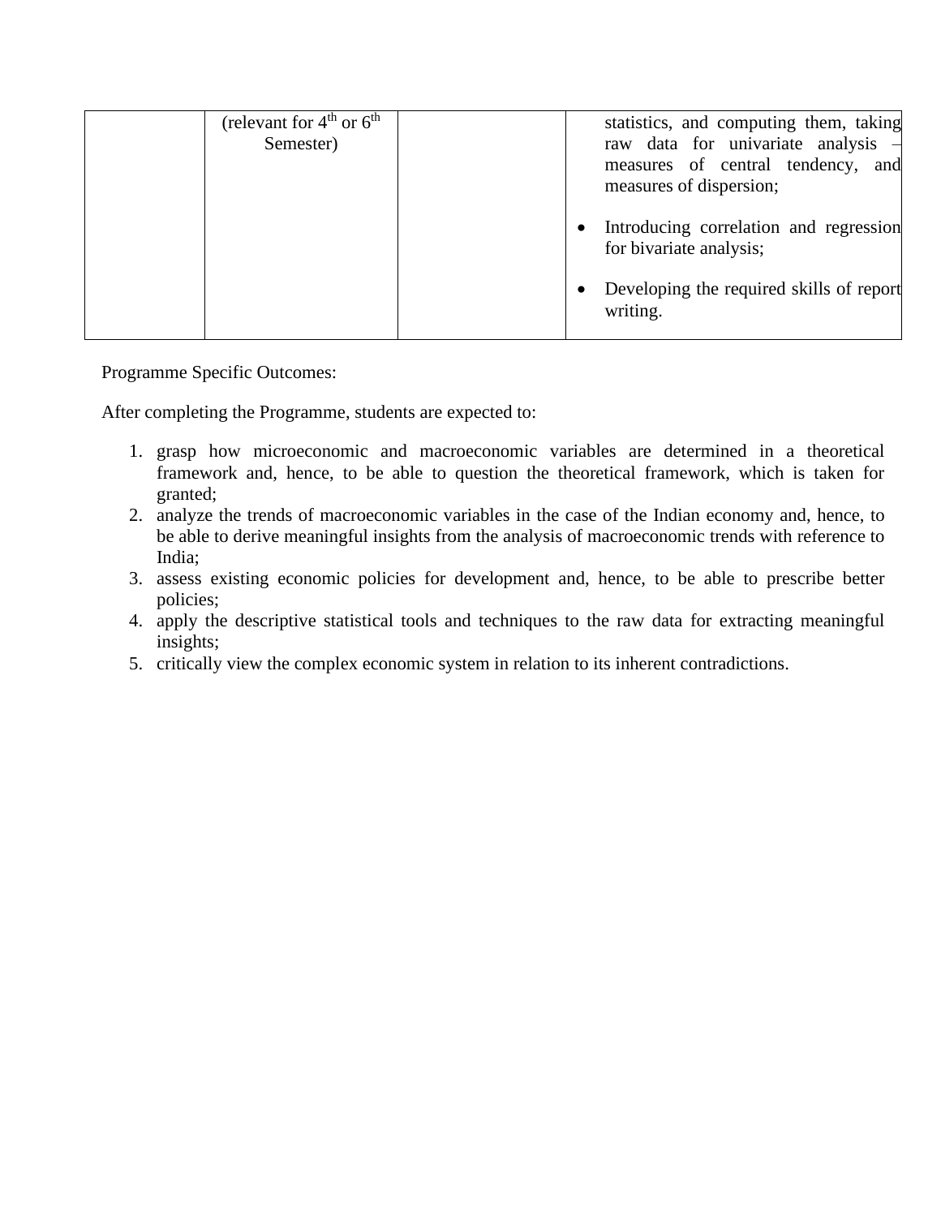| | (relevant for 4th or 6th Semester) | | statistics, and computing them, taking raw data for univariate analysis – measures of central tendency, and measures of dispersion;<br><br>• Introducing correlation and regression for bivariate analysis;<br><br>• Developing the required skills of report writing. |
|---|---|---|---|

Programme Specific Outcomes:

After completing the Programme, students are expected to:

1. grasp how microeconomic and macroeconomic variables are determined in a theoretical framework and, hence, to be able to question the theoretical framework, which is taken for granted;
2. analyze the trends of macroeconomic variables in the case of the Indian economy and, hence, to be able to derive meaningful insights from the analysis of macroeconomic trends with reference to India;
3. assess existing economic policies for development and, hence, to be able to prescribe better policies;
4. apply the descriptive statistical tools and techniques to the raw data for extracting meaningful insights;
5. critically view the complex economic system in relation to its inherent contradictions.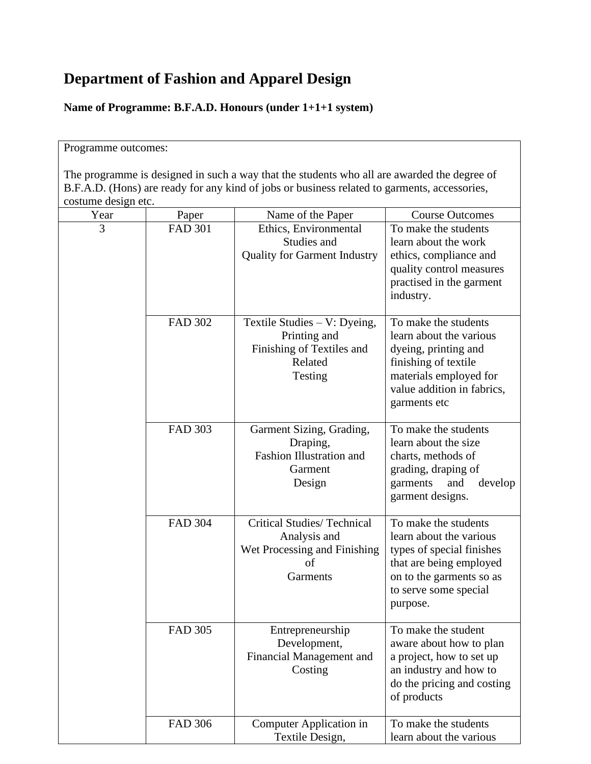# Department of Fashion and Apparel Design

**Name of Programme: B.F.A.D. Honours (under 1+1+1 system)**

Programme outcomes:

The programme is designed in such a way that the students who all are awarded the degree of B.F.A.D. (Hons) are ready for any kind of jobs or business related to garments, accessories, costume design etc.

| Year | Paper | Name of the Paper | Course Outcomes |
|---|---|---|---|
| 3 | FAD 301 | Ethics, Environmental Studies and Quality for Garment Industry | To make the students learn about the work ethics, compliance and quality control measures practised in the garment industry. |
| | FAD 302 | Textile Studies – V: Dyeing, Printing and Finishing of Textiles and Related Testing | To make the students learn about the various dyeing, printing and finishing of textile materials employed for value addition in fabrics, garments etc |
| | FAD 303 | Garment Sizing, Grading, Draping, Fashion Illustration and Garment Design | To make the students learn about the size charts, methods of grading, draping of garments and develop garment designs. |
| | FAD 304 | Critical Studies/ Technical Analysis and Wet Processing and Finishing of Garments | To make the students learn about the various types of special finishes that are being employed on to the garments so as to serve some special purpose. |
| | FAD 305 | Entrepreneurship Development, Financial Management and Costing | To make the student aware about how to plan a project, how to set up an industry and how to do the pricing and costing of products |
| | FAD 306 | Computer Application in Textile Design, | To make the students learn about the various |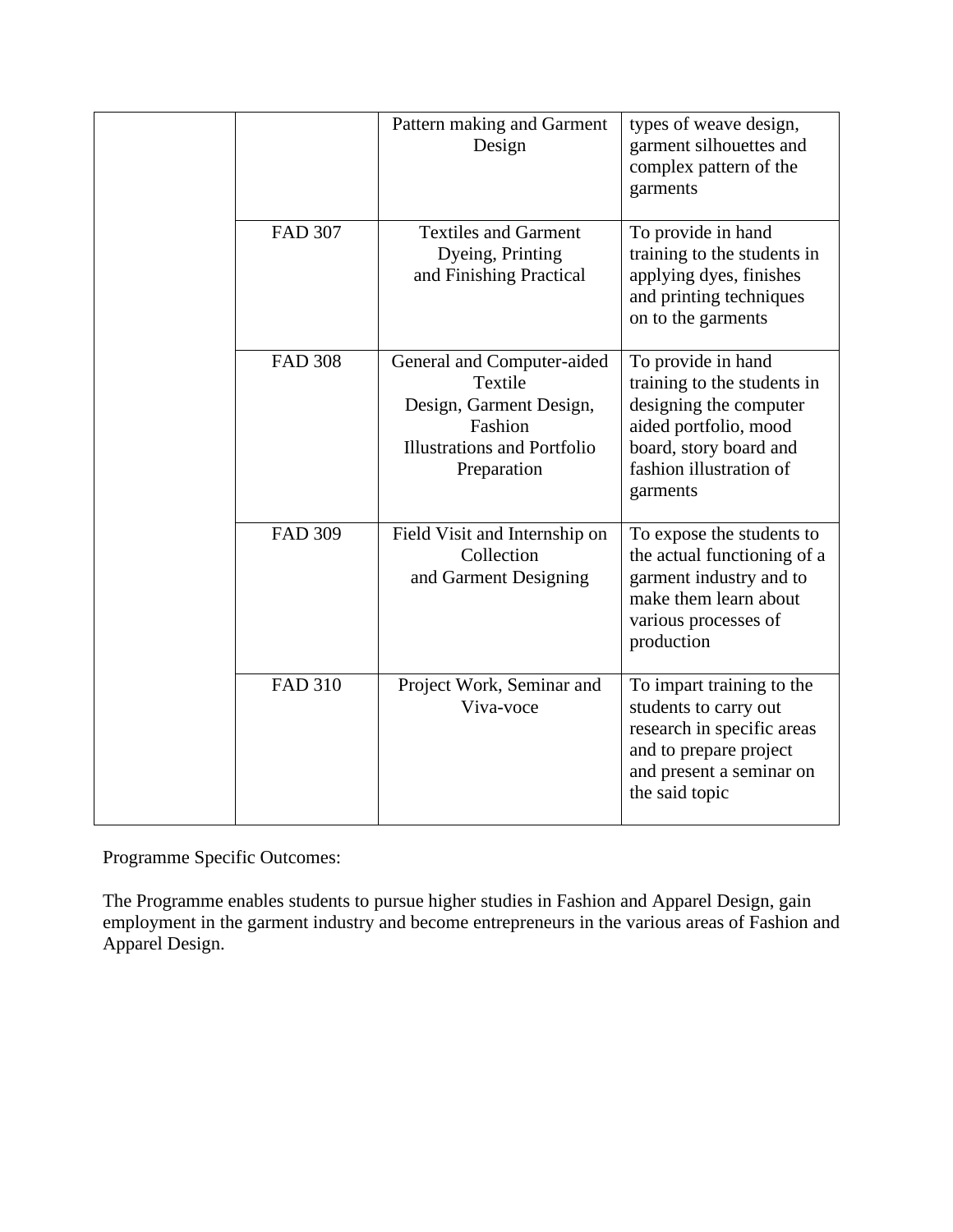| | | | |
|---|---|---|---|
| | | Pattern making and Garment Design | types of weave design, garment silhouettes and complex pattern of the garments |
| | FAD 307 | Textiles and Garment Dyeing, Printing and Finishing Practical | To provide in hand training to the students in applying dyes, finishes and printing techniques on to the garments |
| | FAD 308 | General and Computer-aided Textile Design, Garment Design, Fashion Illustrations and Portfolio Preparation | To provide in hand training to the students in designing the computer aided portfolio, mood board, story board and fashion illustration of garments |
| | FAD 309 | Field Visit and Internship on Collection and Garment Designing | To expose the students to the actual functioning of a garment industry and to make them learn about various processes of production |
| | FAD 310 | Project Work, Seminar and Viva-voce | To impart training to the students to carry out research in specific areas and to prepare project and present a seminar on the said topic |

Programme Specific Outcomes:

The Programme enables students to pursue higher studies in Fashion and Apparel Design, gain employment in the garment industry and become entrepreneurs in the various areas of Fashion and Apparel Design.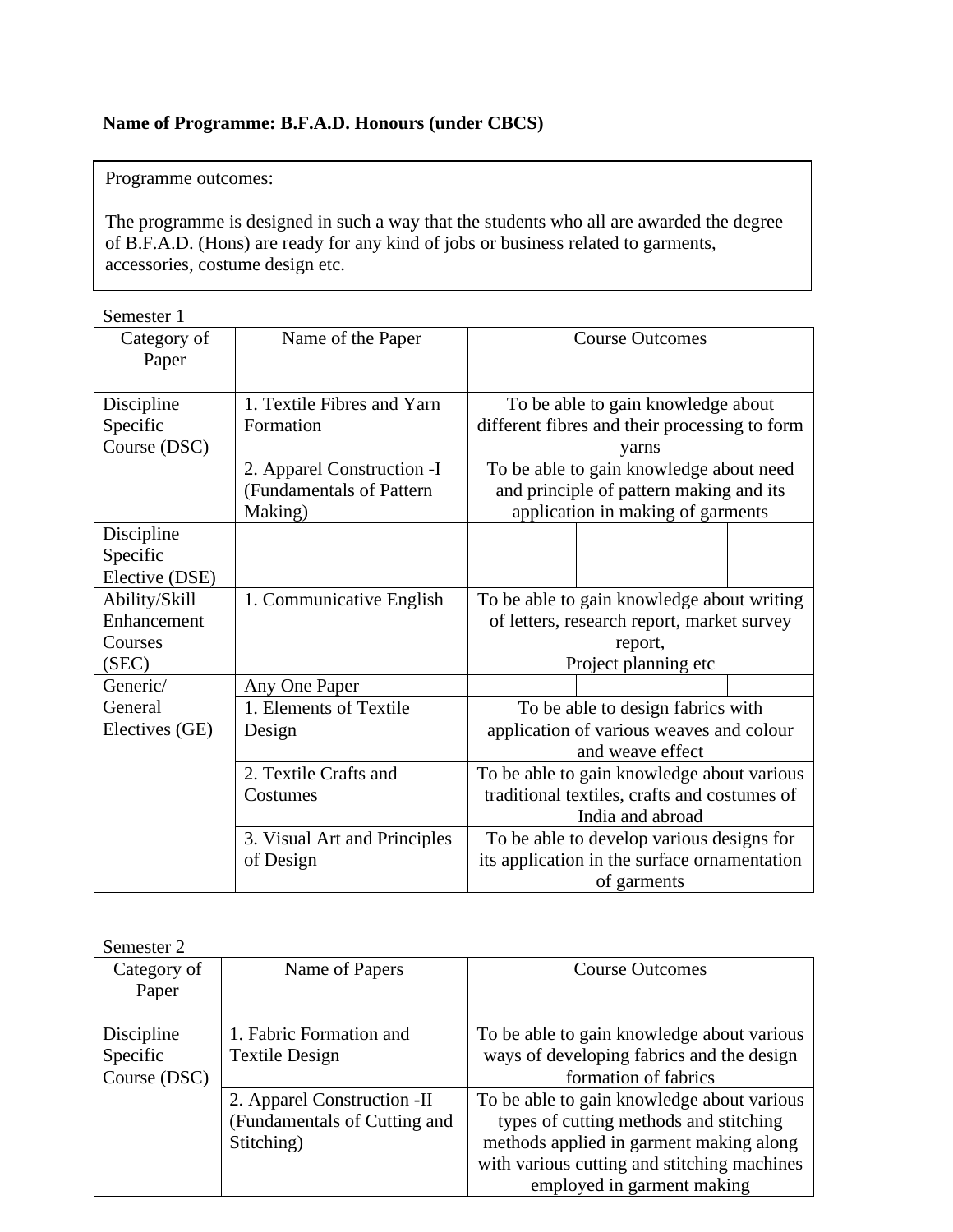**Name of Programme: B.F.A.D. Honours (under CBCS)**

Programme outcomes:

The programme is designed in such a way that the students who all are awarded the degree of B.F.A.D. (Hons) are ready for any kind of jobs or business related to garments, accessories, costume design etc.

Semester 1

| Category of Paper | Name of the Paper | Course Outcomes |
|---|---|---|
| Discipline Specific Course (DSC) | 1. Textile Fibres and Yarn Formation | To be able to gain knowledge about different fibres and their processing to form yarns |
| | 2. Apparel Construction -I (Fundamentals of Pattern Making) | To be able to gain knowledge about need and principle of pattern making and its application in making of garments |
| Discipline Specific Elective (DSE) | | |
| | | |
| Ability/Skill Enhancement Courses (SEC) | 1. Communicative English | To be able to gain knowledge about writing of letters, research report, market survey report, Project planning etc |
| Generic/ General Electives (GE) | Any One Paper | |
| | 1. Elements of Textile Design | To be able to design fabrics with application of various weaves and colour and weave effect |
| | 2. Textile Crafts and Costumes | To be able to gain knowledge about various traditional textiles, crafts and costumes of India and abroad |
| | 3. Visual Art and Principles of Design | To be able to develop various designs for its application in the surface ornamentation of garments |

Semester 2

| Category of Paper | Name of Papers | Course Outcomes |
|---|---|---|
| Discipline Specific Course (DSC) | 1. Fabric Formation and Textile Design | To be able to gain knowledge about various ways of developing fabrics and the design formation of fabrics |
| | 2. Apparel Construction -II (Fundamentals of Cutting and Stitching) | To be able to gain knowledge about various types of cutting methods and stitching methods applied in garment making along with various cutting and stitching machines employed in garment making |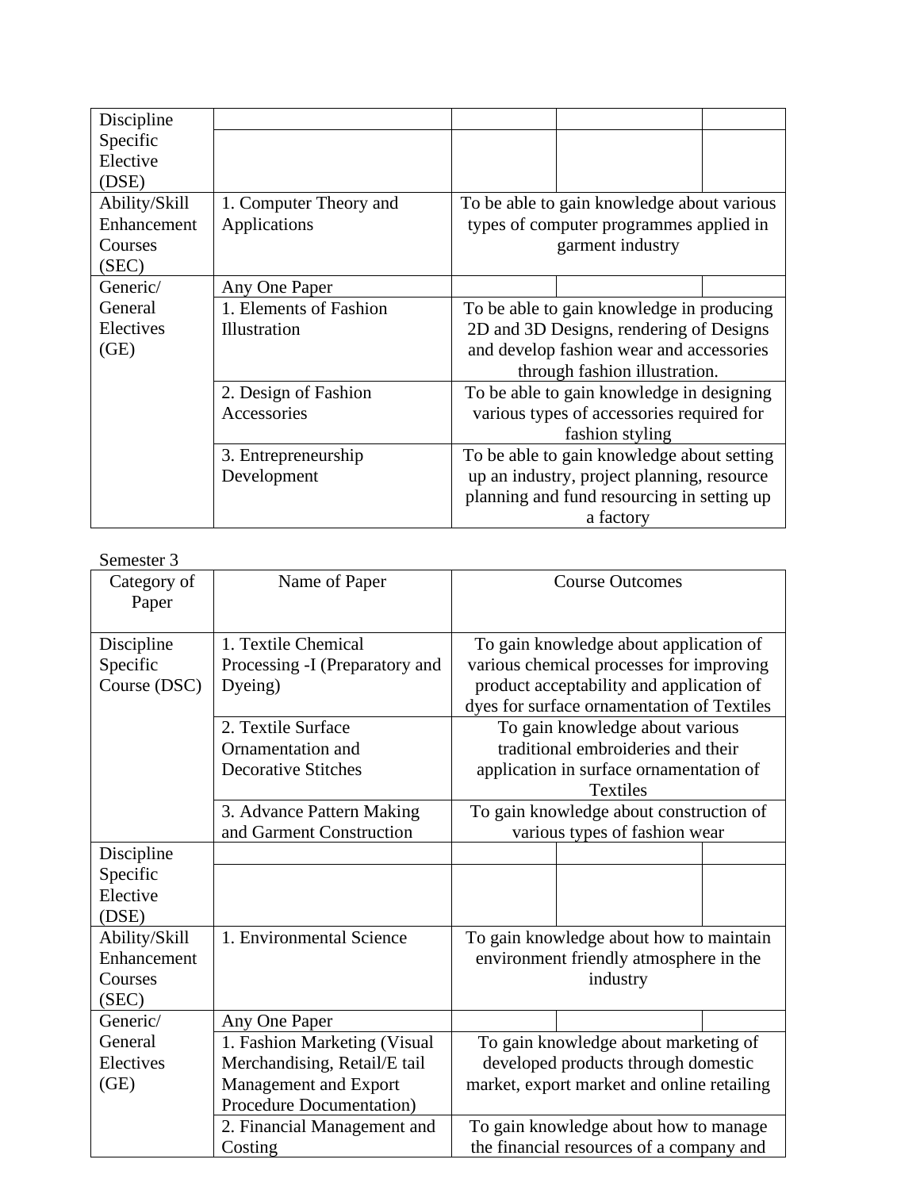| | | |
|---|---|---|
| Discipline Specific Elective (DSE) | | |
| Ability/Skill Enhancement Courses (SEC) | 1. Computer Theory and Applications | To be able to gain knowledge about various types of computer programmes applied in garment industry |
| Generic/ General Electives (GE) | Any One Paper | |
| | 1. Elements of Fashion Illustration | To be able to gain knowledge in producing 2D and 3D Designs, rendering of Designs and develop fashion wear and accessories through fashion illustration. |
| | 2. Design of Fashion Accessories | To be able to gain knowledge in designing various types of accessories required for fashion styling |
| | 3. Entrepreneurship Development | To be able to gain knowledge about setting up an industry, project planning, resource planning and fund resourcing in setting up a factory |

Semester 3

| Category of Paper | Name of Paper | Course Outcomes |
|---|---|---|
| Discipline Specific Course (DSC) | 1. Textile Chemical Processing -I (Preparatory and Dyeing) | To gain knowledge about application of various chemical processes for improving product acceptability and application of dyes for surface ornamentation of Textiles |
| | 2. Textile Surface Ornamentation and Decorative Stitches | To gain knowledge about various traditional embroideries and their application in surface ornamentation of Textiles |
| | 3. Advance Pattern Making and Garment Construction | To gain knowledge about construction of various types of fashion wear |
| Discipline Specific Elective (DSE) | | |
| Ability/Skill Enhancement Courses (SEC) | 1. Environmental Science | To gain knowledge about how to maintain environment friendly atmosphere in the industry |
| Generic/ General Electives (GE) | Any One Paper | |
| | 1. Fashion Marketing (Visual Merchandising, Retail/E tail Management and Export Procedure Documentation) | To gain knowledge about marketing of developed products through domestic market, export market and online retailing |
| | 2. Financial Management and Costing | To gain knowledge about how to manage the financial resources of a company and |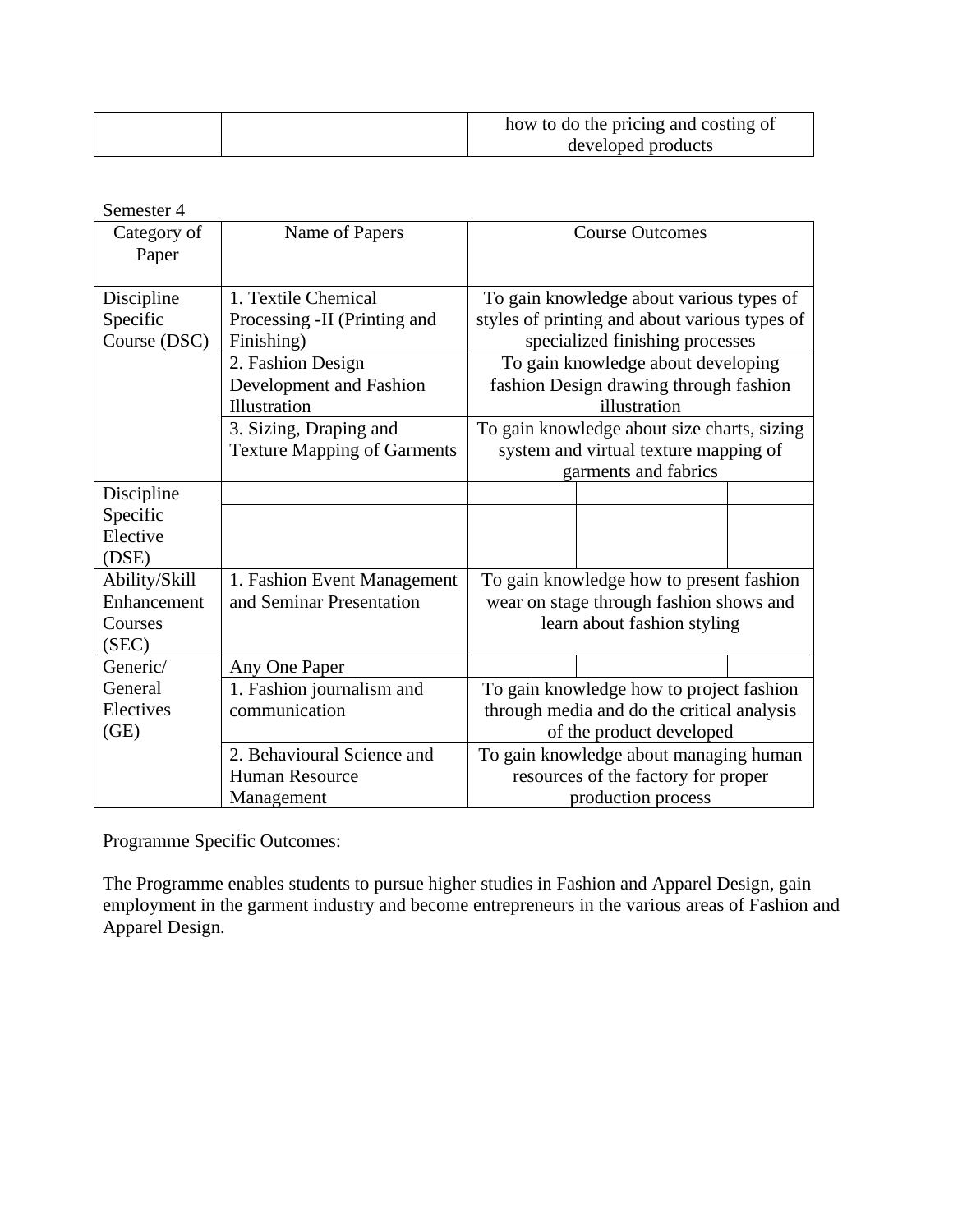| | | |
|---|---|---|
| | | how to do the pricing and costing of developed products |

Semester 4

| Category of Paper | Name of Papers | Course Outcomes |
|---|---|---|
| Discipline Specific Course (DSC) | 1. Textile Chemical Processing -II (Printing and Finishing) | To gain knowledge about various types of styles of printing and about various types of specialized finishing processes |
| | 2. Fashion Design Development and Fashion Illustration | To gain knowledge about developing fashion Design drawing through fashion illustration |
| | 3. Sizing, Draping and Texture Mapping of Garments | To gain knowledge about size charts, sizing system and virtual texture mapping of garments and fabrics |
| Discipline Specific Elective (DSE) | | |
| | | |
| Ability/Skill Enhancement Courses (SEC) | 1. Fashion Event Management and Seminar Presentation | To gain knowledge how to present fashion wear on stage through fashion shows and learn about fashion styling |
| Generic/ General Electives (GE) | Any One Paper | |
| | 1. Fashion journalism and communication | To gain knowledge how to project fashion through media and do the critical analysis of the product developed |
| | 2. Behavioural Science and Human Resource Management | To gain knowledge about managing human resources of the factory for proper production process |

Programme Specific Outcomes:

The Programme enables students to pursue higher studies in Fashion and Apparel Design, gain employment in the garment industry and become entrepreneurs in the various areas of Fashion and Apparel Design.